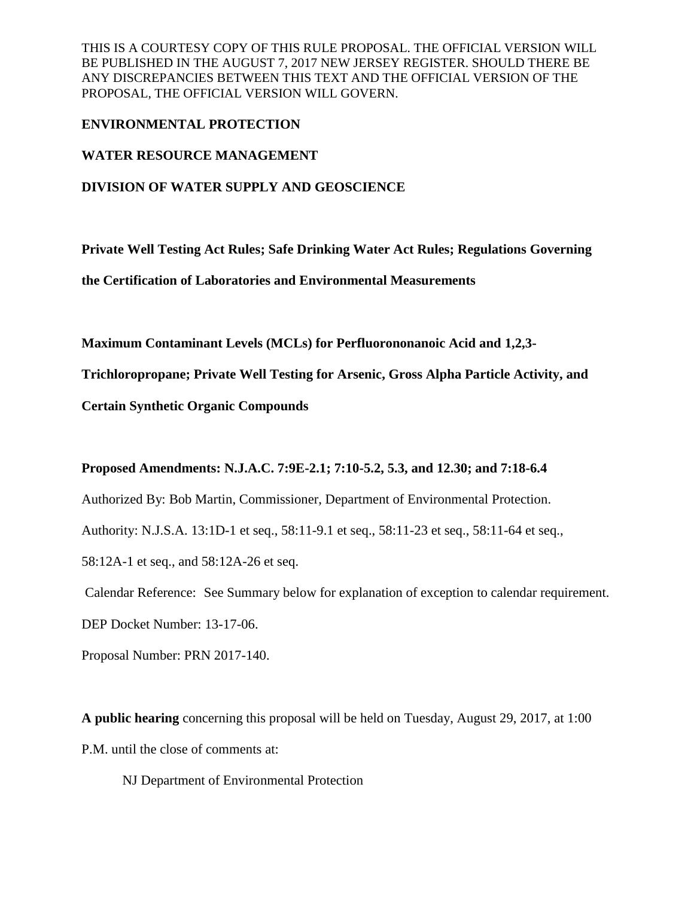THIS IS A COURTESY COPY OF THIS RULE PROPOSAL. THE OFFICIAL VERSION WILL BE PUBLISHED IN THE AUGUST 7, 2017 NEW JERSEY REGISTER. SHOULD THERE BE ANY DISCREPANCIES BETWEEN THIS TEXT AND THE OFFICIAL VERSION OF THE PROPOSAL, THE OFFICIAL VERSION WILL GOVERN.

**ENVIRONMENTAL PROTECTION**

**WATER RESOURCE MANAGEMENT**

**DIVISION OF WATER SUPPLY AND GEOSCIENCE**

**Private Well Testing Act Rules; Safe Drinking Water Act Rules; Regulations Governing the Certification of Laboratories and Environmental Measurements**

**Maximum Contaminant Levels (MCLs) for Perfluorononanoic Acid and 1,2,3-Trichloropropane; Private Well Testing for Arsenic, Gross Alpha Particle Activity, and Certain Synthetic Organic Compounds**

**Proposed Amendments: N.J.A.C. 7:9E-2.1; 7:10-5.2, 5.3, and 12.30; and 7:18-6.4**

Authorized By: Bob Martin, Commissioner, Department of Environmental Protection.

Authority: N.J.S.A. 13:1D-1 et seq., 58:11-9.1 et seq., 58:11-23 et seq., 58:11-64 et seq., 58:12A-1 et seq., and 58:12A-26 et seq.

Calendar Reference: See Summary below for explanation of exception to calendar requirement.

DEP Docket Number: 13-17-06.

Proposal Number: PRN 2017-140.

**A public hearing** concerning this proposal will be held on Tuesday, August 29, 2017, at 1:00 P.M. until the close of comments at:

NJ Department of Environmental Protection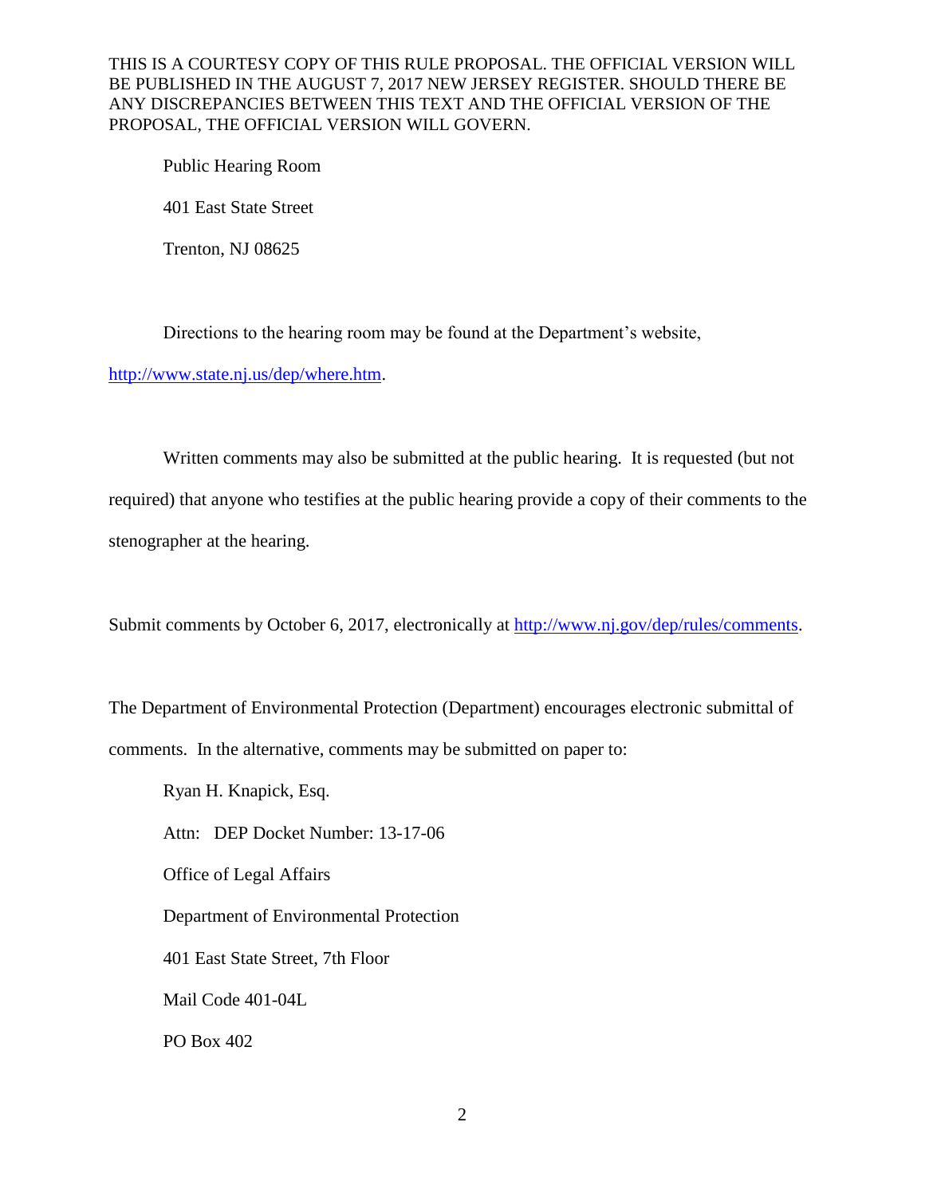Public Hearing Room

401 East State Street

Trenton, NJ 08625

Directions to the hearing room may be found at the Department's website, http://www.state.nj.us/dep/where.htm.

Written comments may also be submitted at the public hearing. It is requested (but not required) that anyone who testifies at the public hearing provide a copy of their comments to the stenographer at the hearing.

Submit comments by October 6, 2017, electronically at http://www.nj.gov/dep/rules/comments.

The Department of Environmental Protection (Department) encourages electronic submittal of comments. In the alternative, comments may be submitted on paper to:

Ryan H. Knapick, Esq.

Attn: DEP Docket Number: 13-17-06

Office of Legal Affairs

Department of Environmental Protection

401 East State Street, 7th Floor

Mail Code 401-04L

PO Box 402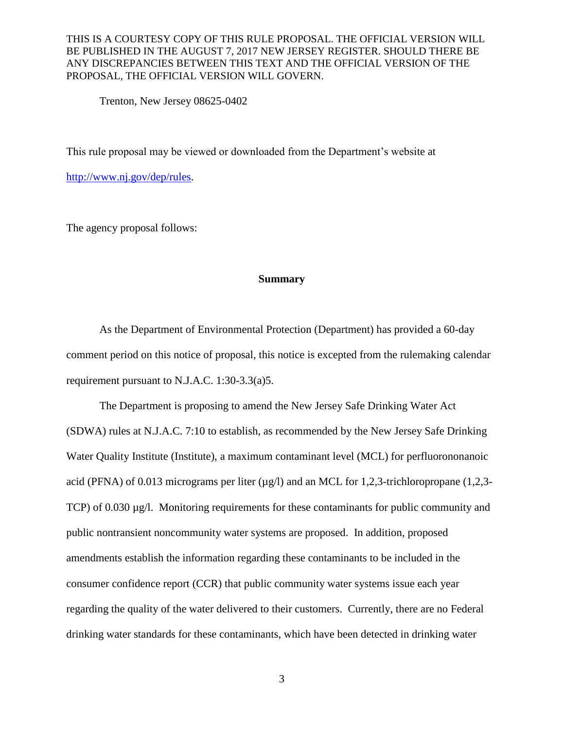THIS IS A COURTESY COPY OF THIS RULE PROPOSAL. THE OFFICIAL VERSION WILL BE PUBLISHED IN THE AUGUST 7, 2017 NEW JERSEY REGISTER. SHOULD THERE BE ANY DISCREPANCIES BETWEEN THIS TEXT AND THE OFFICIAL VERSION OF THE PROPOSAL, THE OFFICIAL VERSION WILL GOVERN.

Trenton, New Jersey 08625-0402

This rule proposal may be viewed or downloaded from the Department's website at http://www.nj.gov/dep/rules.

The agency proposal follows:

## Summary

As the Department of Environmental Protection (Department) has provided a 60-day comment period on this notice of proposal, this notice is excepted from the rulemaking calendar requirement pursuant to N.J.A.C. 1:30-3.3(a)5.

The Department is proposing to amend the New Jersey Safe Drinking Water Act (SDWA) rules at N.J.A.C. 7:10 to establish, as recommended by the New Jersey Safe Drinking Water Quality Institute (Institute), a maximum contaminant level (MCL) for perfluorononanoic acid (PFNA) of 0.013 micrograms per liter (µg/l) and an MCL for 1,2,3-trichloropropane (1,2,3-TCP) of 0.030 µg/l. Monitoring requirements for these contaminants for public community and public nontransient noncommunity water systems are proposed. In addition, proposed amendments establish the information regarding these contaminants to be included in the consumer confidence report (CCR) that public community water systems issue each year regarding the quality of the water delivered to their customers. Currently, there are no Federal drinking water standards for these contaminants, which have been detected in drinking water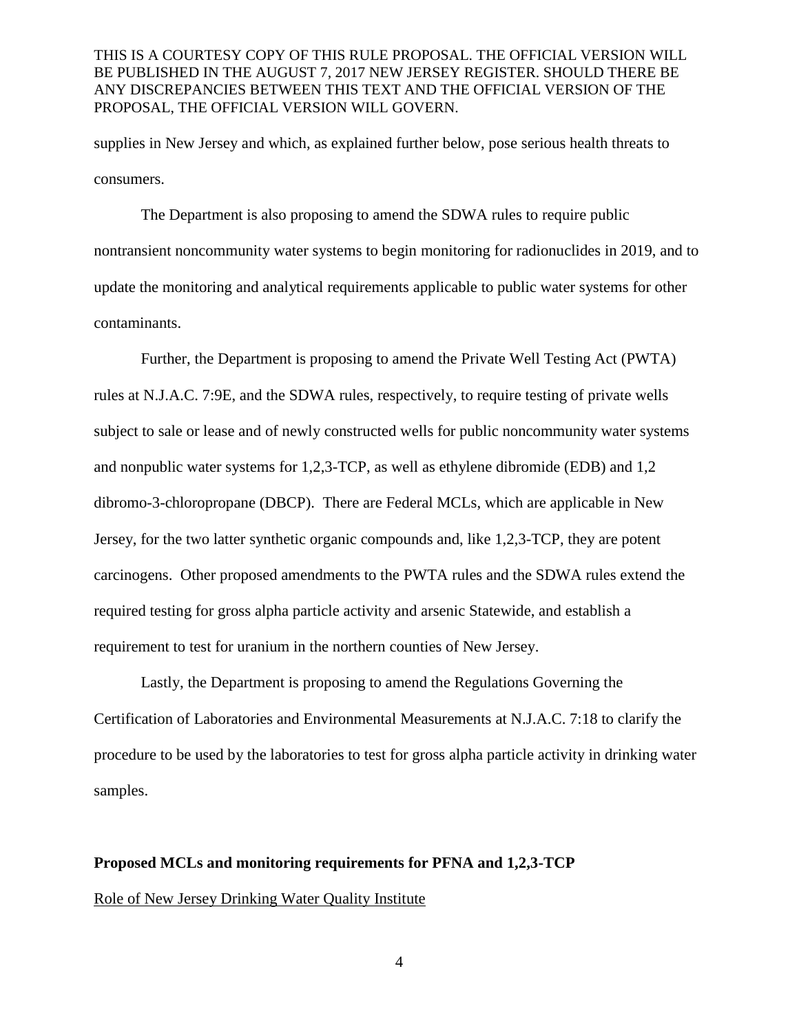supplies in New Jersey and which, as explained further below, pose serious health threats to consumers.

The Department is also proposing to amend the SDWA rules to require public nontransient noncommunity water systems to begin monitoring for radionuclides in 2019, and to update the monitoring and analytical requirements applicable to public water systems for other contaminants.

Further, the Department is proposing to amend the Private Well Testing Act (PWTA) rules at N.J.A.C. 7:9E, and the SDWA rules, respectively, to require testing of private wells subject to sale or lease and of newly constructed wells for public noncommunity water systems and nonpublic water systems for 1,2,3-TCP, as well as ethylene dibromide (EDB) and 1,2 dibromo-3-chloropropane (DBCP). There are Federal MCLs, which are applicable in New Jersey, for the two latter synthetic organic compounds and, like 1,2,3-TCP, they are potent carcinogens. Other proposed amendments to the PWTA rules and the SDWA rules extend the required testing for gross alpha particle activity and arsenic Statewide, and establish a requirement to test for uranium in the northern counties of New Jersey.

Lastly, the Department is proposing to amend the Regulations Governing the Certification of Laboratories and Environmental Measurements at N.J.A.C. 7:18 to clarify the procedure to be used by the laboratories to test for gross alpha particle activity in drinking water samples.

**Proposed MCLs and monitoring requirements for PFNA and 1,2,3-TCP**

Role of New Jersey Drinking Water Quality Institute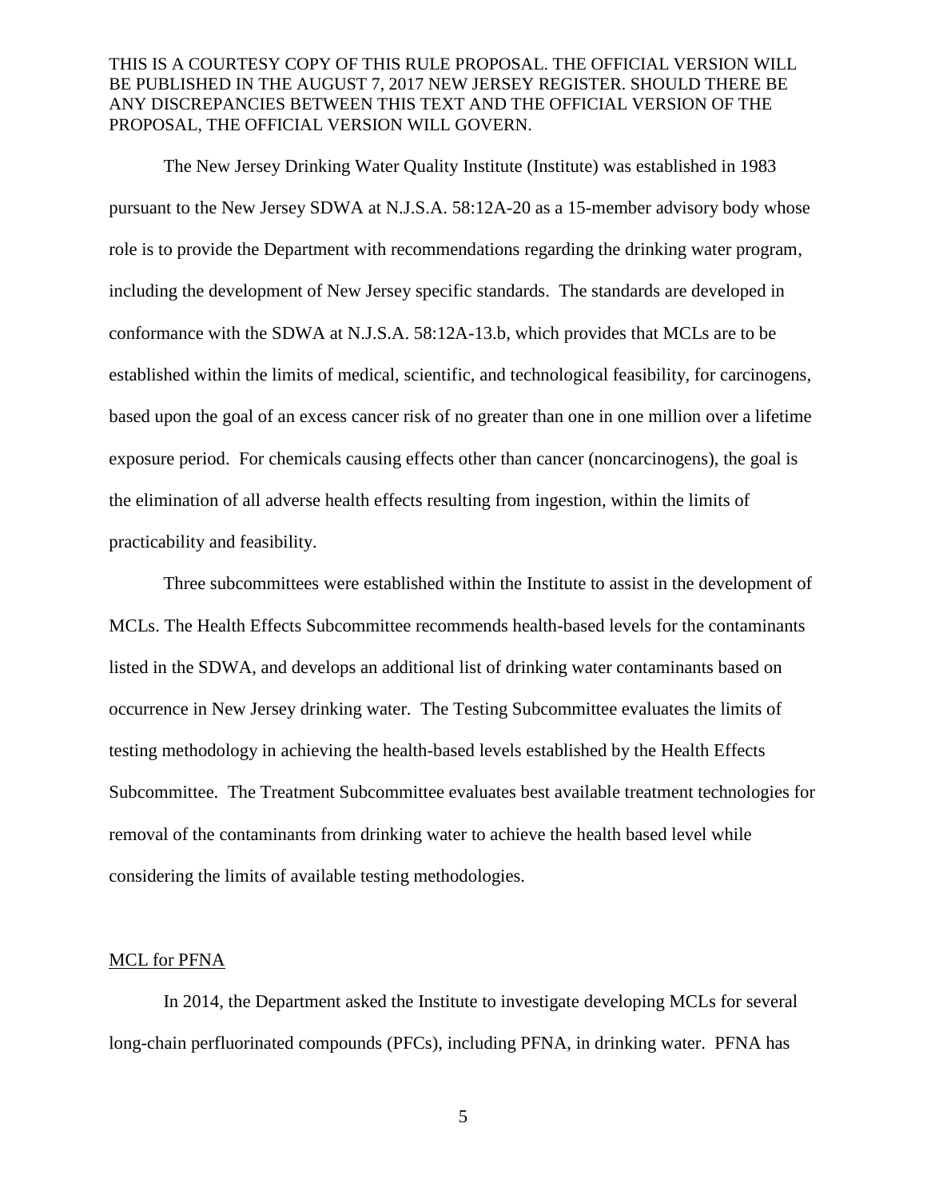The New Jersey Drinking Water Quality Institute (Institute) was established in 1983 pursuant to the New Jersey SDWA at N.J.S.A. 58:12A-20 as a 15-member advisory body whose role is to provide the Department with recommendations regarding the drinking water program, including the development of New Jersey specific standards. The standards are developed in conformance with the SDWA at N.J.S.A. 58:12A-13.b, which provides that MCLs are to be established within the limits of medical, scientific, and technological feasibility, for carcinogens, based upon the goal of an excess cancer risk of no greater than one in one million over a lifetime exposure period. For chemicals causing effects other than cancer (noncarcinogens), the goal is the elimination of all adverse health effects resulting from ingestion, within the limits of practicability and feasibility.

Three subcommittees were established within the Institute to assist in the development of MCLs. The Health Effects Subcommittee recommends health-based levels for the contaminants listed in the SDWA, and develops an additional list of drinking water contaminants based on occurrence in New Jersey drinking water. The Testing Subcommittee evaluates the limits of testing methodology in achieving the health-based levels established by the Health Effects Subcommittee. The Treatment Subcommittee evaluates best available treatment technologies for removal of the contaminants from drinking water to achieve the health based level while considering the limits of available testing methodologies.

## MCL for PFNA

In 2014, the Department asked the Institute to investigate developing MCLs for several long-chain perfluorinated compounds (PFCs), including PFNA, in drinking water. PFNA has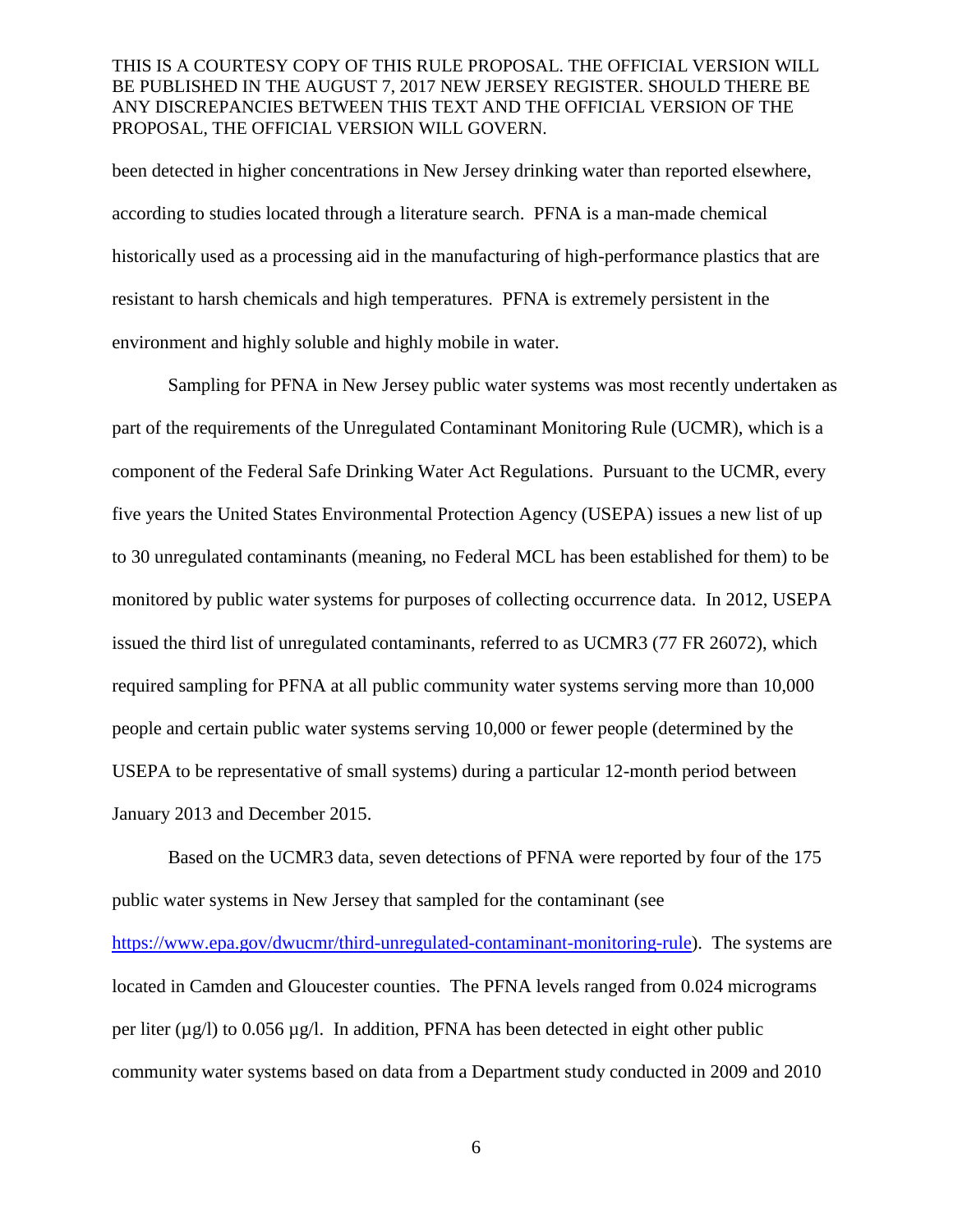been detected in higher concentrations in New Jersey drinking water than reported elsewhere, according to studies located through a literature search. PFNA is a man-made chemical historically used as a processing aid in the manufacturing of high-performance plastics that are resistant to harsh chemicals and high temperatures. PFNA is extremely persistent in the environment and highly soluble and highly mobile in water.

Sampling for PFNA in New Jersey public water systems was most recently undertaken as part of the requirements of the Unregulated Contaminant Monitoring Rule (UCMR), which is a component of the Federal Safe Drinking Water Act Regulations. Pursuant to the UCMR, every five years the United States Environmental Protection Agency (USEPA) issues a new list of up to 30 unregulated contaminants (meaning, no Federal MCL has been established for them) to be monitored by public water systems for purposes of collecting occurrence data. In 2012, USEPA issued the third list of unregulated contaminants, referred to as UCMR3 (77 FR 26072), which required sampling for PFNA at all public community water systems serving more than 10,000 people and certain public water systems serving 10,000 or fewer people (determined by the USEPA to be representative of small systems) during a particular 12-month period between January 2013 and December 2015.

Based on the UCMR3 data, seven detections of PFNA were reported by four of the 175 public water systems in New Jersey that sampled for the contaminant (see https://www.epa.gov/dwucmr/third-unregulated-contaminant-monitoring-rule). The systems are located in Camden and Gloucester counties. The PFNA levels ranged from 0.024 micrograms per liter (µg/l) to 0.056 µg/l. In addition, PFNA has been detected in eight other public community water systems based on data from a Department study conducted in 2009 and 2010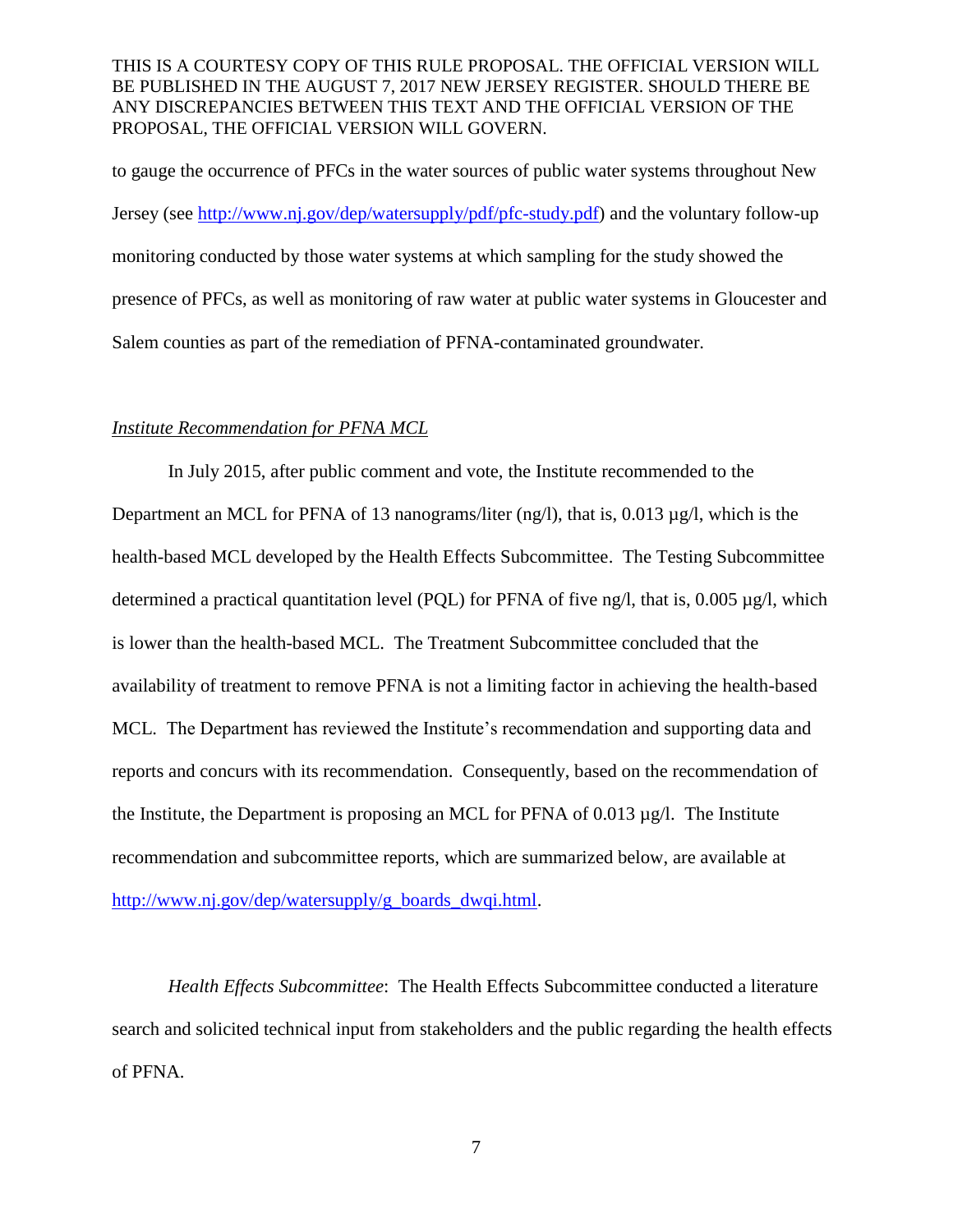to gauge the occurrence of PFCs in the water sources of public water systems throughout New Jersey (see http://www.nj.gov/dep/watersupply/pdf/pfc-study.pdf) and the voluntary follow-up monitoring conducted by those water systems at which sampling for the study showed the presence of PFCs, as well as monitoring of raw water at public water systems in Gloucester and Salem counties as part of the remediation of PFNA-contaminated groundwater.

*Institute Recommendation for PFNA MCL*

In July 2015, after public comment and vote, the Institute recommended to the Department an MCL for PFNA of 13 nanograms/liter (ng/l), that is, 0.013 µg/l, which is the health-based MCL developed by the Health Effects Subcommittee. The Testing Subcommittee determined a practical quantitation level (PQL) for PFNA of five ng/l, that is, 0.005 µg/l, which is lower than the health-based MCL. The Treatment Subcommittee concluded that the availability of treatment to remove PFNA is not a limiting factor in achieving the health-based MCL. The Department has reviewed the Institute's recommendation and supporting data and reports and concurs with its recommendation. Consequently, based on the recommendation of the Institute, the Department is proposing an MCL for PFNA of 0.013 µg/l. The Institute recommendation and subcommittee reports, which are summarized below, are available at http://www.nj.gov/dep/watersupply/g_boards_dwqi.html.

*Health Effects Subcommittee*: The Health Effects Subcommittee conducted a literature search and solicited technical input from stakeholders and the public regarding the health effects of PFNA.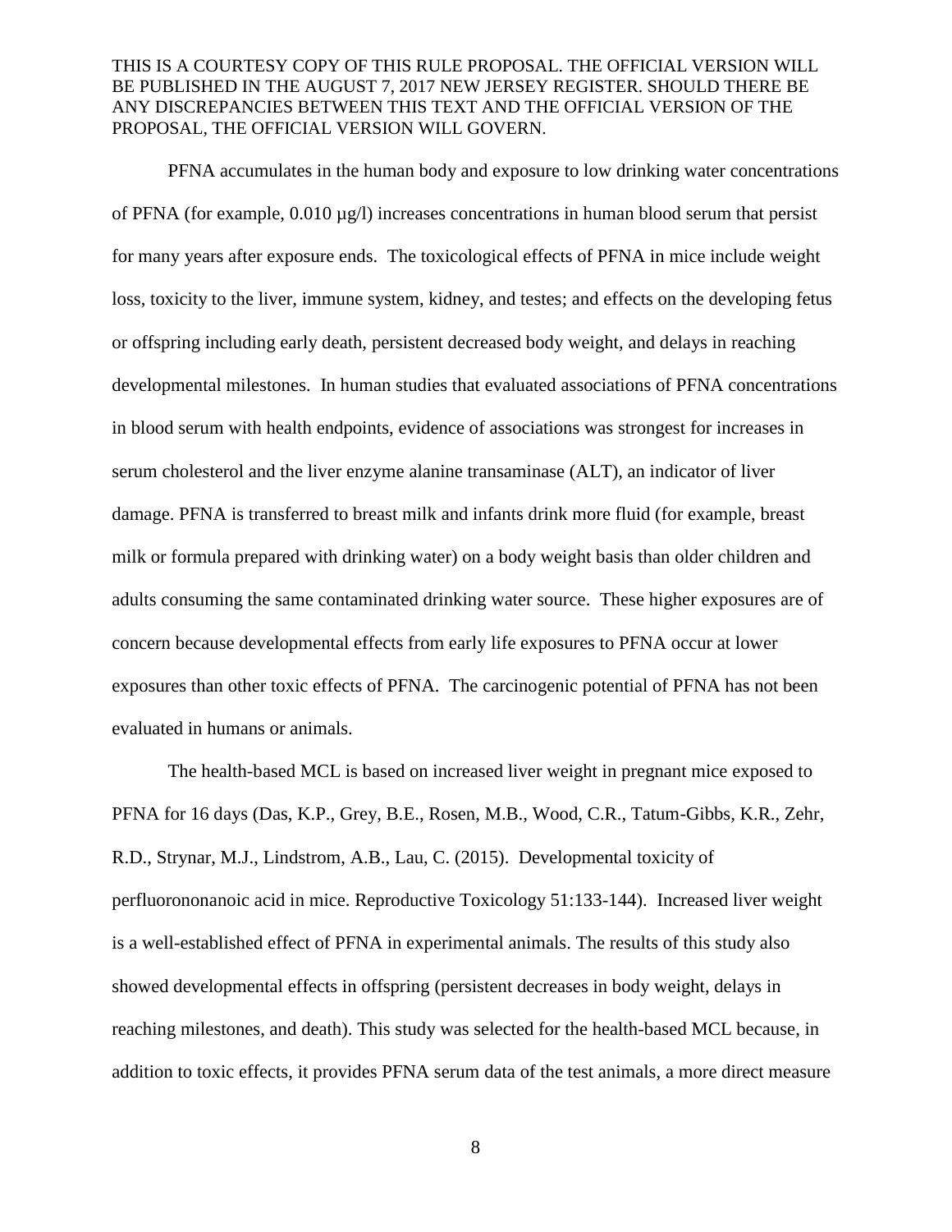PFNA accumulates in the human body and exposure to low drinking water concentrations of PFNA (for example, 0.010 µg/l) increases concentrations in human blood serum that persist for many years after exposure ends. The toxicological effects of PFNA in mice include weight loss, toxicity to the liver, immune system, kidney, and testes; and effects on the developing fetus or offspring including early death, persistent decreased body weight, and delays in reaching developmental milestones. In human studies that evaluated associations of PFNA concentrations in blood serum with health endpoints, evidence of associations was strongest for increases in serum cholesterol and the liver enzyme alanine transaminase (ALT), an indicator of liver damage. PFNA is transferred to breast milk and infants drink more fluid (for example, breast milk or formula prepared with drinking water) on a body weight basis than older children and adults consuming the same contaminated drinking water source. These higher exposures are of concern because developmental effects from early life exposures to PFNA occur at lower exposures than other toxic effects of PFNA. The carcinogenic potential of PFNA has not been evaluated in humans or animals.

The health-based MCL is based on increased liver weight in pregnant mice exposed to PFNA for 16 days (Das, K.P., Grey, B.E., Rosen, M.B., Wood, C.R., Tatum-Gibbs, K.R., Zehr, R.D., Strynar, M.J., Lindstrom, A.B., Lau, C. (2015). Developmental toxicity of perfluorononanoic acid in mice. Reproductive Toxicology 51:133-144). Increased liver weight is a well-established effect of PFNA in experimental animals. The results of this study also showed developmental effects in offspring (persistent decreases in body weight, delays in reaching milestones, and death). This study was selected for the health-based MCL because, in addition to toxic effects, it provides PFNA serum data of the test animals, a more direct measure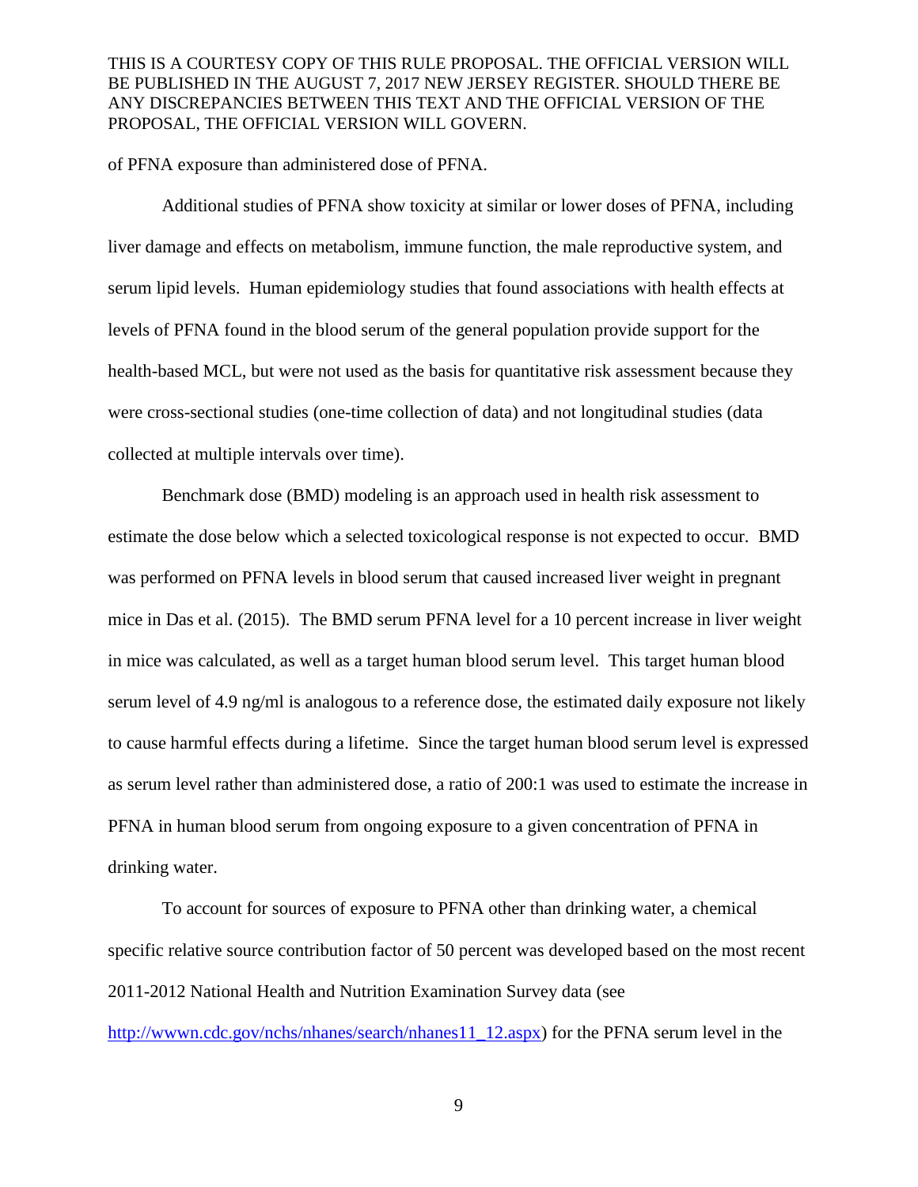of PFNA exposure than administered dose of PFNA.

Additional studies of PFNA show toxicity at similar or lower doses of PFNA, including liver damage and effects on metabolism, immune function, the male reproductive system, and serum lipid levels. Human epidemiology studies that found associations with health effects at levels of PFNA found in the blood serum of the general population provide support for the health-based MCL, but were not used as the basis for quantitative risk assessment because they were cross-sectional studies (one-time collection of data) and not longitudinal studies (data collected at multiple intervals over time).

Benchmark dose (BMD) modeling is an approach used in health risk assessment to estimate the dose below which a selected toxicological response is not expected to occur. BMD was performed on PFNA levels in blood serum that caused increased liver weight in pregnant mice in Das et al. (2015). The BMD serum PFNA level for a 10 percent increase in liver weight in mice was calculated, as well as a target human blood serum level. This target human blood serum level of 4.9 ng/ml is analogous to a reference dose, the estimated daily exposure not likely to cause harmful effects during a lifetime. Since the target human blood serum level is expressed as serum level rather than administered dose, a ratio of 200:1 was used to estimate the increase in PFNA in human blood serum from ongoing exposure to a given concentration of PFNA in drinking water.

To account for sources of exposure to PFNA other than drinking water, a chemical specific relative source contribution factor of 50 percent was developed based on the most recent 2011-2012 National Health and Nutrition Examination Survey data (see [http://wwwn.cdc.gov/nchs/nhanes/search/nhanes11_12.aspx](http://wwwn.cdc.gov/nchs/nhanes/search/nhanes11_12.aspx)) for the PFNA serum level in the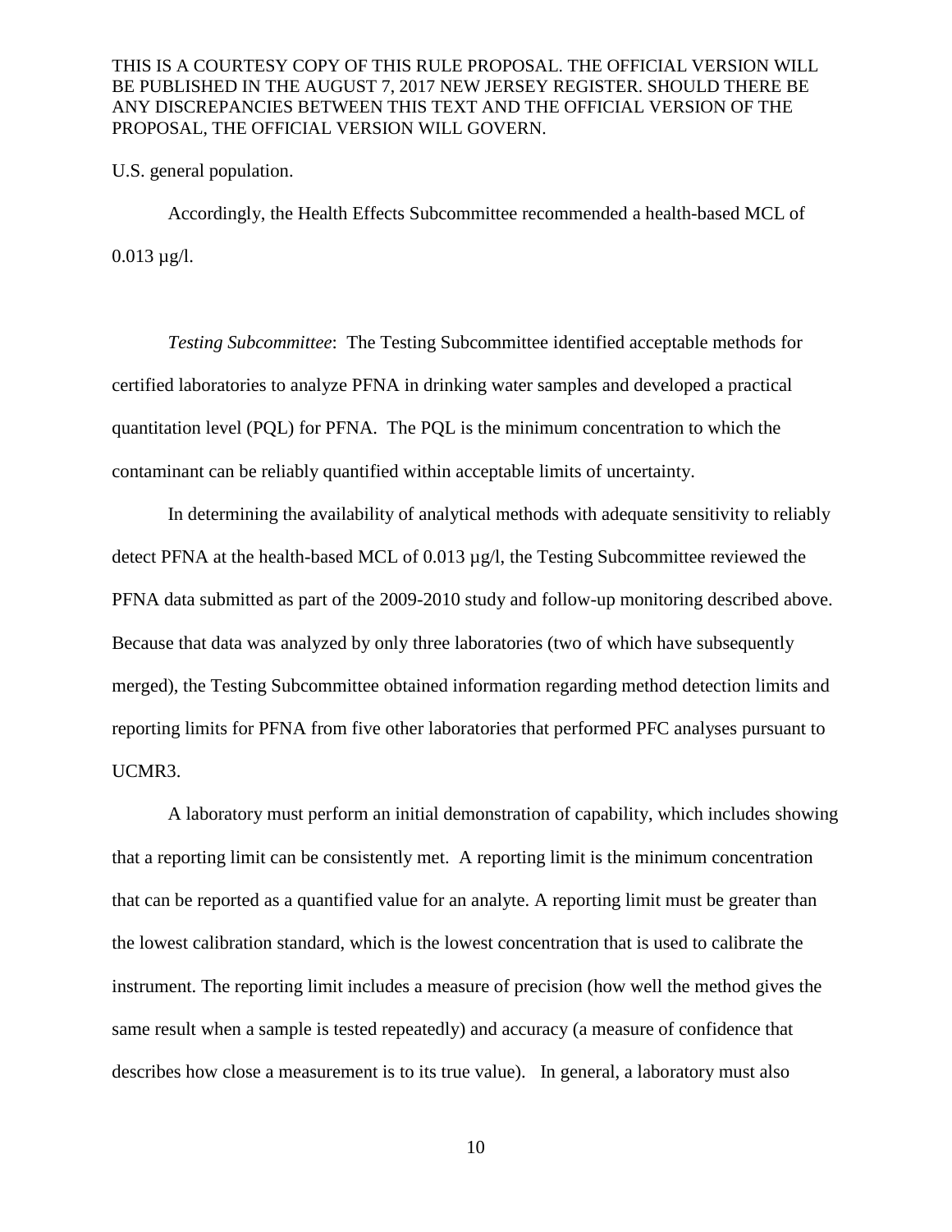U.S. general population.

Accordingly, the Health Effects Subcommittee recommended a health-based MCL of 0.013 µg/l.

*Testing Subcommittee*: The Testing Subcommittee identified acceptable methods for certified laboratories to analyze PFNA in drinking water samples and developed a practical quantitation level (PQL) for PFNA. The PQL is the minimum concentration to which the contaminant can be reliably quantified within acceptable limits of uncertainty.

In determining the availability of analytical methods with adequate sensitivity to reliably detect PFNA at the health-based MCL of 0.013 µg/l, the Testing Subcommittee reviewed the PFNA data submitted as part of the 2009-2010 study and follow-up monitoring described above. Because that data was analyzed by only three laboratories (two of which have subsequently merged), the Testing Subcommittee obtained information regarding method detection limits and reporting limits for PFNA from five other laboratories that performed PFC analyses pursuant to UCMR3.

A laboratory must perform an initial demonstration of capability, which includes showing that a reporting limit can be consistently met. A reporting limit is the minimum concentration that can be reported as a quantified value for an analyte. A reporting limit must be greater than the lowest calibration standard, which is the lowest concentration that is used to calibrate the instrument. The reporting limit includes a measure of precision (how well the method gives the same result when a sample is tested repeatedly) and accuracy (a measure of confidence that describes how close a measurement is to its true value). In general, a laboratory must also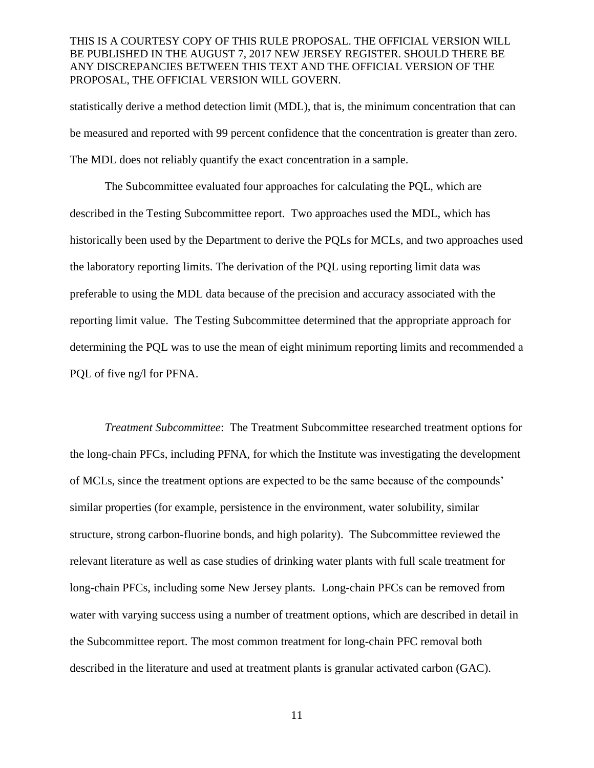statistically derive a method detection limit (MDL), that is, the minimum concentration that can be measured and reported with 99 percent confidence that the concentration is greater than zero. The MDL does not reliably quantify the exact concentration in a sample.

The Subcommittee evaluated four approaches for calculating the PQL, which are described in the Testing Subcommittee report. Two approaches used the MDL, which has historically been used by the Department to derive the PQLs for MCLs, and two approaches used the laboratory reporting limits. The derivation of the PQL using reporting limit data was preferable to using the MDL data because of the precision and accuracy associated with the reporting limit value. The Testing Subcommittee determined that the appropriate approach for determining the PQL was to use the mean of eight minimum reporting limits and recommended a PQL of five ng/l for PFNA.

*Treatment Subcommittee*: The Treatment Subcommittee researched treatment options for the long-chain PFCs, including PFNA, for which the Institute was investigating the development of MCLs, since the treatment options are expected to be the same because of the compounds' similar properties (for example, persistence in the environment, water solubility, similar structure, strong carbon-fluorine bonds, and high polarity). The Subcommittee reviewed the relevant literature as well as case studies of drinking water plants with full scale treatment for long-chain PFCs, including some New Jersey plants. Long-chain PFCs can be removed from water with varying success using a number of treatment options, which are described in detail in the Subcommittee report. The most common treatment for long-chain PFC removal both described in the literature and used at treatment plants is granular activated carbon (GAC).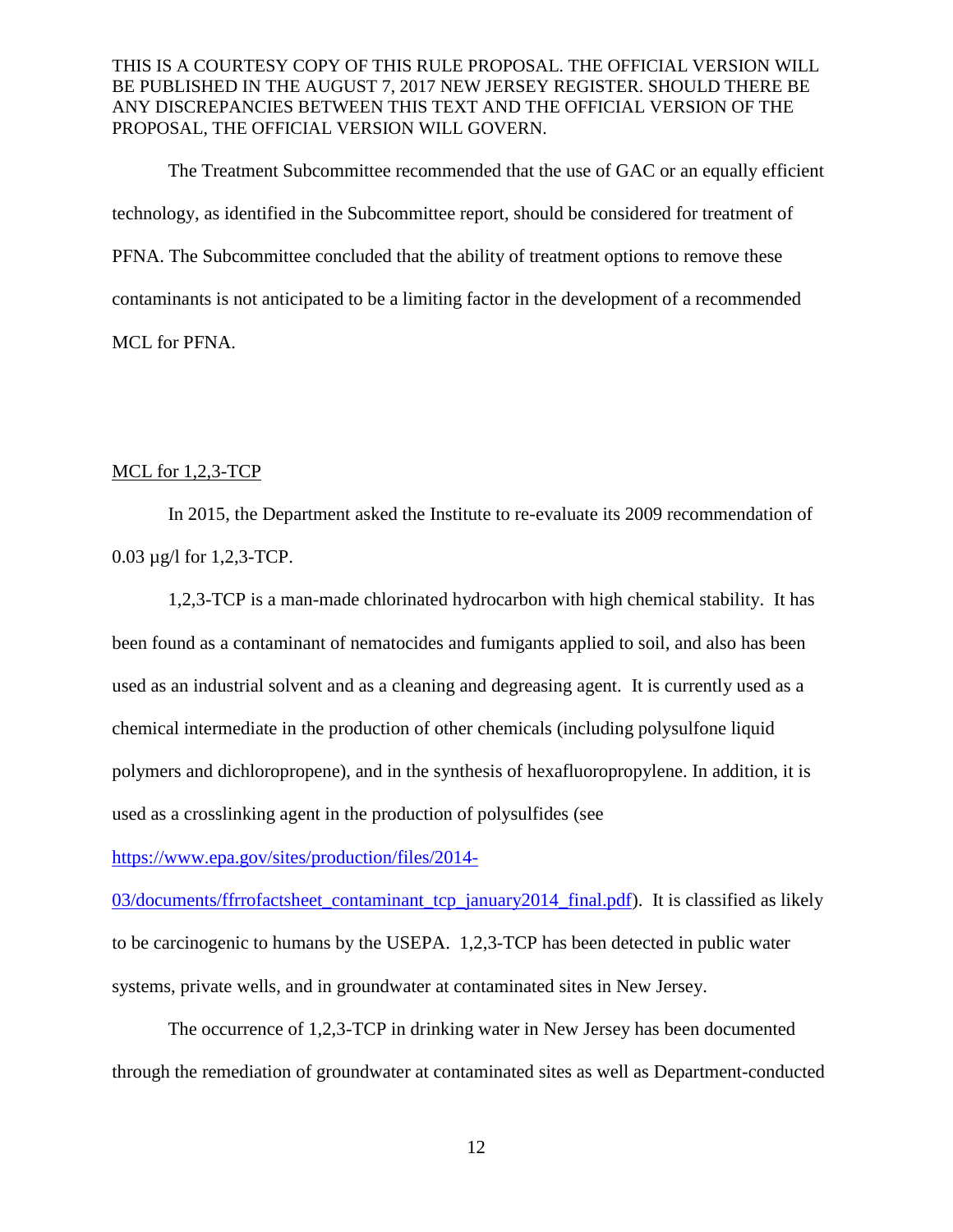THIS IS A COURTESY COPY OF THIS RULE PROPOSAL. THE OFFICIAL VERSION WILL BE PUBLISHED IN THE AUGUST 7, 2017 NEW JERSEY REGISTER. SHOULD THERE BE ANY DISCREPANCIES BETWEEN THIS TEXT AND THE OFFICIAL VERSION OF THE PROPOSAL, THE OFFICIAL VERSION WILL GOVERN.

The Treatment Subcommittee recommended that the use of GAC or an equally efficient technology, as identified in the Subcommittee report, should be considered for treatment of PFNA. The Subcommittee concluded that the ability of treatment options to remove these contaminants is not anticipated to be a limiting factor in the development of a recommended MCL for PFNA.

MCL for 1,2,3-TCP

In 2015, the Department asked the Institute to re-evaluate its 2009 recommendation of 0.03 µg/l for 1,2,3-TCP.

1,2,3-TCP is a man-made chlorinated hydrocarbon with high chemical stability. It has been found as a contaminant of nematocides and fumigants applied to soil, and also has been used as an industrial solvent and as a cleaning and degreasing agent. It is currently used as a chemical intermediate in the production of other chemicals (including polysulfone liquid polymers and dichloropropene), and in the synthesis of hexafluoropropylene. In addition, it is used as a crosslinking agent in the production of polysulfides (see https://www.epa.gov/sites/production/files/2014-03/documents/ffrrofactsheet_contaminant_tcp_january2014_final.pdf). It is classified as likely to be carcinogenic to humans by the USEPA. 1,2,3-TCP has been detected in public water systems, private wells, and in groundwater at contaminated sites in New Jersey.

The occurrence of 1,2,3-TCP in drinking water in New Jersey has been documented through the remediation of groundwater at contaminated sites as well as Department-conducted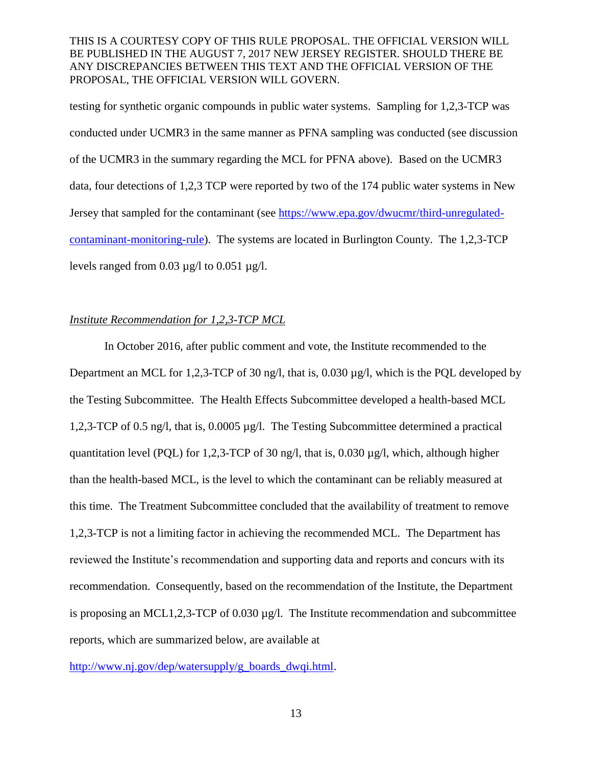testing for synthetic organic compounds in public water systems. Sampling for 1,2,3-TCP was conducted under UCMR3 in the same manner as PFNA sampling was conducted (see discussion of the UCMR3 in the summary regarding the MCL for PFNA above). Based on the UCMR3 data, four detections of 1,2,3 TCP were reported by two of the 174 public water systems in New Jersey that sampled for the contaminant (see https://www.epa.gov/dwucmr/third-unregulated-contaminant-monitoring-rule). The systems are located in Burlington County. The 1,2,3-TCP levels ranged from 0.03 µg/l to 0.051 µg/l.

*Institute Recommendation for 1,2,3-TCP MCL*

In October 2016, after public comment and vote, the Institute recommended to the Department an MCL for 1,2,3-TCP of 30 ng/l, that is, 0.030 µg/l, which is the PQL developed by the Testing Subcommittee. The Health Effects Subcommittee developed a health-based MCL 1,2,3-TCP of 0.5 ng/l, that is, 0.0005 µg/l. The Testing Subcommittee determined a practical quantitation level (PQL) for 1,2,3-TCP of 30 ng/l, that is, 0.030 µg/l, which, although higher than the health-based MCL, is the level to which the contaminant can be reliably measured at this time. The Treatment Subcommittee concluded that the availability of treatment to remove 1,2,3-TCP is not a limiting factor in achieving the recommended MCL. The Department has reviewed the Institute's recommendation and supporting data and reports and concurs with its recommendation. Consequently, based on the recommendation of the Institute, the Department is proposing an MCL1,2,3-TCP of 0.030 µg/l. The Institute recommendation and subcommittee reports, which are summarized below, are available at http://www.nj.gov/dep/watersupply/g_boards_dwqi.html.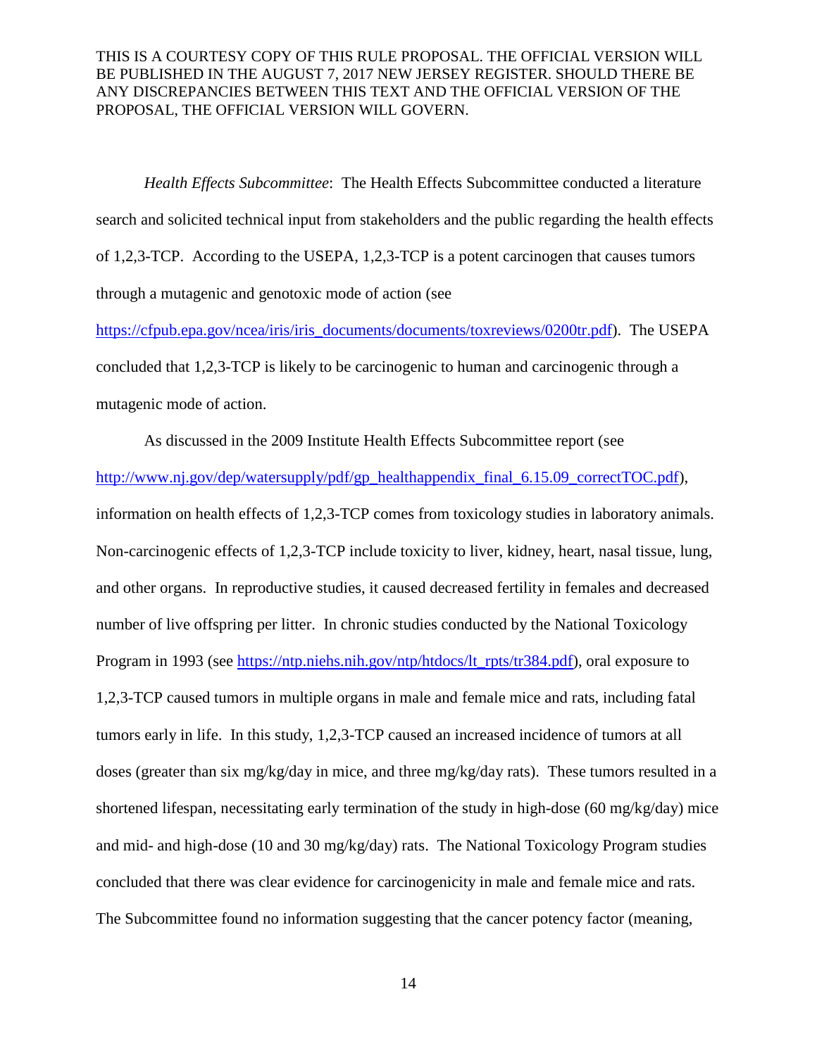*Health Effects Subcommittee*: The Health Effects Subcommittee conducted a literature search and solicited technical input from stakeholders and the public regarding the health effects of 1,2,3-TCP. According to the USEPA, 1,2,3-TCP is a potent carcinogen that causes tumors through a mutagenic and genotoxic mode of action (see https://cfpub.epa.gov/ncea/iris/iris_documents/documents/toxreviews/0200tr.pdf). The USEPA concluded that 1,2,3-TCP is likely to be carcinogenic to human and carcinogenic through a mutagenic mode of action.

As discussed in the 2009 Institute Health Effects Subcommittee report (see http://www.nj.gov/dep/watersupply/pdf/gp_healthappendix_final_6.15.09_correctTOC.pdf), information on health effects of 1,2,3-TCP comes from toxicology studies in laboratory animals. Non-carcinogenic effects of 1,2,3-TCP include toxicity to liver, kidney, heart, nasal tissue, lung, and other organs. In reproductive studies, it caused decreased fertility in females and decreased number of live offspring per litter. In chronic studies conducted by the National Toxicology Program in 1993 (see https://ntp.niehs.nih.gov/ntp/htdocs/lt_rpts/tr384.pdf), oral exposure to 1,2,3-TCP caused tumors in multiple organs in male and female mice and rats, including fatal tumors early in life. In this study, 1,2,3-TCP caused an increased incidence of tumors at all doses (greater than six mg/kg/day in mice, and three mg/kg/day rats). These tumors resulted in a shortened lifespan, necessitating early termination of the study in high-dose (60 mg/kg/day) mice and mid- and high-dose (10 and 30 mg/kg/day) rats. The National Toxicology Program studies concluded that there was clear evidence for carcinogenicity in male and female mice and rats. The Subcommittee found no information suggesting that the cancer potency factor (meaning,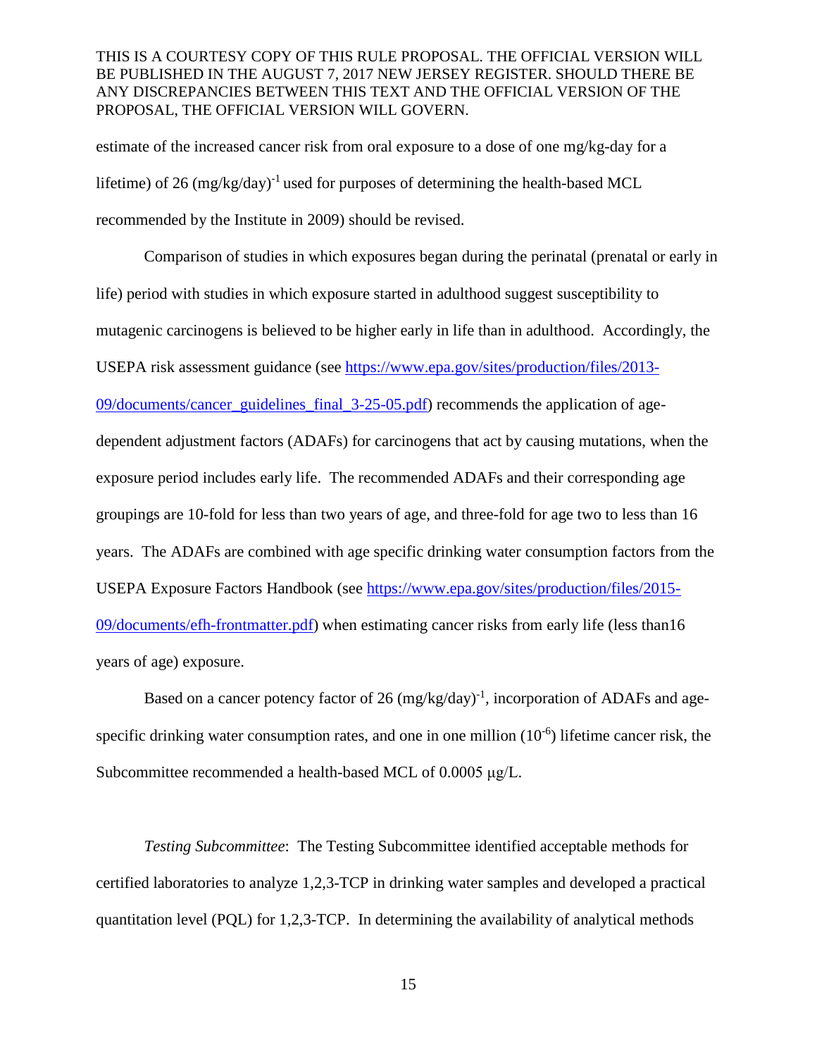estimate of the increased cancer risk from oral exposure to a dose of one mg/kg-day for a lifetime) of 26 $(mg/kg/day)^{-1}$ used for purposes of determining the health-based MCL recommended by the Institute in 2009) should be revised.

Comparison of studies in which exposures began during the perinatal (prenatal or early in life) period with studies in which exposure started in adulthood suggest susceptibility to mutagenic carcinogens is believed to be higher early in life than in adulthood. Accordingly, the USEPA risk assessment guidance (see https://www.epa.gov/sites/production/files/2013-09/documents/cancer_guidelines_final_3-25-05.pdf) recommends the application of age-dependent adjustment factors (ADAFs) for carcinogens that act by causing mutations, when the exposure period includes early life. The recommended ADAFs and their corresponding age groupings are 10-fold for less than two years of age, and three-fold for age two to less than 16 years. The ADAFs are combined with age specific drinking water consumption factors from the USEPA Exposure Factors Handbook (see https://www.epa.gov/sites/production/files/2015-09/documents/efh-frontmatter.pdf) when estimating cancer risks from early life (less than16 years of age) exposure.

Based on a cancer potency factor of 26 $(mg/kg/day)^{-1}$, incorporation of ADAFs and age-specific drinking water consumption rates, and one in one million $(10^{-6})$ lifetime cancer risk, the Subcommittee recommended a health-based MCL of 0.0005 μg/L.

*Testing Subcommittee*: The Testing Subcommittee identified acceptable methods for certified laboratories to analyze 1,2,3-TCP in drinking water samples and developed a practical quantitation level (PQL) for 1,2,3-TCP. In determining the availability of analytical methods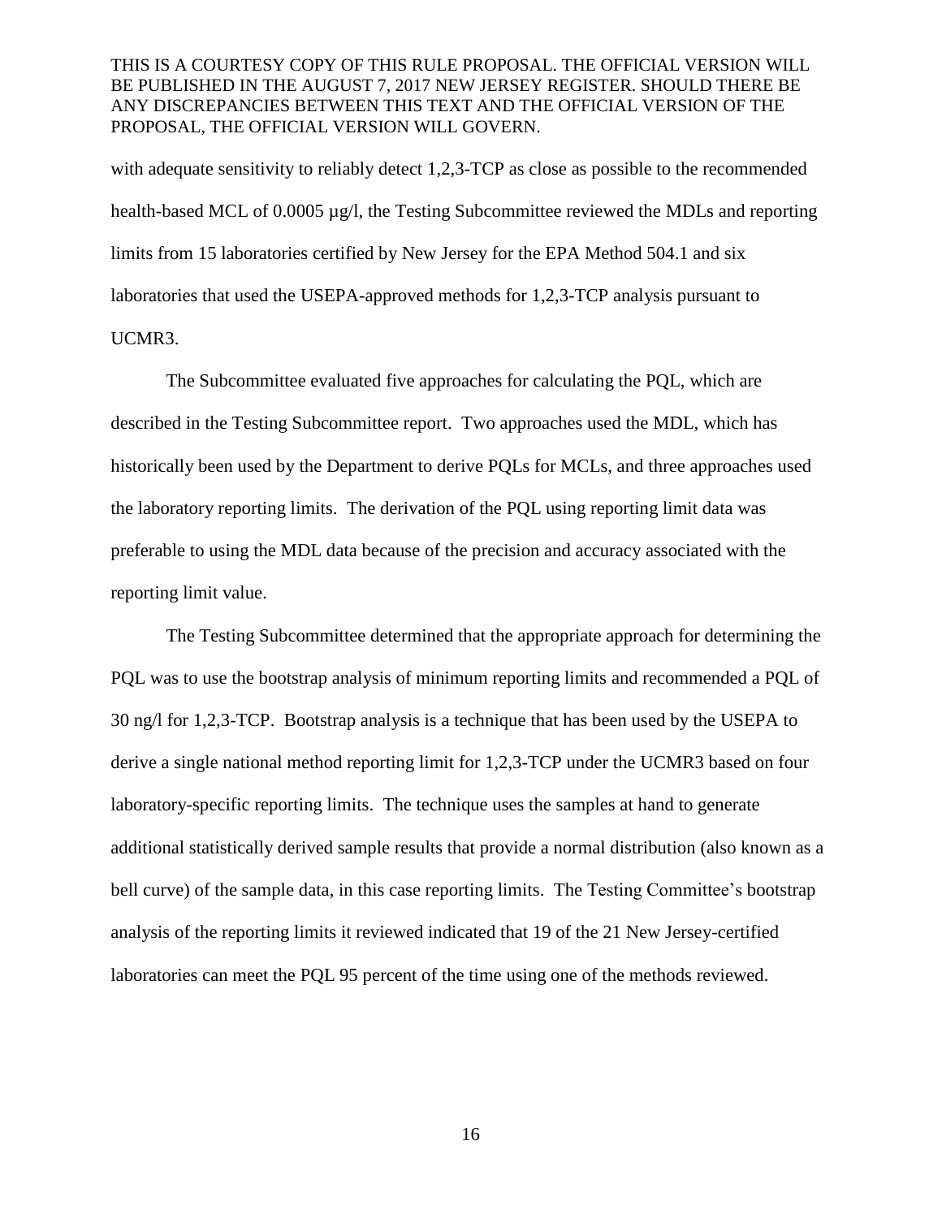with adequate sensitivity to reliably detect 1,2,3-TCP as close as possible to the recommended health-based MCL of 0.0005 µg/l, the Testing Subcommittee reviewed the MDLs and reporting limits from 15 laboratories certified by New Jersey for the EPA Method 504.1 and six laboratories that used the USEPA-approved methods for 1,2,3-TCP analysis pursuant to UCMR3.

The Subcommittee evaluated five approaches for calculating the PQL, which are described in the Testing Subcommittee report. Two approaches used the MDL, which has historically been used by the Department to derive PQLs for MCLs, and three approaches used the laboratory reporting limits. The derivation of the PQL using reporting limit data was preferable to using the MDL data because of the precision and accuracy associated with the reporting limit value.

The Testing Subcommittee determined that the appropriate approach for determining the PQL was to use the bootstrap analysis of minimum reporting limits and recommended a PQL of 30 ng/l for 1,2,3-TCP. Bootstrap analysis is a technique that has been used by the USEPA to derive a single national method reporting limit for 1,2,3-TCP under the UCMR3 based on four laboratory-specific reporting limits. The technique uses the samples at hand to generate additional statistically derived sample results that provide a normal distribution (also known as a bell curve) of the sample data, in this case reporting limits. The Testing Committee's bootstrap analysis of the reporting limits it reviewed indicated that 19 of the 21 New Jersey-certified laboratories can meet the PQL 95 percent of the time using one of the methods reviewed.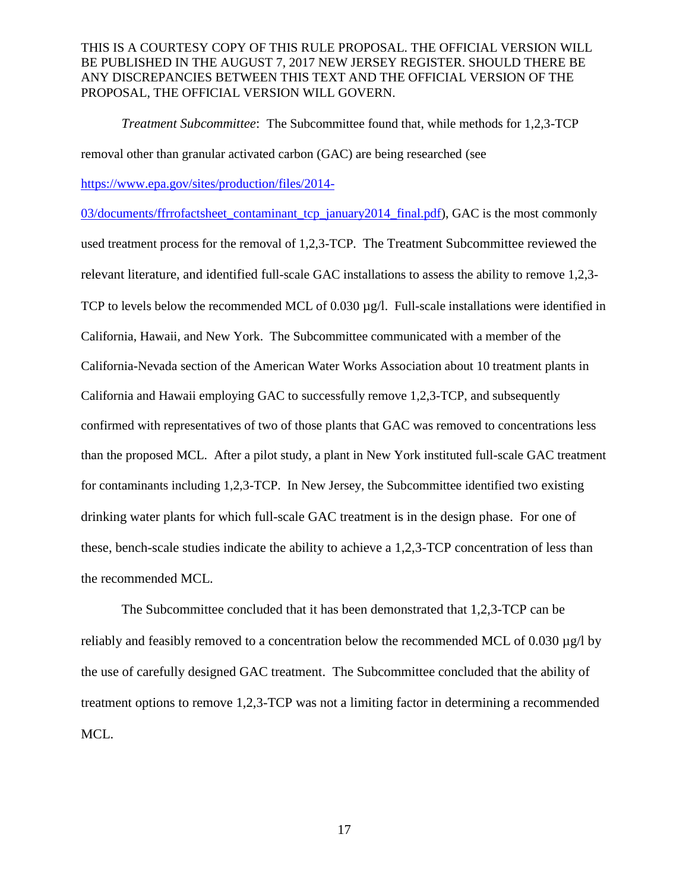THIS IS A COURTESY COPY OF THIS RULE PROPOSAL. THE OFFICIAL VERSION WILL BE PUBLISHED IN THE AUGUST 7, 2017 NEW JERSEY REGISTER. SHOULD THERE BE ANY DISCREPANCIES BETWEEN THIS TEXT AND THE OFFICIAL VERSION OF THE PROPOSAL, THE OFFICIAL VERSION WILL GOVERN.

*Treatment Subcommittee*: The Subcommittee found that, while methods for 1,2,3-TCP removal other than granular activated carbon (GAC) are being researched (see https://www.epa.gov/sites/production/files/2014-03/documents/ffrrofactsheet_contaminant_tcp_january2014_final.pdf), GAC is the most commonly used treatment process for the removal of 1,2,3-TCP. The Treatment Subcommittee reviewed the relevant literature, and identified full-scale GAC installations to assess the ability to remove 1,2,3-TCP to levels below the recommended MCL of 0.030 µg/l. Full-scale installations were identified in California, Hawaii, and New York. The Subcommittee communicated with a member of the California-Nevada section of the American Water Works Association about 10 treatment plants in California and Hawaii employing GAC to successfully remove 1,2,3-TCP, and subsequently confirmed with representatives of two of those plants that GAC was removed to concentrations less than the proposed MCL. After a pilot study, a plant in New York instituted full-scale GAC treatment for contaminants including 1,2,3-TCP. In New Jersey, the Subcommittee identified two existing drinking water plants for which full-scale GAC treatment is in the design phase. For one of these, bench-scale studies indicate the ability to achieve a 1,2,3-TCP concentration of less than the recommended MCL.

The Subcommittee concluded that it has been demonstrated that 1,2,3-TCP can be reliably and feasibly removed to a concentration below the recommended MCL of 0.030 µg/l by the use of carefully designed GAC treatment. The Subcommittee concluded that the ability of treatment options to remove 1,2,3-TCP was not a limiting factor in determining a recommended MCL.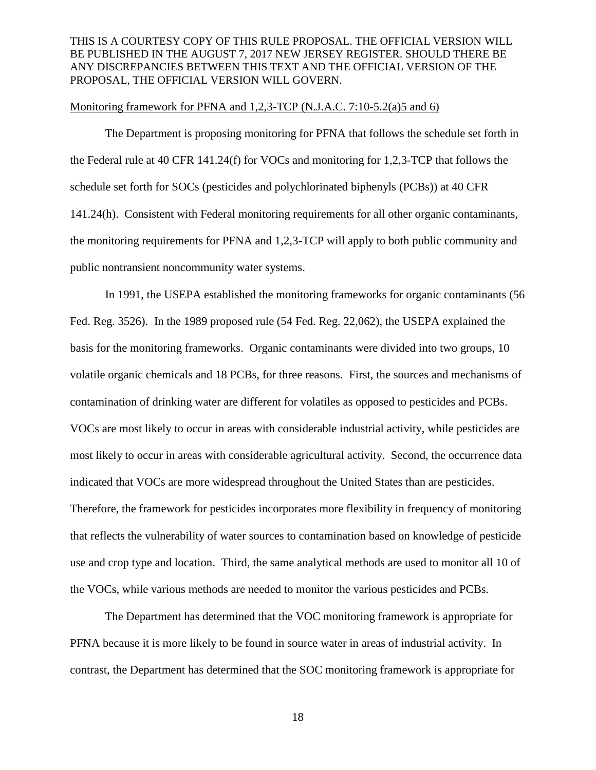Monitoring framework for PFNA and 1,2,3-TCP (N.J.A.C. 7:10-5.2(a)5 and 6)

The Department is proposing monitoring for PFNA that follows the schedule set forth in the Federal rule at 40 CFR 141.24(f) for VOCs and monitoring for 1,2,3-TCP that follows the schedule set forth for SOCs (pesticides and polychlorinated biphenyls (PCBs)) at 40 CFR 141.24(h). Consistent with Federal monitoring requirements for all other organic contaminants, the monitoring requirements for PFNA and 1,2,3-TCP will apply to both public community and public nontransient noncommunity water systems.

In 1991, the USEPA established the monitoring frameworks for organic contaminants (56 Fed. Reg. 3526). In the 1989 proposed rule (54 Fed. Reg. 22,062), the USEPA explained the basis for the monitoring frameworks. Organic contaminants were divided into two groups, 10 volatile organic chemicals and 18 PCBs, for three reasons. First, the sources and mechanisms of contamination of drinking water are different for volatiles as opposed to pesticides and PCBs. VOCs are most likely to occur in areas with considerable industrial activity, while pesticides are most likely to occur in areas with considerable agricultural activity. Second, the occurrence data indicated that VOCs are more widespread throughout the United States than are pesticides. Therefore, the framework for pesticides incorporates more flexibility in frequency of monitoring that reflects the vulnerability of water sources to contamination based on knowledge of pesticide use and crop type and location. Third, the same analytical methods are used to monitor all 10 of the VOCs, while various methods are needed to monitor the various pesticides and PCBs.

The Department has determined that the VOC monitoring framework is appropriate for PFNA because it is more likely to be found in source water in areas of industrial activity. In contrast, the Department has determined that the SOC monitoring framework is appropriate for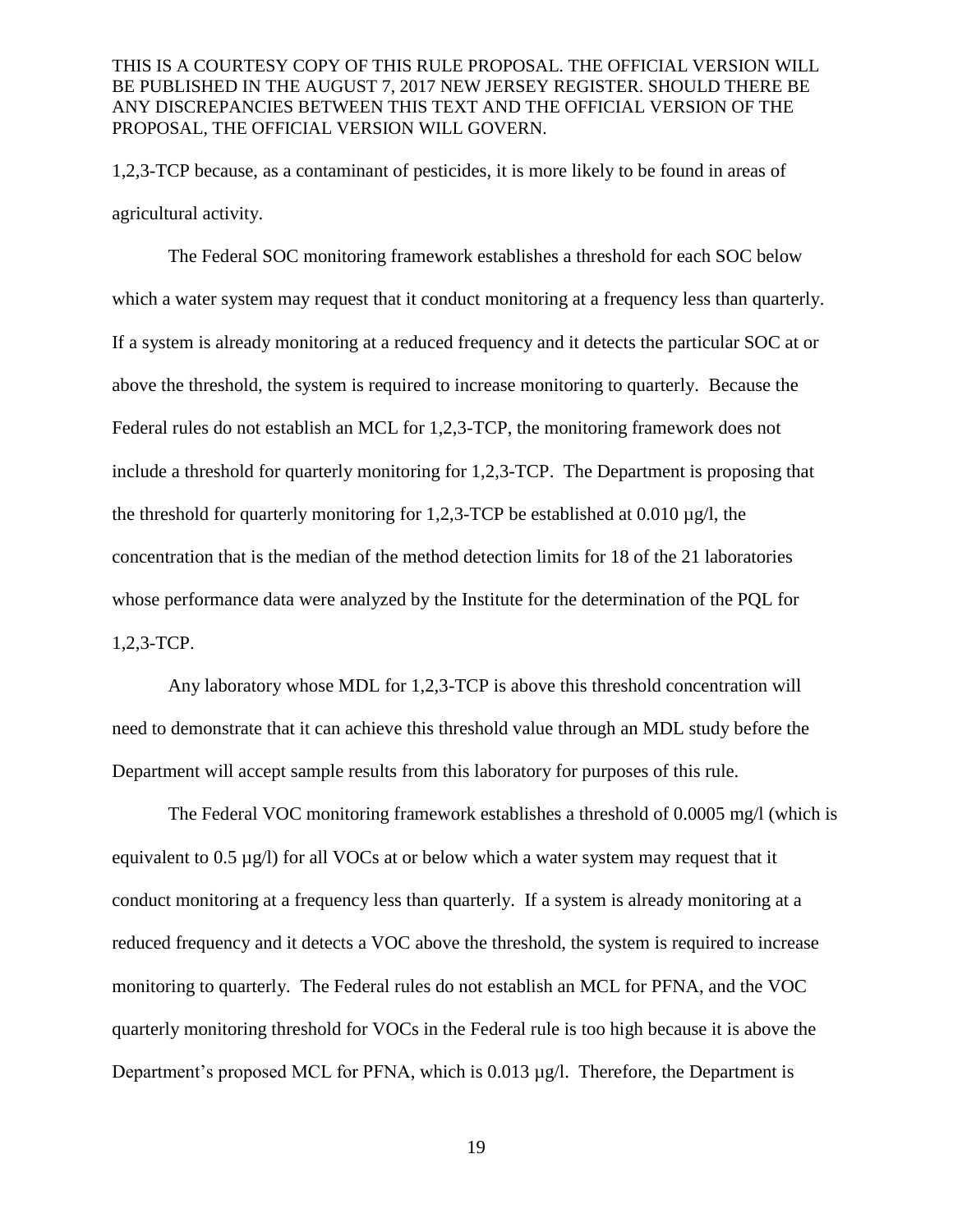1,2,3-TCP because, as a contaminant of pesticides, it is more likely to be found in areas of agricultural activity.

The Federal SOC monitoring framework establishes a threshold for each SOC below which a water system may request that it conduct monitoring at a frequency less than quarterly. If a system is already monitoring at a reduced frequency and it detects the particular SOC at or above the threshold, the system is required to increase monitoring to quarterly. Because the Federal rules do not establish an MCL for 1,2,3-TCP, the monitoring framework does not include a threshold for quarterly monitoring for 1,2,3-TCP. The Department is proposing that the threshold for quarterly monitoring for 1,2,3-TCP be established at 0.010 µg/l, the concentration that is the median of the method detection limits for 18 of the 21 laboratories whose performance data were analyzed by the Institute for the determination of the PQL for 1,2,3-TCP.

Any laboratory whose MDL for 1,2,3-TCP is above this threshold concentration will need to demonstrate that it can achieve this threshold value through an MDL study before the Department will accept sample results from this laboratory for purposes of this rule.

The Federal VOC monitoring framework establishes a threshold of 0.0005 mg/l (which is equivalent to 0.5 µg/l) for all VOCs at or below which a water system may request that it conduct monitoring at a frequency less than quarterly. If a system is already monitoring at a reduced frequency and it detects a VOC above the threshold, the system is required to increase monitoring to quarterly. The Federal rules do not establish an MCL for PFNA, and the VOC quarterly monitoring threshold for VOCs in the Federal rule is too high because it is above the Department's proposed MCL for PFNA, which is 0.013 µg/l. Therefore, the Department is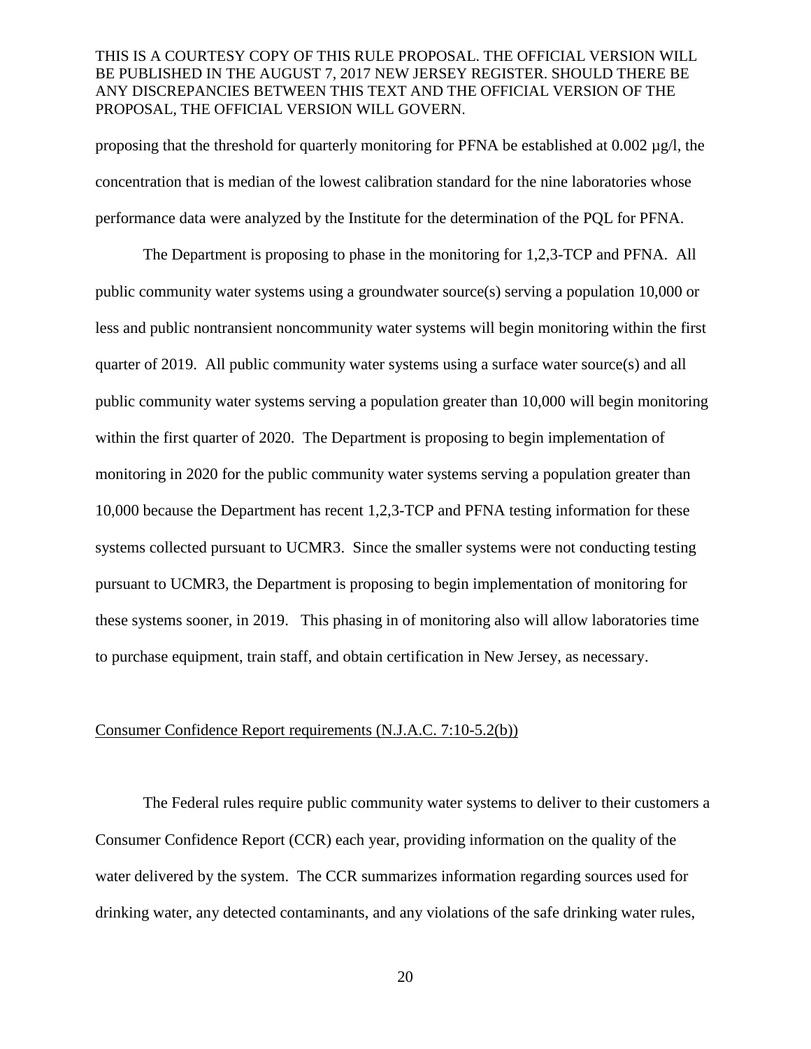proposing that the threshold for quarterly monitoring for PFNA be established at 0.002 µg/l, the concentration that is median of the lowest calibration standard for the nine laboratories whose performance data were analyzed by the Institute for the determination of the PQL for PFNA.

The Department is proposing to phase in the monitoring for 1,2,3-TCP and PFNA. All public community water systems using a groundwater source(s) serving a population 10,000 or less and public nontransient noncommunity water systems will begin monitoring within the first quarter of 2019. All public community water systems using a surface water source(s) and all public community water systems serving a population greater than 10,000 will begin monitoring within the first quarter of 2020. The Department is proposing to begin implementation of monitoring in 2020 for the public community water systems serving a population greater than 10,000 because the Department has recent 1,2,3-TCP and PFNA testing information for these systems collected pursuant to UCMR3. Since the smaller systems were not conducting testing pursuant to UCMR3, the Department is proposing to begin implementation of monitoring for these systems sooner, in 2019. This phasing in of monitoring also will allow laboratories time to purchase equipment, train staff, and obtain certification in New Jersey, as necessary.

Consumer Confidence Report requirements (N.J.A.C. 7:10-5.2(b))

The Federal rules require public community water systems to deliver to their customers a Consumer Confidence Report (CCR) each year, providing information on the quality of the water delivered by the system. The CCR summarizes information regarding sources used for drinking water, any detected contaminants, and any violations of the safe drinking water rules,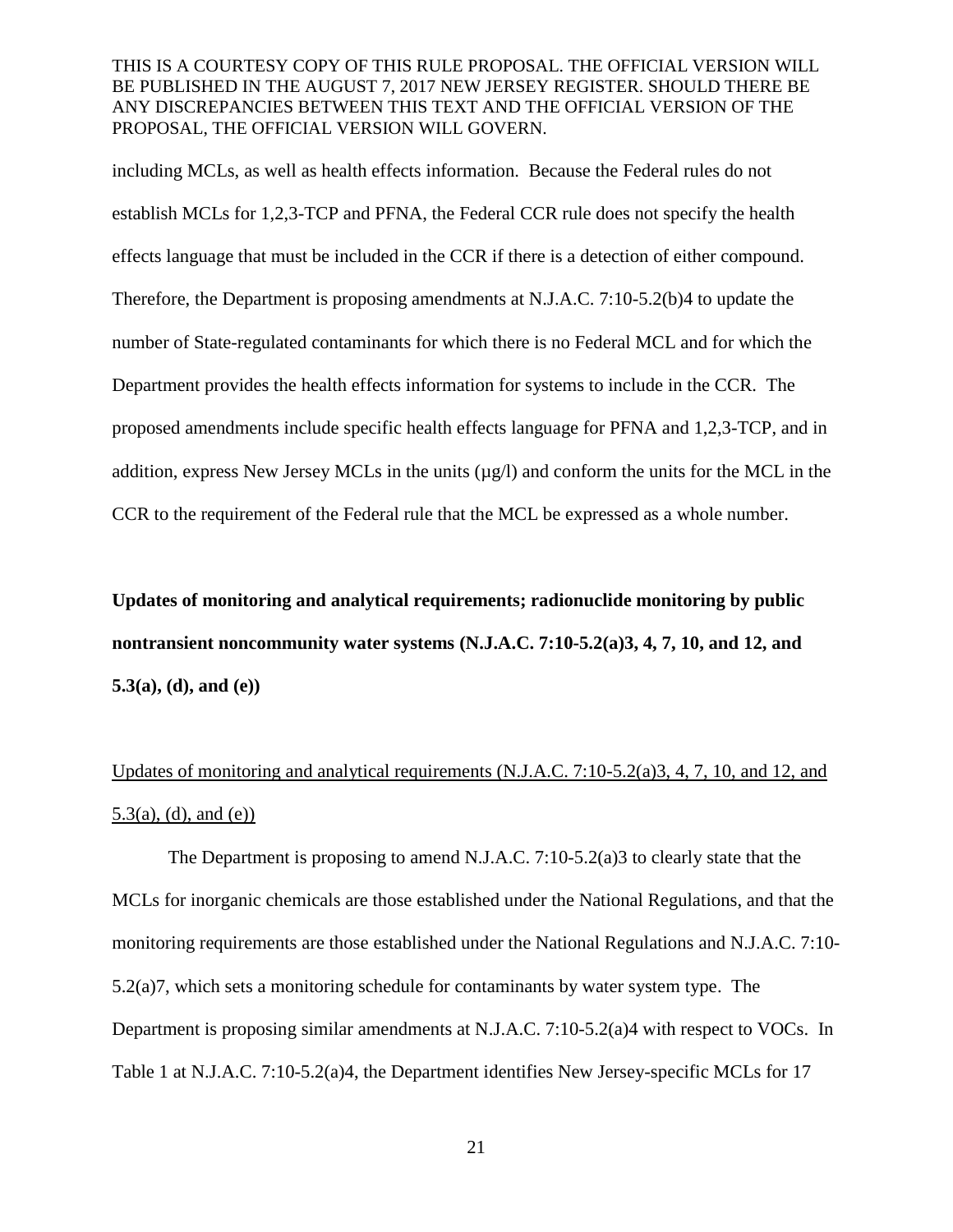including MCLs, as well as health effects information. Because the Federal rules do not establish MCLs for 1,2,3-TCP and PFNA, the Federal CCR rule does not specify the health effects language that must be included in the CCR if there is a detection of either compound. Therefore, the Department is proposing amendments at N.J.A.C. 7:10-5.2(b)4 to update the number of State-regulated contaminants for which there is no Federal MCL and for which the Department provides the health effects information for systems to include in the CCR. The proposed amendments include specific health effects language for PFNA and 1,2,3-TCP, and in addition, express New Jersey MCLs in the units (µg/l) and conform the units for the MCL in the CCR to the requirement of the Federal rule that the MCL be expressed as a whole number.

**Updates of monitoring and analytical requirements; radionuclide monitoring by public nontransient noncommunity water systems (N.J.A.C. 7:10-5.2(a)3, 4, 7, 10, and 12, and 5.3(a), (d), and (e))**

Updates of monitoring and analytical requirements (N.J.A.C. 7:10-5.2(a)3, 4, 7, 10, and 12, and 5.3(a), (d), and (e))

The Department is proposing to amend N.J.A.C. 7:10-5.2(a)3 to clearly state that the MCLs for inorganic chemicals are those established under the National Regulations, and that the monitoring requirements are those established under the National Regulations and N.J.A.C. 7:10-5.2(a)7, which sets a monitoring schedule for contaminants by water system type. The Department is proposing similar amendments at N.J.A.C. 7:10-5.2(a)4 with respect to VOCs. In Table 1 at N.J.A.C. 7:10-5.2(a)4, the Department identifies New Jersey-specific MCLs for 17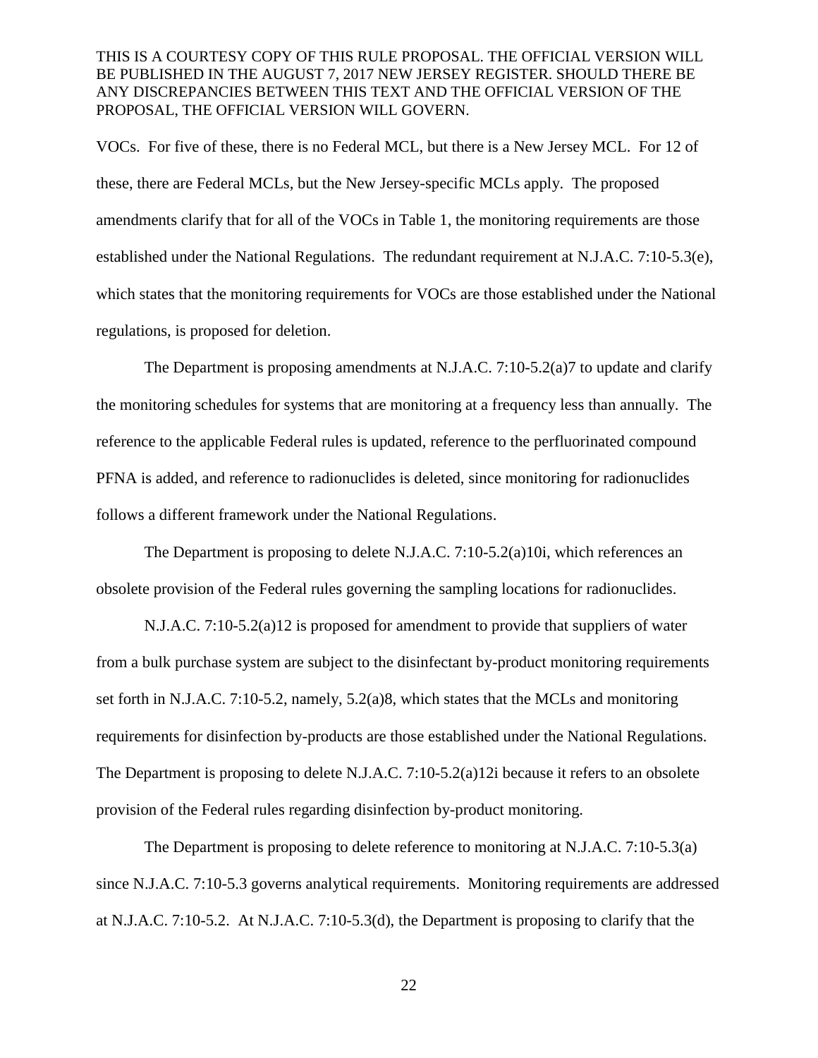VOCs. For five of these, there is no Federal MCL, but there is a New Jersey MCL. For 12 of these, there are Federal MCLs, but the New Jersey-specific MCLs apply. The proposed amendments clarify that for all of the VOCs in Table 1, the monitoring requirements are those established under the National Regulations. The redundant requirement at N.J.A.C. 7:10-5.3(e), which states that the monitoring requirements for VOCs are those established under the National regulations, is proposed for deletion.

The Department is proposing amendments at N.J.A.C. 7:10-5.2(a)7 to update and clarify the monitoring schedules for systems that are monitoring at a frequency less than annually. The reference to the applicable Federal rules is updated, reference to the perfluorinated compound PFNA is added, and reference to radionuclides is deleted, since monitoring for radionuclides follows a different framework under the National Regulations.

The Department is proposing to delete N.J.A.C. 7:10-5.2(a)10i, which references an obsolete provision of the Federal rules governing the sampling locations for radionuclides.

N.J.A.C. 7:10-5.2(a)12 is proposed for amendment to provide that suppliers of water from a bulk purchase system are subject to the disinfectant by-product monitoring requirements set forth in N.J.A.C. 7:10-5.2, namely, 5.2(a)8, which states that the MCLs and monitoring requirements for disinfection by-products are those established under the National Regulations. The Department is proposing to delete N.J.A.C. 7:10-5.2(a)12i because it refers to an obsolete provision of the Federal rules regarding disinfection by-product monitoring.

The Department is proposing to delete reference to monitoring at N.J.A.C. 7:10-5.3(a) since N.J.A.C. 7:10-5.3 governs analytical requirements. Monitoring requirements are addressed at N.J.A.C. 7:10-5.2. At N.J.A.C. 7:10-5.3(d), the Department is proposing to clarify that the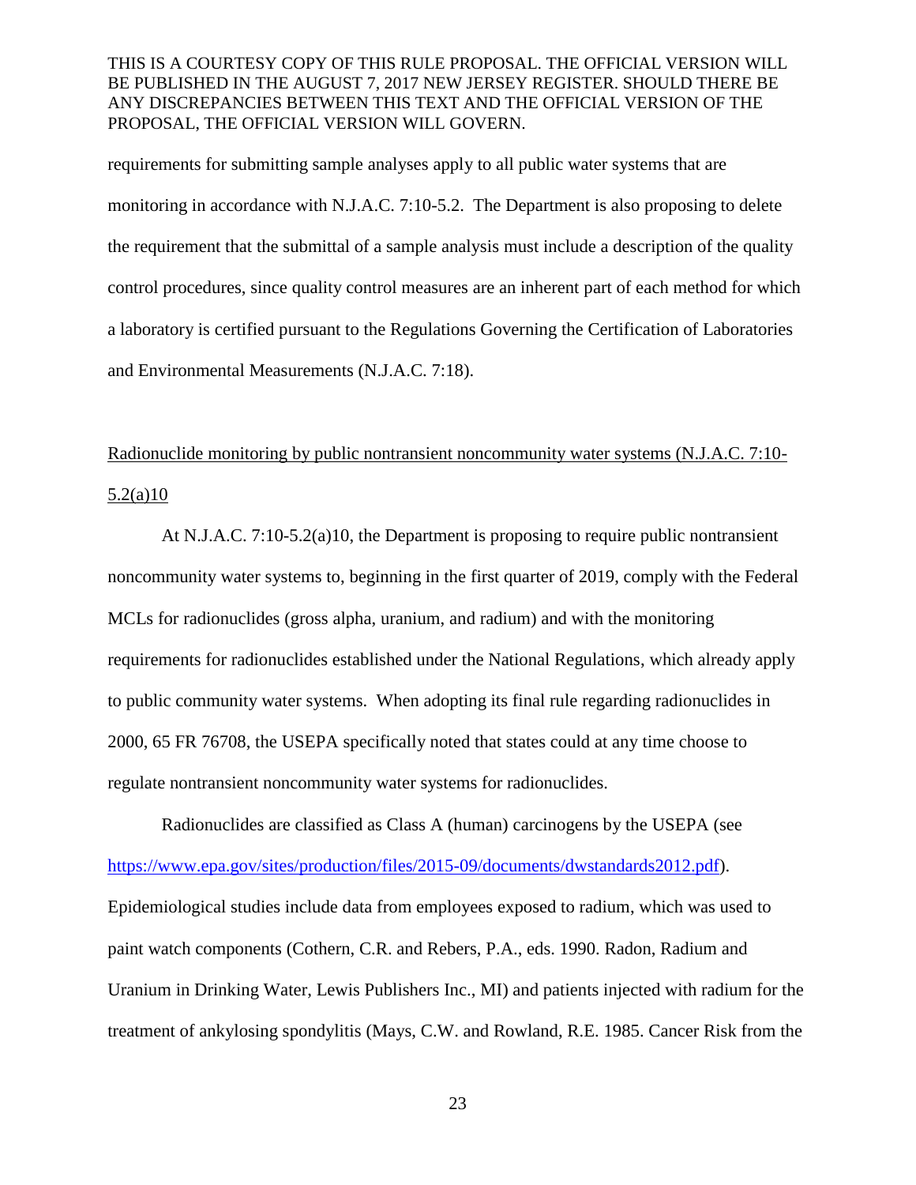requirements for submitting sample analyses apply to all public water systems that are monitoring in accordance with N.J.A.C. 7:10-5.2. The Department is also proposing to delete the requirement that the submittal of a sample analysis must include a description of the quality control procedures, since quality control measures are an inherent part of each method for which a laboratory is certified pursuant to the Regulations Governing the Certification of Laboratories and Environmental Measurements (N.J.A.C. 7:18).

Radionuclide monitoring by public nontransient noncommunity water systems (N.J.A.C. 7:10-5.2(a)10

At N.J.A.C. 7:10-5.2(a)10, the Department is proposing to require public nontransient noncommunity water systems to, beginning in the first quarter of 2019, comply with the Federal MCLs for radionuclides (gross alpha, uranium, and radium) and with the monitoring requirements for radionuclides established under the National Regulations, which already apply to public community water systems. When adopting its final rule regarding radionuclides in 2000, 65 FR 76708, the USEPA specifically noted that states could at any time choose to regulate nontransient noncommunity water systems for radionuclides.

Radionuclides are classified as Class A (human) carcinogens by the USEPA (see https://www.epa.gov/sites/production/files/2015-09/documents/dwstandards2012.pdf). Epidemiological studies include data from employees exposed to radium, which was used to paint watch components (Cothern, C.R. and Rebers, P.A., eds. 1990. Radon, Radium and Uranium in Drinking Water, Lewis Publishers Inc., MI) and patients injected with radium for the treatment of ankylosing spondylitis (Mays, C.W. and Rowland, R.E. 1985. Cancer Risk from the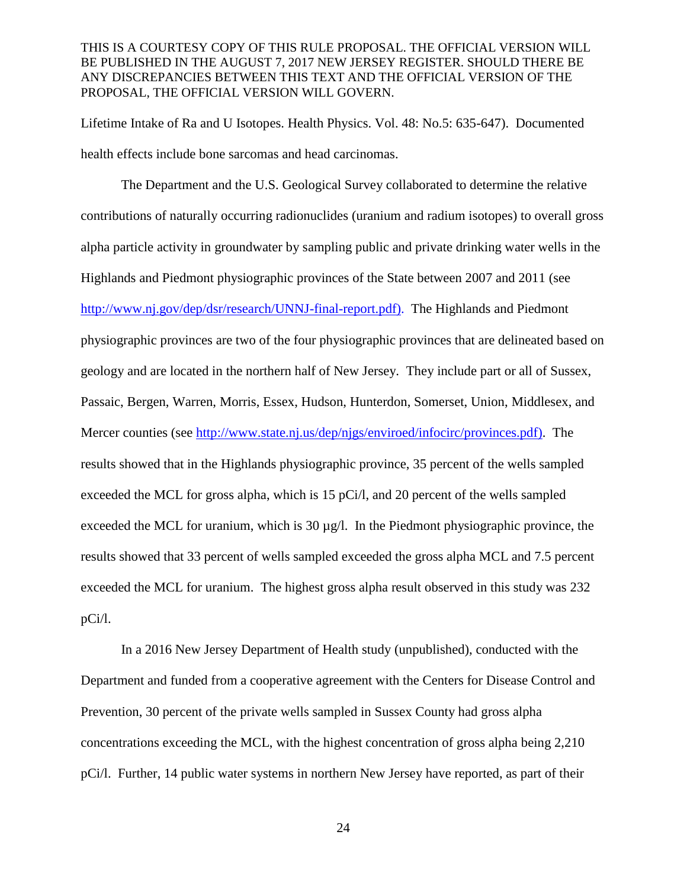Lifetime Intake of Ra and U Isotopes. Health Physics. Vol. 48: No.5: 635-647). Documented health effects include bone sarcomas and head carcinomas.

The Department and the U.S. Geological Survey collaborated to determine the relative contributions of naturally occurring radionuclides (uranium and radium isotopes) to overall gross alpha particle activity in groundwater by sampling public and private drinking water wells in the Highlands and Piedmont physiographic provinces of the State between 2007 and 2011 (see http://www.nj.gov/dep/dsr/research/UNNJ-final-report.pdf). The Highlands and Piedmont physiographic provinces are two of the four physiographic provinces that are delineated based on geology and are located in the northern half of New Jersey. They include part or all of Sussex, Passaic, Bergen, Warren, Morris, Essex, Hudson, Hunterdon, Somerset, Union, Middlesex, and Mercer counties (see http://www.state.nj.us/dep/njgs/enviroed/infocirc/provinces.pdf). The results showed that in the Highlands physiographic province, 35 percent of the wells sampled exceeded the MCL for gross alpha, which is 15 pCi/l, and 20 percent of the wells sampled exceeded the MCL for uranium, which is 30 µg/l. In the Piedmont physiographic province, the results showed that 33 percent of wells sampled exceeded the gross alpha MCL and 7.5 percent exceeded the MCL for uranium. The highest gross alpha result observed in this study was 232 pCi/l.

In a 2016 New Jersey Department of Health study (unpublished), conducted with the Department and funded from a cooperative agreement with the Centers for Disease Control and Prevention, 30 percent of the private wells sampled in Sussex County had gross alpha concentrations exceeding the MCL, with the highest concentration of gross alpha being 2,210 pCi/l. Further, 14 public water systems in northern New Jersey have reported, as part of their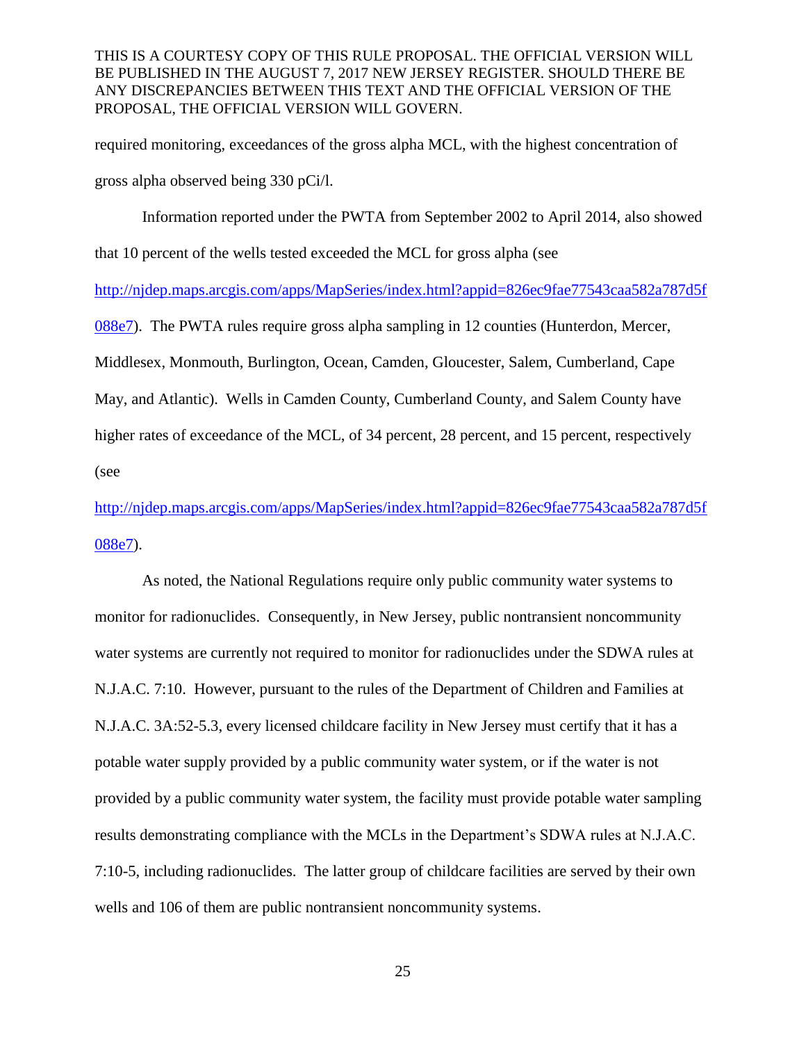required monitoring, exceedances of the gross alpha MCL, with the highest concentration of gross alpha observed being 330 pCi/l.

Information reported under the PWTA from September 2002 to April 2014, also showed that 10 percent of the wells tested exceeded the MCL for gross alpha (see http://njdep.maps.arcgis.com/apps/MapSeries/index.html?appid=826ec9fae77543caa582a787d5f088e7). The PWTA rules require gross alpha sampling in 12 counties (Hunterdon, Mercer, Middlesex, Monmouth, Burlington, Ocean, Camden, Gloucester, Salem, Cumberland, Cape May, and Atlantic). Wells in Camden County, Cumberland County, and Salem County have higher rates of exceedance of the MCL, of 34 percent, 28 percent, and 15 percent, respectively (see http://njdep.maps.arcgis.com/apps/MapSeries/index.html?appid=826ec9fae77543caa582a787d5f088e7).

As noted, the National Regulations require only public community water systems to monitor for radionuclides. Consequently, in New Jersey, public nontransient noncommunity water systems are currently not required to monitor for radionuclides under the SDWA rules at N.J.A.C. 7:10. However, pursuant to the rules of the Department of Children and Families at N.J.A.C. 3A:52-5.3, every licensed childcare facility in New Jersey must certify that it has a potable water supply provided by a public community water system, or if the water is not provided by a public community water system, the facility must provide potable water sampling results demonstrating compliance with the MCLs in the Department's SDWA rules at N.J.A.C. 7:10-5, including radionuclides. The latter group of childcare facilities are served by their own wells and 106 of them are public nontransient noncommunity systems.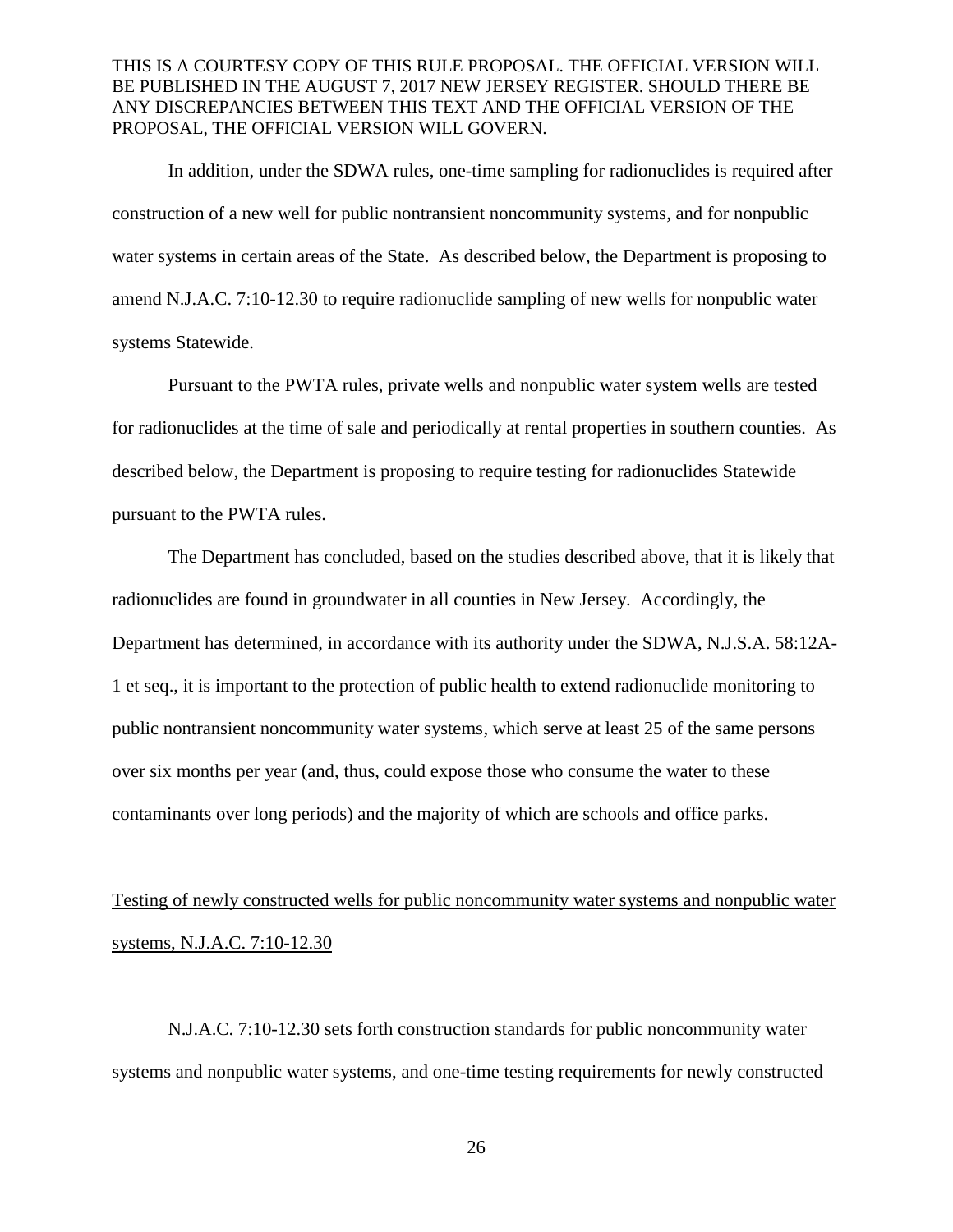THIS IS A COURTESY COPY OF THIS RULE PROPOSAL. THE OFFICIAL VERSION WILL BE PUBLISHED IN THE AUGUST 7, 2017 NEW JERSEY REGISTER. SHOULD THERE BE ANY DISCREPANCIES BETWEEN THIS TEXT AND THE OFFICIAL VERSION OF THE PROPOSAL, THE OFFICIAL VERSION WILL GOVERN.

In addition, under the SDWA rules, one-time sampling for radionuclides is required after construction of a new well for public nontransient noncommunity systems, and for nonpublic water systems in certain areas of the State. As described below, the Department is proposing to amend N.J.A.C. 7:10-12.30 to require radionuclide sampling of new wells for nonpublic water systems Statewide.

Pursuant to the PWTA rules, private wells and nonpublic water system wells are tested for radionuclides at the time of sale and periodically at rental properties in southern counties. As described below, the Department is proposing to require testing for radionuclides Statewide pursuant to the PWTA rules.

The Department has concluded, based on the studies described above, that it is likely that radionuclides are found in groundwater in all counties in New Jersey. Accordingly, the Department has determined, in accordance with its authority under the SDWA, N.J.S.A. 58:12A-1 et seq., it is important to the protection of public health to extend radionuclide monitoring to public nontransient noncommunity water systems, which serve at least 25 of the same persons over six months per year (and, thus, could expose those who consume the water to these contaminants over long periods) and the majority of which are schools and office parks.

<u>Testing of newly constructed wells for public noncommunity water systems and nonpublic water systems, N.J.A.C. 7:10-12.30</u>

N.J.A.C. 7:10-12.30 sets forth construction standards for public noncommunity water systems and nonpublic water systems, and one-time testing requirements for newly constructed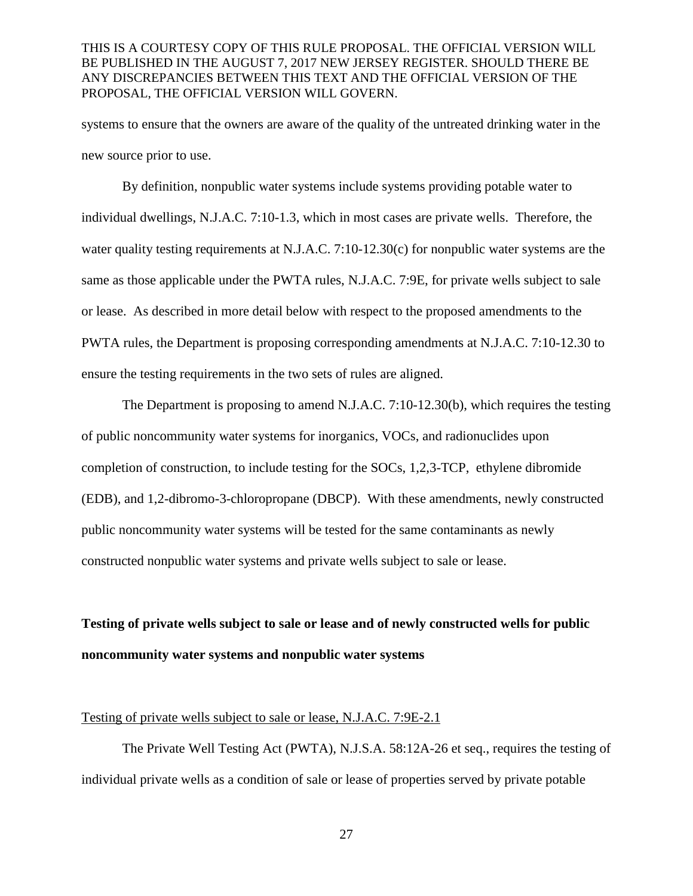systems to ensure that the owners are aware of the quality of the untreated drinking water in the new source prior to use.

By definition, nonpublic water systems include systems providing potable water to individual dwellings, N.J.A.C. 7:10-1.3, which in most cases are private wells. Therefore, the water quality testing requirements at N.J.A.C. 7:10-12.30(c) for nonpublic water systems are the same as those applicable under the PWTA rules, N.J.A.C. 7:9E, for private wells subject to sale or lease. As described in more detail below with respect to the proposed amendments to the PWTA rules, the Department is proposing corresponding amendments at N.J.A.C. 7:10-12.30 to ensure the testing requirements in the two sets of rules are aligned.

The Department is proposing to amend N.J.A.C. 7:10-12.30(b), which requires the testing of public noncommunity water systems for inorganics, VOCs, and radionuclides upon completion of construction, to include testing for the SOCs, 1,2,3-TCP, ethylene dibromide (EDB), and 1,2-dibromo-3-chloropropane (DBCP). With these amendments, newly constructed public noncommunity water systems will be tested for the same contaminants as newly constructed nonpublic water systems and private wells subject to sale or lease.

**Testing of private wells subject to sale or lease and of newly constructed wells for public noncommunity water systems and nonpublic water systems**

<u>Testing of private wells subject to sale or lease, N.J.A.C. 7:9E-2.1</u>

The Private Well Testing Act (PWTA), N.J.S.A. 58:12A-26 et seq., requires the testing of individual private wells as a condition of sale or lease of properties served by private potable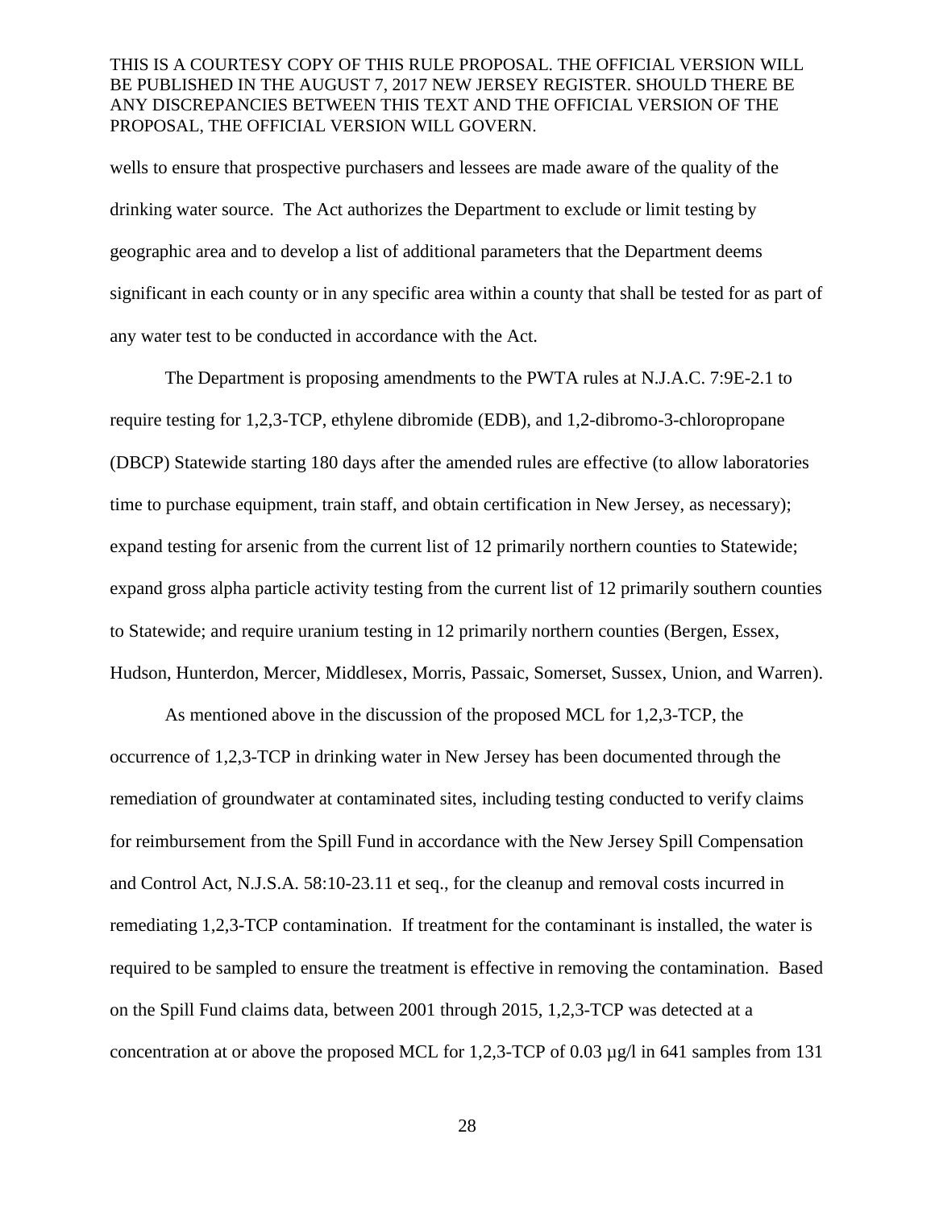wells to ensure that prospective purchasers and lessees are made aware of the quality of the drinking water source. The Act authorizes the Department to exclude or limit testing by geographic area and to develop a list of additional parameters that the Department deems significant in each county or in any specific area within a county that shall be tested for as part of any water test to be conducted in accordance with the Act.

The Department is proposing amendments to the PWTA rules at N.J.A.C. 7:9E-2.1 to require testing for 1,2,3-TCP, ethylene dibromide (EDB), and 1,2-dibromo-3-chloropropane (DBCP) Statewide starting 180 days after the amended rules are effective (to allow laboratories time to purchase equipment, train staff, and obtain certification in New Jersey, as necessary); expand testing for arsenic from the current list of 12 primarily northern counties to Statewide; expand gross alpha particle activity testing from the current list of 12 primarily southern counties to Statewide; and require uranium testing in 12 primarily northern counties (Bergen, Essex, Hudson, Hunterdon, Mercer, Middlesex, Morris, Passaic, Somerset, Sussex, Union, and Warren).

As mentioned above in the discussion of the proposed MCL for 1,2,3-TCP, the occurrence of 1,2,3-TCP in drinking water in New Jersey has been documented through the remediation of groundwater at contaminated sites, including testing conducted to verify claims for reimbursement from the Spill Fund in accordance with the New Jersey Spill Compensation and Control Act, N.J.S.A. 58:10-23.11 et seq., for the cleanup and removal costs incurred in remediating 1,2,3-TCP contamination. If treatment for the contaminant is installed, the water is required to be sampled to ensure the treatment is effective in removing the contamination. Based on the Spill Fund claims data, between 2001 through 2015, 1,2,3-TCP was detected at a concentration at or above the proposed MCL for 1,2,3-TCP of 0.03 µg/l in 641 samples from 131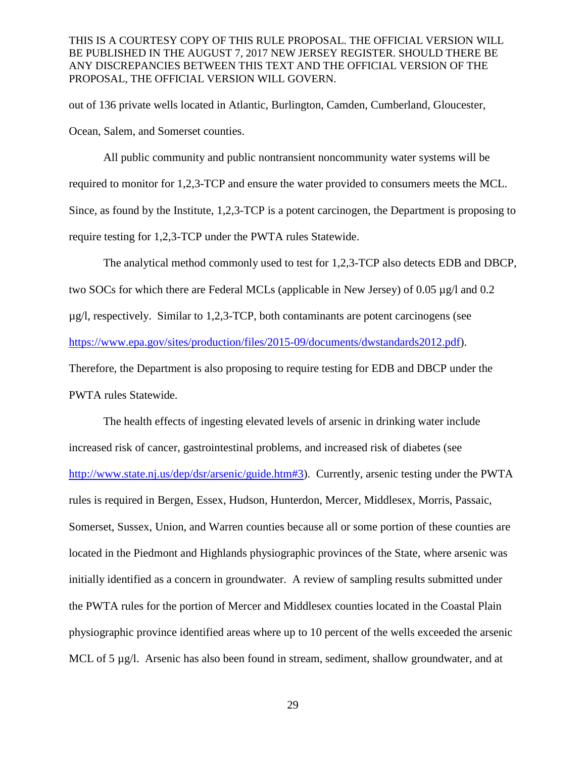out of 136 private wells located in Atlantic, Burlington, Camden, Cumberland, Gloucester, Ocean, Salem, and Somerset counties.

All public community and public nontransient noncommunity water systems will be required to monitor for 1,2,3-TCP and ensure the water provided to consumers meets the MCL. Since, as found by the Institute, 1,2,3-TCP is a potent carcinogen, the Department is proposing to require testing for 1,2,3-TCP under the PWTA rules Statewide.

The analytical method commonly used to test for 1,2,3-TCP also detects EDB and DBCP, two SOCs for which there are Federal MCLs (applicable in New Jersey) of 0.05 µg/l and 0.2 µg/l, respectively. Similar to 1,2,3-TCP, both contaminants are potent carcinogens (see https://www.epa.gov/sites/production/files/2015-09/documents/dwstandards2012.pdf). Therefore, the Department is also proposing to require testing for EDB and DBCP under the PWTA rules Statewide.

The health effects of ingesting elevated levels of arsenic in drinking water include increased risk of cancer, gastrointestinal problems, and increased risk of diabetes (see http://www.state.nj.us/dep/dsr/arsenic/guide.htm#3). Currently, arsenic testing under the PWTA rules is required in Bergen, Essex, Hudson, Hunterdon, Mercer, Middlesex, Morris, Passaic, Somerset, Sussex, Union, and Warren counties because all or some portion of these counties are located in the Piedmont and Highlands physiographic provinces of the State, where arsenic was initially identified as a concern in groundwater. A review of sampling results submitted under the PWTA rules for the portion of Mercer and Middlesex counties located in the Coastal Plain physiographic province identified areas where up to 10 percent of the wells exceeded the arsenic MCL of 5 µg/l. Arsenic has also been found in stream, sediment, shallow groundwater, and at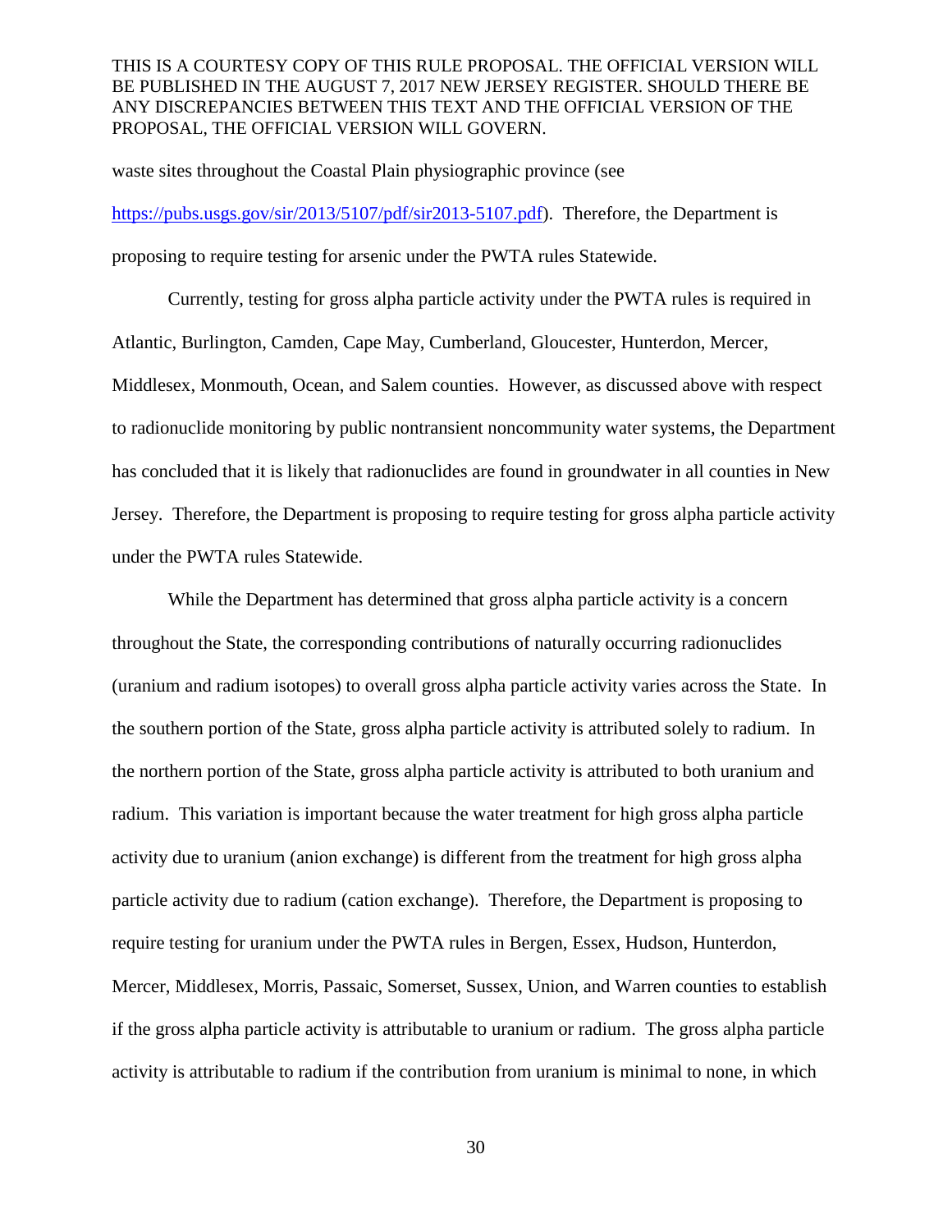waste sites throughout the Coastal Plain physiographic province (see https://pubs.usgs.gov/sir/2013/5107/pdf/sir2013-5107.pdf). Therefore, the Department is proposing to require testing for arsenic under the PWTA rules Statewide.

Currently, testing for gross alpha particle activity under the PWTA rules is required in Atlantic, Burlington, Camden, Cape May, Cumberland, Gloucester, Hunterdon, Mercer, Middlesex, Monmouth, Ocean, and Salem counties. However, as discussed above with respect to radionuclide monitoring by public nontransient noncommunity water systems, the Department has concluded that it is likely that radionuclides are found in groundwater in all counties in New Jersey. Therefore, the Department is proposing to require testing for gross alpha particle activity under the PWTA rules Statewide.

While the Department has determined that gross alpha particle activity is a concern throughout the State, the corresponding contributions of naturally occurring radionuclides (uranium and radium isotopes) to overall gross alpha particle activity varies across the State. In the southern portion of the State, gross alpha particle activity is attributed solely to radium. In the northern portion of the State, gross alpha particle activity is attributed to both uranium and radium. This variation is important because the water treatment for high gross alpha particle activity due to uranium (anion exchange) is different from the treatment for high gross alpha particle activity due to radium (cation exchange). Therefore, the Department is proposing to require testing for uranium under the PWTA rules in Bergen, Essex, Hudson, Hunterdon, Mercer, Middlesex, Morris, Passaic, Somerset, Sussex, Union, and Warren counties to establish if the gross alpha particle activity is attributable to uranium or radium. The gross alpha particle activity is attributable to radium if the contribution from uranium is minimal to none, in which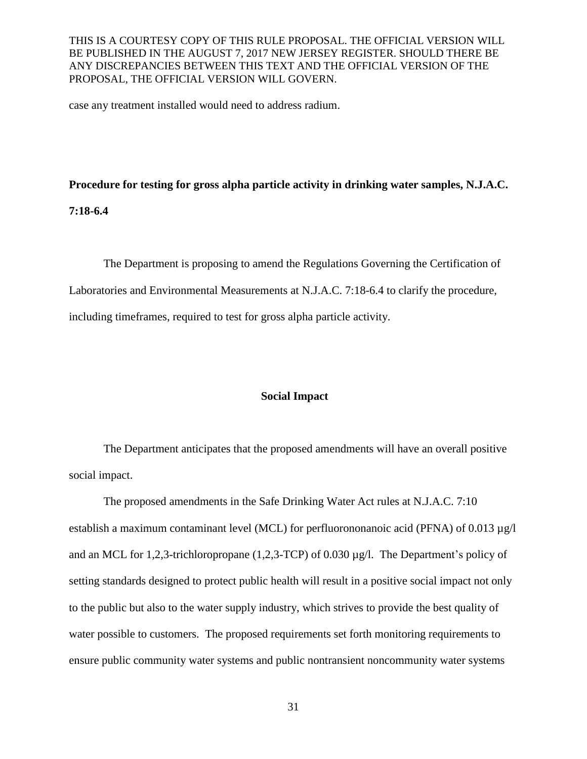case any treatment installed would need to address radium.

**Procedure for testing for gross alpha particle activity in drinking water samples, N.J.A.C. 7:18-6.4**

The Department is proposing to amend the Regulations Governing the Certification of Laboratories and Environmental Measurements at N.J.A.C. 7:18-6.4 to clarify the procedure, including timeframes, required to test for gross alpha particle activity.

## Social Impact

The Department anticipates that the proposed amendments will have an overall positive social impact.

The proposed amendments in the Safe Drinking Water Act rules at N.J.A.C. 7:10 establish a maximum contaminant level (MCL) for perfluorononanoic acid (PFNA) of 0.013 µg/l and an MCL for 1,2,3-trichloropropane (1,2,3-TCP) of 0.030 µg/l. The Department's policy of setting standards designed to protect public health will result in a positive social impact not only to the public but also to the water supply industry, which strives to provide the best quality of water possible to customers. The proposed requirements set forth monitoring requirements to ensure public community water systems and public nontransient noncommunity water systems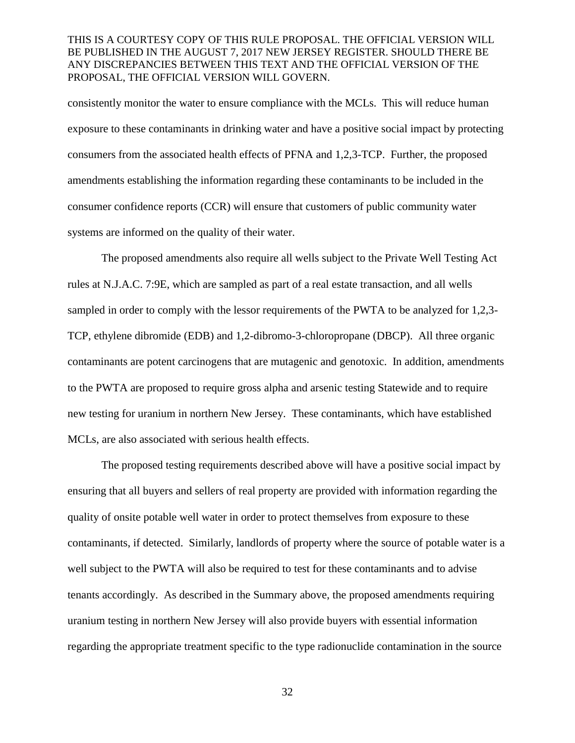consistently monitor the water to ensure compliance with the MCLs. This will reduce human exposure to these contaminants in drinking water and have a positive social impact by protecting consumers from the associated health effects of PFNA and 1,2,3-TCP. Further, the proposed amendments establishing the information regarding these contaminants to be included in the consumer confidence reports (CCR) will ensure that customers of public community water systems are informed on the quality of their water.

The proposed amendments also require all wells subject to the Private Well Testing Act rules at N.J.A.C. 7:9E, which are sampled as part of a real estate transaction, and all wells sampled in order to comply with the lessor requirements of the PWTA to be analyzed for 1,2,3-TCP, ethylene dibromide (EDB) and 1,2-dibromo-3-chloropropane (DBCP). All three organic contaminants are potent carcinogens that are mutagenic and genotoxic. In addition, amendments to the PWTA are proposed to require gross alpha and arsenic testing Statewide and to require new testing for uranium in northern New Jersey. These contaminants, which have established MCLs, are also associated with serious health effects.

The proposed testing requirements described above will have a positive social impact by ensuring that all buyers and sellers of real property are provided with information regarding the quality of onsite potable well water in order to protect themselves from exposure to these contaminants, if detected. Similarly, landlords of property where the source of potable water is a well subject to the PWTA will also be required to test for these contaminants and to advise tenants accordingly. As described in the Summary above, the proposed amendments requiring uranium testing in northern New Jersey will also provide buyers with essential information regarding the appropriate treatment specific to the type radionuclide contamination in the source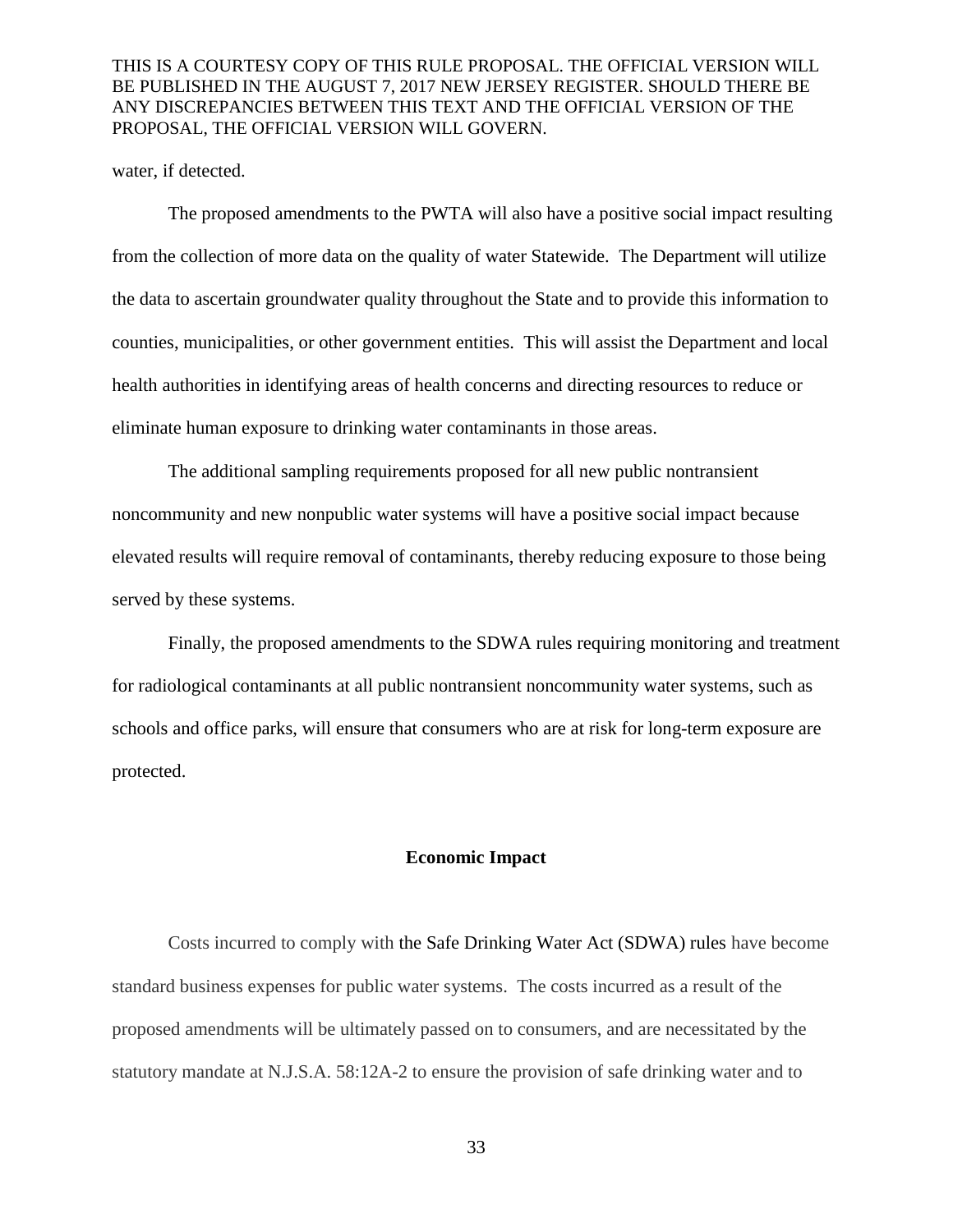water, if detected.

The proposed amendments to the PWTA will also have a positive social impact resulting from the collection of more data on the quality of water Statewide. The Department will utilize the data to ascertain groundwater quality throughout the State and to provide this information to counties, municipalities, or other government entities. This will assist the Department and local health authorities in identifying areas of health concerns and directing resources to reduce or eliminate human exposure to drinking water contaminants in those areas.

The additional sampling requirements proposed for all new public nontransient noncommunity and new nonpublic water systems will have a positive social impact because elevated results will require removal of contaminants, thereby reducing exposure to those being served by these systems.

Finally, the proposed amendments to the SDWA rules requiring monitoring and treatment for radiological contaminants at all public nontransient noncommunity water systems, such as schools and office parks, will ensure that consumers who are at risk for long-term exposure are protected.

## Economic Impact

Costs incurred to comply with the Safe Drinking Water Act (SDWA) rules have become standard business expenses for public water systems. The costs incurred as a result of the proposed amendments will be ultimately passed on to consumers, and are necessitated by the statutory mandate at N.J.S.A. 58:12A-2 to ensure the provision of safe drinking water and to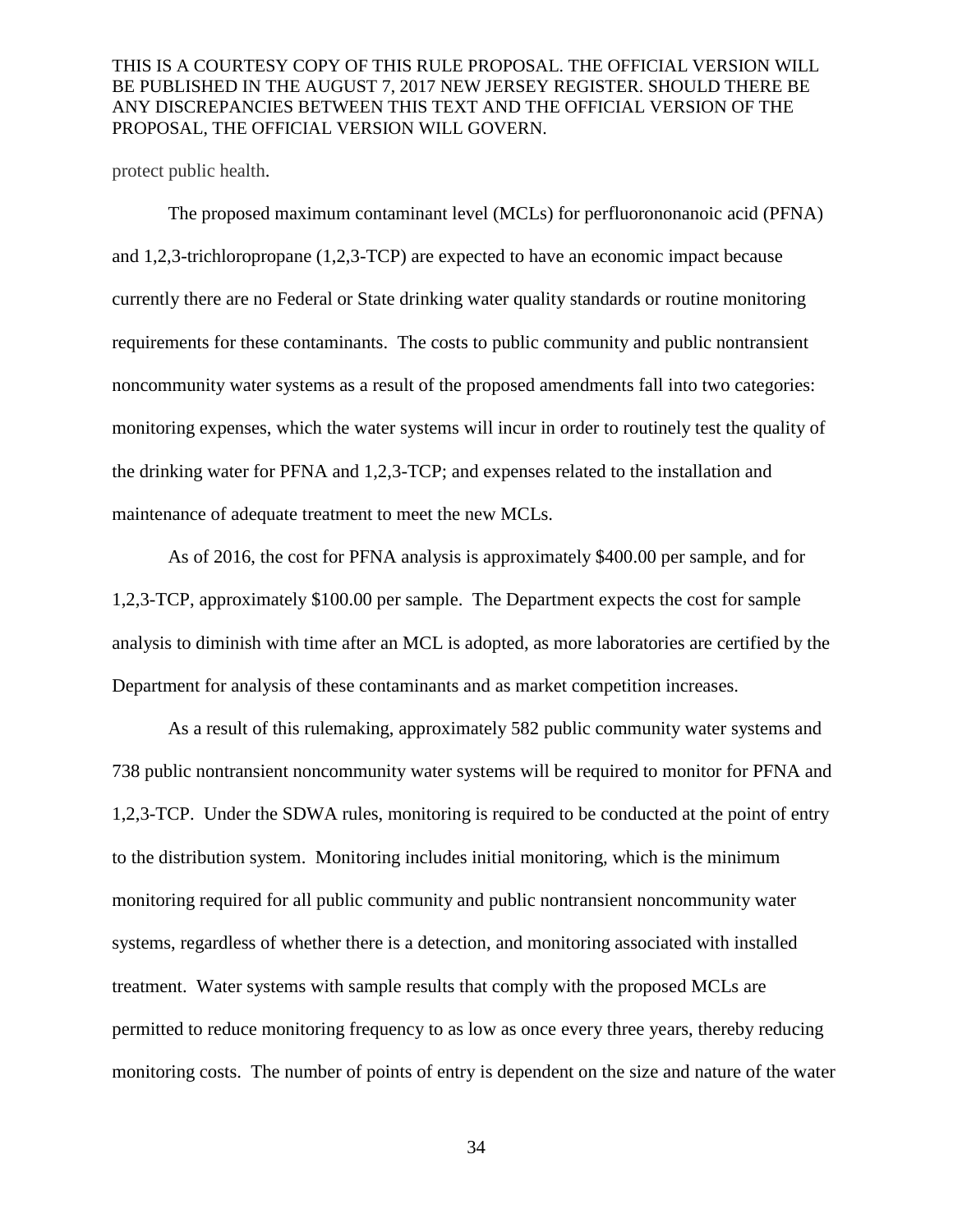protect public health.

The proposed maximum contaminant level (MCLs) for perfluorononanoic acid (PFNA) and 1,2,3-trichloropropane (1,2,3-TCP) are expected to have an economic impact because currently there are no Federal or State drinking water quality standards or routine monitoring requirements for these contaminants. The costs to public community and public nontransient noncommunity water systems as a result of the proposed amendments fall into two categories: monitoring expenses, which the water systems will incur in order to routinely test the quality of the drinking water for PFNA and 1,2,3-TCP; and expenses related to the installation and maintenance of adequate treatment to meet the new MCLs.

As of 2016, the cost for PFNA analysis is approximately $400.00 per sample, and for 1,2,3-TCP, approximately $100.00 per sample. The Department expects the cost for sample analysis to diminish with time after an MCL is adopted, as more laboratories are certified by the Department for analysis of these contaminants and as market competition increases.

As a result of this rulemaking, approximately 582 public community water systems and 738 public nontransient noncommunity water systems will be required to monitor for PFNA and 1,2,3-TCP. Under the SDWA rules, monitoring is required to be conducted at the point of entry to the distribution system. Monitoring includes initial monitoring, which is the minimum monitoring required for all public community and public nontransient noncommunity water systems, regardless of whether there is a detection, and monitoring associated with installed treatment. Water systems with sample results that comply with the proposed MCLs are permitted to reduce monitoring frequency to as low as once every three years, thereby reducing monitoring costs. The number of points of entry is dependent on the size and nature of the water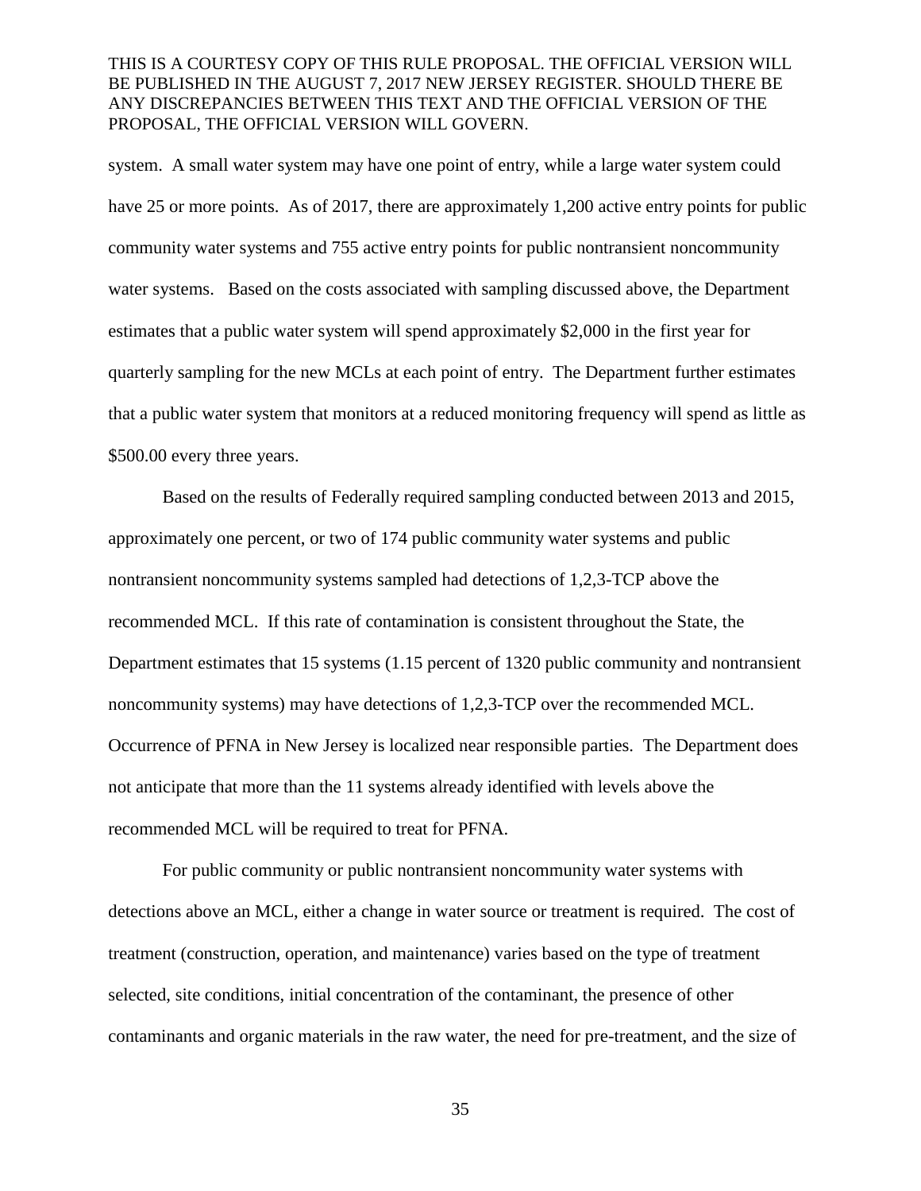system. A small water system may have one point of entry, while a large water system could have 25 or more points. As of 2017, there are approximately 1,200 active entry points for public community water systems and 755 active entry points for public nontransient noncommunity water systems. Based on the costs associated with sampling discussed above, the Department estimates that a public water system will spend approximately $2,000 in the first year for quarterly sampling for the new MCLs at each point of entry. The Department further estimates that a public water system that monitors at a reduced monitoring frequency will spend as little as $500.00 every three years.

Based on the results of Federally required sampling conducted between 2013 and 2015, approximately one percent, or two of 174 public community water systems and public nontransient noncommunity systems sampled had detections of 1,2,3-TCP above the recommended MCL. If this rate of contamination is consistent throughout the State, the Department estimates that 15 systems (1.15 percent of 1320 public community and nontransient noncommunity systems) may have detections of 1,2,3-TCP over the recommended MCL. Occurrence of PFNA in New Jersey is localized near responsible parties. The Department does not anticipate that more than the 11 systems already identified with levels above the recommended MCL will be required to treat for PFNA.

For public community or public nontransient noncommunity water systems with detections above an MCL, either a change in water source or treatment is required. The cost of treatment (construction, operation, and maintenance) varies based on the type of treatment selected, site conditions, initial concentration of the contaminant, the presence of other contaminants and organic materials in the raw water, the need for pre-treatment, and the size of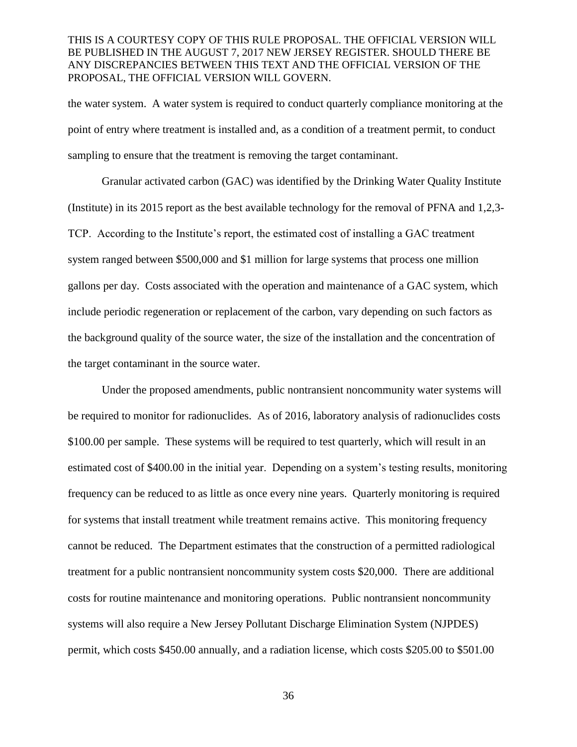the water system. A water system is required to conduct quarterly compliance monitoring at the point of entry where treatment is installed and, as a condition of a treatment permit, to conduct sampling to ensure that the treatment is removing the target contaminant.

Granular activated carbon (GAC) was identified by the Drinking Water Quality Institute (Institute) in its 2015 report as the best available technology for the removal of PFNA and 1,2,3-TCP. According to the Institute's report, the estimated cost of installing a GAC treatment system ranged between $500,000 and $1 million for large systems that process one million gallons per day. Costs associated with the operation and maintenance of a GAC system, which include periodic regeneration or replacement of the carbon, vary depending on such factors as the background quality of the source water, the size of the installation and the concentration of the target contaminant in the source water.

Under the proposed amendments, public nontransient noncommunity water systems will be required to monitor for radionuclides. As of 2016, laboratory analysis of radionuclides costs $100.00 per sample. These systems will be required to test quarterly, which will result in an estimated cost of $400.00 in the initial year. Depending on a system's testing results, monitoring frequency can be reduced to as little as once every nine years. Quarterly monitoring is required for systems that install treatment while treatment remains active. This monitoring frequency cannot be reduced. The Department estimates that the construction of a permitted radiological treatment for a public nontransient noncommunity system costs $20,000. There are additional costs for routine maintenance and monitoring operations. Public nontransient noncommunity systems will also require a New Jersey Pollutant Discharge Elimination System (NJPDES) permit, which costs $450.00 annually, and a radiation license, which costs $205.00 to $501.00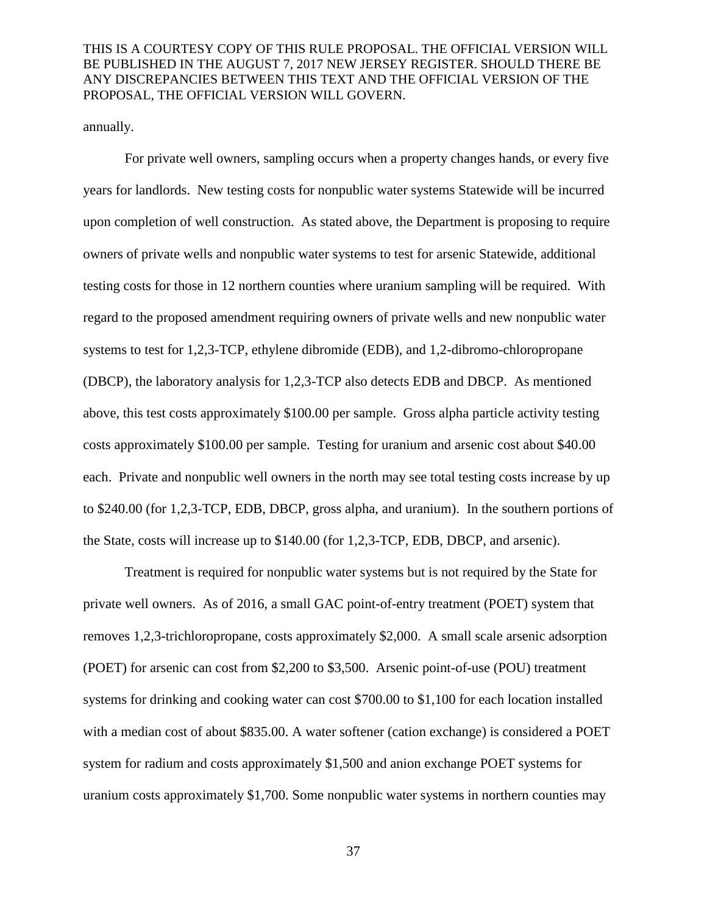annually.

For private well owners, sampling occurs when a property changes hands, or every five years for landlords. New testing costs for nonpublic water systems Statewide will be incurred upon completion of well construction. As stated above, the Department is proposing to require owners of private wells and nonpublic water systems to test for arsenic Statewide, additional testing costs for those in 12 northern counties where uranium sampling will be required. With regard to the proposed amendment requiring owners of private wells and new nonpublic water systems to test for 1,2,3-TCP, ethylene dibromide (EDB), and 1,2-dibromo-chloropropane (DBCP), the laboratory analysis for 1,2,3-TCP also detects EDB and DBCP. As mentioned above, this test costs approximately $100.00 per sample. Gross alpha particle activity testing costs approximately $100.00 per sample. Testing for uranium and arsenic cost about $40.00 each. Private and nonpublic well owners in the north may see total testing costs increase by up to $240.00 (for 1,2,3-TCP, EDB, DBCP, gross alpha, and uranium). In the southern portions of the State, costs will increase up to $140.00 (for 1,2,3-TCP, EDB, DBCP, and arsenic).

Treatment is required for nonpublic water systems but is not required by the State for private well owners. As of 2016, a small GAC point-of-entry treatment (POET) system that removes 1,2,3-trichloropropane, costs approximately $2,000. A small scale arsenic adsorption (POET) for arsenic can cost from $2,200 to $3,500. Arsenic point-of-use (POU) treatment systems for drinking and cooking water can cost $700.00 to $1,100 for each location installed with a median cost of about $835.00. A water softener (cation exchange) is considered a POET system for radium and costs approximately $1,500 and anion exchange POET systems for uranium costs approximately $1,700. Some nonpublic water systems in northern counties may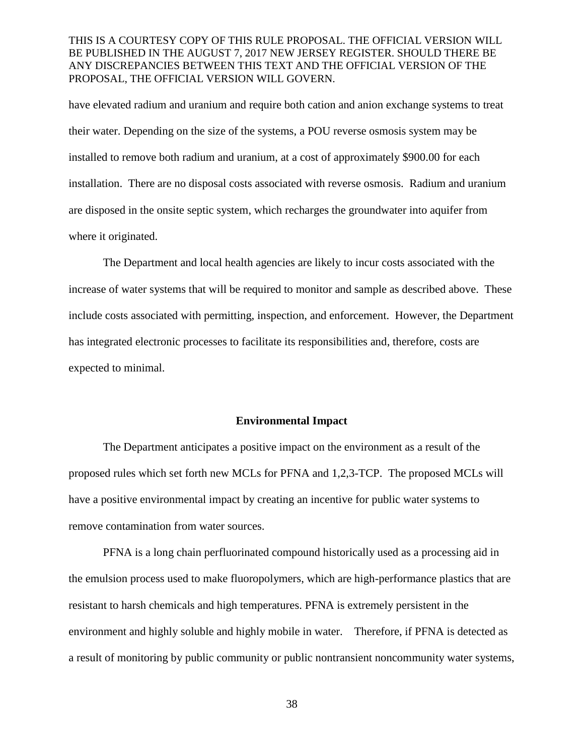have elevated radium and uranium and require both cation and anion exchange systems to treat their water. Depending on the size of the systems, a POU reverse osmosis system may be installed to remove both radium and uranium, at a cost of approximately $900.00 for each installation. There are no disposal costs associated with reverse osmosis. Radium and uranium are disposed in the onsite septic system, which recharges the groundwater into aquifer from where it originated.

The Department and local health agencies are likely to incur costs associated with the increase of water systems that will be required to monitor and sample as described above. These include costs associated with permitting, inspection, and enforcement. However, the Department has integrated electronic processes to facilitate its responsibilities and, therefore, costs are expected to minimal.

**Environmental Impact**

The Department anticipates a positive impact on the environment as a result of the proposed rules which set forth new MCLs for PFNA and 1,2,3-TCP. The proposed MCLs will have a positive environmental impact by creating an incentive for public water systems to remove contamination from water sources.

PFNA is a long chain perfluorinated compound historically used as a processing aid in the emulsion process used to make fluoropolymers, which are high-performance plastics that are resistant to harsh chemicals and high temperatures. PFNA is extremely persistent in the environment and highly soluble and highly mobile in water. Therefore, if PFNA is detected as a result of monitoring by public community or public nontransient noncommunity water systems,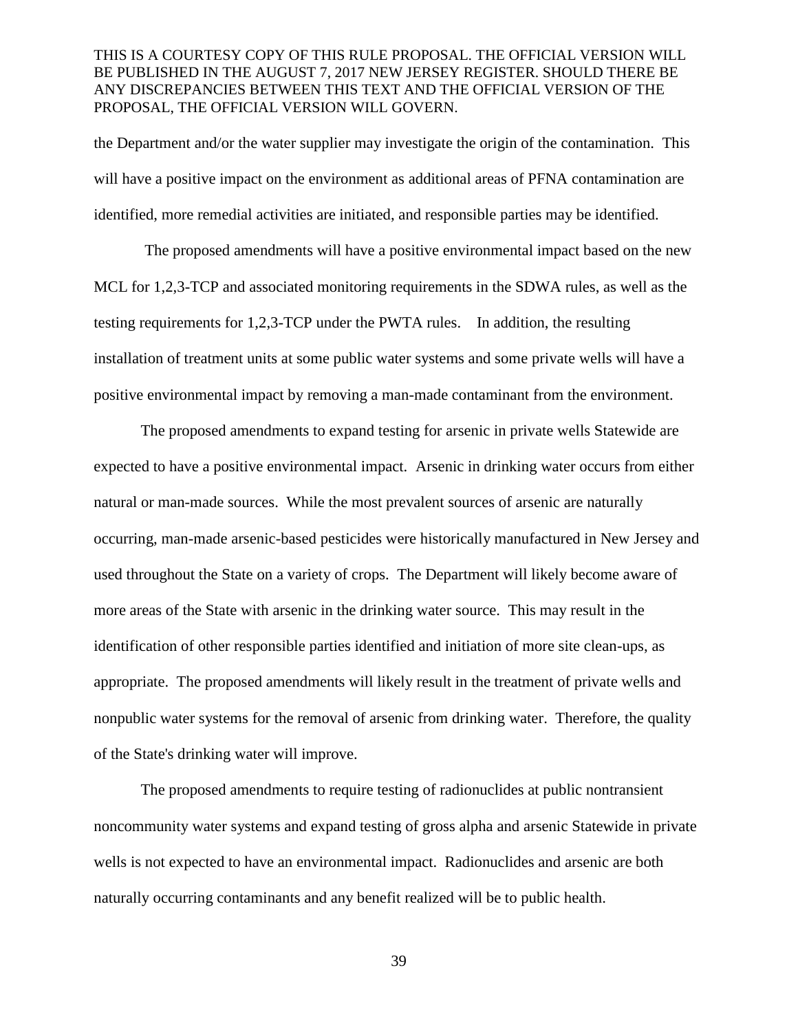the Department and/or the water supplier may investigate the origin of the contamination. This will have a positive impact on the environment as additional areas of PFNA contamination are identified, more remedial activities are initiated, and responsible parties may be identified.

The proposed amendments will have a positive environmental impact based on the new MCL for 1,2,3-TCP and associated monitoring requirements in the SDWA rules, as well as the testing requirements for 1,2,3-TCP under the PWTA rules. In addition, the resulting installation of treatment units at some public water systems and some private wells will have a positive environmental impact by removing a man-made contaminant from the environment.

The proposed amendments to expand testing for arsenic in private wells Statewide are expected to have a positive environmental impact. Arsenic in drinking water occurs from either natural or man-made sources. While the most prevalent sources of arsenic are naturally occurring, man-made arsenic-based pesticides were historically manufactured in New Jersey and used throughout the State on a variety of crops. The Department will likely become aware of more areas of the State with arsenic in the drinking water source. This may result in the identification of other responsible parties identified and initiation of more site clean-ups, as appropriate. The proposed amendments will likely result in the treatment of private wells and nonpublic water systems for the removal of arsenic from drinking water. Therefore, the quality of the State's drinking water will improve.

The proposed amendments to require testing of radionuclides at public nontransient noncommunity water systems and expand testing of gross alpha and arsenic Statewide in private wells is not expected to have an environmental impact. Radionuclides and arsenic are both naturally occurring contaminants and any benefit realized will be to public health.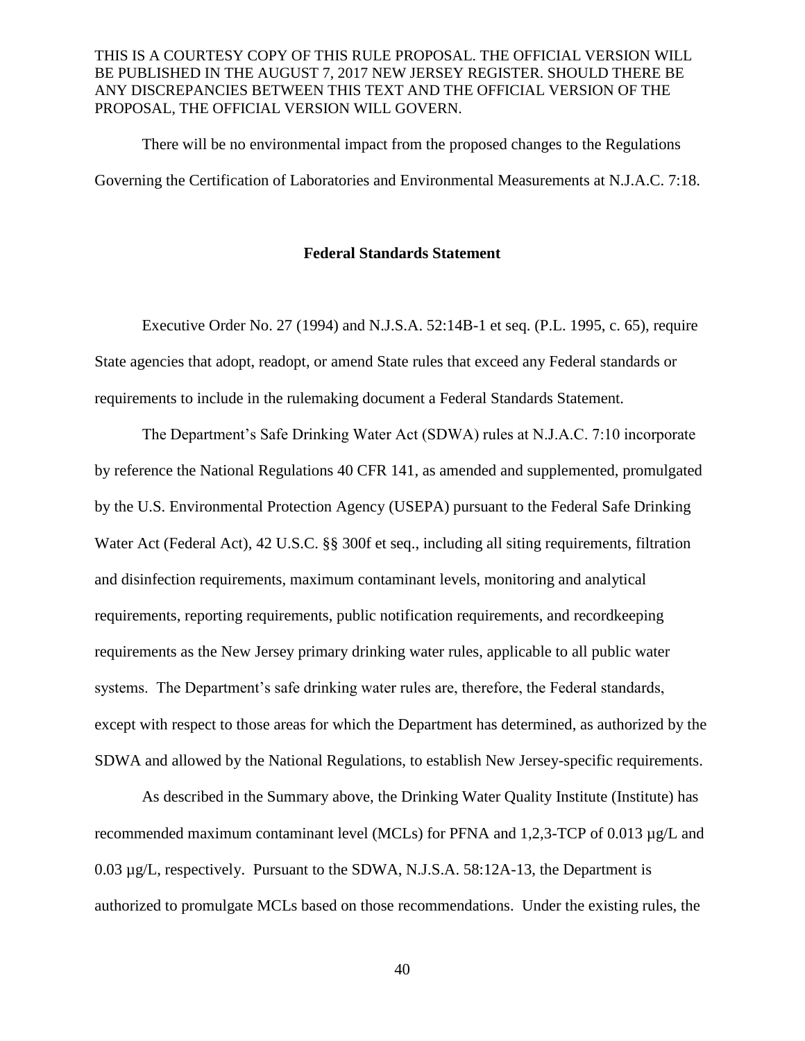There will be no environmental impact from the proposed changes to the Regulations Governing the Certification of Laboratories and Environmental Measurements at N.J.A.C. 7:18.

**Federal Standards Statement**

Executive Order No. 27 (1994) and N.J.S.A. 52:14B-1 et seq. (P.L. 1995, c. 65), require State agencies that adopt, readopt, or amend State rules that exceed any Federal standards or requirements to include in the rulemaking document a Federal Standards Statement.

The Department's Safe Drinking Water Act (SDWA) rules at N.J.A.C. 7:10 incorporate by reference the National Regulations 40 CFR 141, as amended and supplemented, promulgated by the U.S. Environmental Protection Agency (USEPA) pursuant to the Federal Safe Drinking Water Act (Federal Act), 42 U.S.C. §§ 300f et seq., including all siting requirements, filtration and disinfection requirements, maximum contaminant levels, monitoring and analytical requirements, reporting requirements, public notification requirements, and recordkeeping requirements as the New Jersey primary drinking water rules, applicable to all public water systems. The Department's safe drinking water rules are, therefore, the Federal standards, except with respect to those areas for which the Department has determined, as authorized by the SDWA and allowed by the National Regulations, to establish New Jersey-specific requirements.

As described in the Summary above, the Drinking Water Quality Institute (Institute) has recommended maximum contaminant level (MCLs) for PFNA and 1,2,3-TCP of 0.013 µg/L and 0.03 µg/L, respectively. Pursuant to the SDWA, N.J.S.A. 58:12A-13, the Department is authorized to promulgate MCLs based on those recommendations. Under the existing rules, the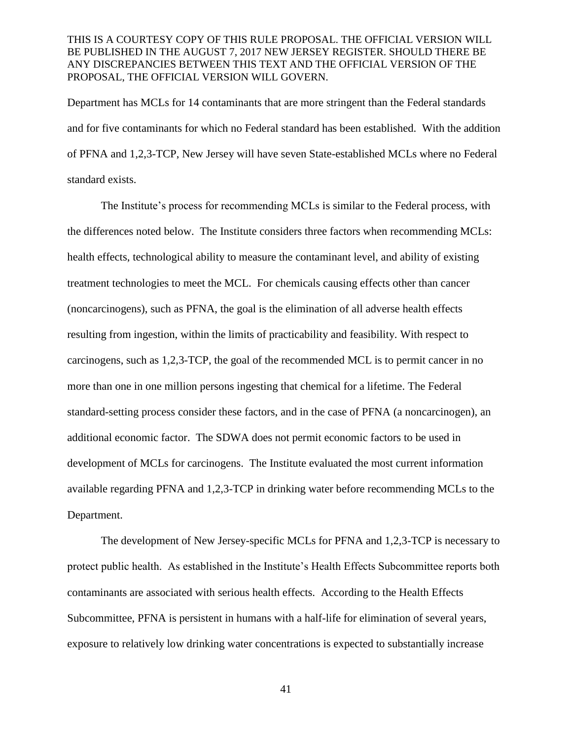Department has MCLs for 14 contaminants that are more stringent than the Federal standards and for five contaminants for which no Federal standard has been established. With the addition of PFNA and 1,2,3-TCP, New Jersey will have seven State-established MCLs where no Federal standard exists.

The Institute's process for recommending MCLs is similar to the Federal process, with the differences noted below. The Institute considers three factors when recommending MCLs: health effects, technological ability to measure the contaminant level, and ability of existing treatment technologies to meet the MCL. For chemicals causing effects other than cancer (noncarcinogens), such as PFNA, the goal is the elimination of all adverse health effects resulting from ingestion, within the limits of practicability and feasibility. With respect to carcinogens, such as 1,2,3-TCP, the goal of the recommended MCL is to permit cancer in no more than one in one million persons ingesting that chemical for a lifetime. The Federal standard-setting process consider these factors, and in the case of PFNA (a noncarcinogen), an additional economic factor. The SDWA does not permit economic factors to be used in development of MCLs for carcinogens. The Institute evaluated the most current information available regarding PFNA and 1,2,3-TCP in drinking water before recommending MCLs to the Department.

The development of New Jersey-specific MCLs for PFNA and 1,2,3-TCP is necessary to protect public health. As established in the Institute's Health Effects Subcommittee reports both contaminants are associated with serious health effects. According to the Health Effects Subcommittee, PFNA is persistent in humans with a half-life for elimination of several years, exposure to relatively low drinking water concentrations is expected to substantially increase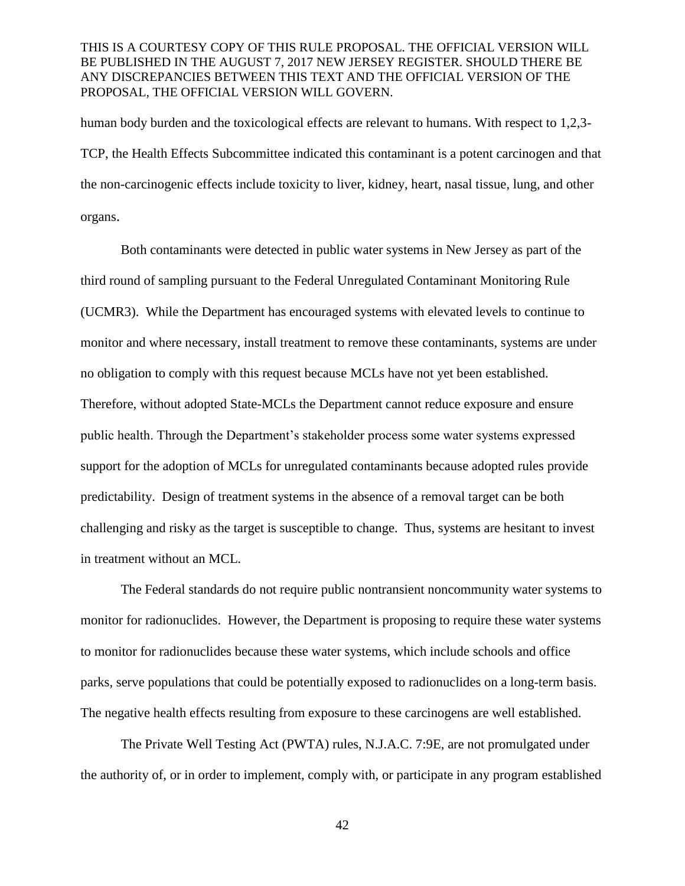human body burden and the toxicological effects are relevant to humans. With respect to 1,2,3-TCP, the Health Effects Subcommittee indicated this contaminant is a potent carcinogen and that the non-carcinogenic effects include toxicity to liver, kidney, heart, nasal tissue, lung, and other organs.

Both contaminants were detected in public water systems in New Jersey as part of the third round of sampling pursuant to the Federal Unregulated Contaminant Monitoring Rule (UCMR3). While the Department has encouraged systems with elevated levels to continue to monitor and where necessary, install treatment to remove these contaminants, systems are under no obligation to comply with this request because MCLs have not yet been established. Therefore, without adopted State-MCLs the Department cannot reduce exposure and ensure public health. Through the Department's stakeholder process some water systems expressed support for the adoption of MCLs for unregulated contaminants because adopted rules provide predictability. Design of treatment systems in the absence of a removal target can be both challenging and risky as the target is susceptible to change. Thus, systems are hesitant to invest in treatment without an MCL.

The Federal standards do not require public nontransient noncommunity water systems to monitor for radionuclides. However, the Department is proposing to require these water systems to monitor for radionuclides because these water systems, which include schools and office parks, serve populations that could be potentially exposed to radionuclides on a long-term basis. The negative health effects resulting from exposure to these carcinogens are well established.

The Private Well Testing Act (PWTA) rules, N.J.A.C. 7:9E, are not promulgated under the authority of, or in order to implement, comply with, or participate in any program established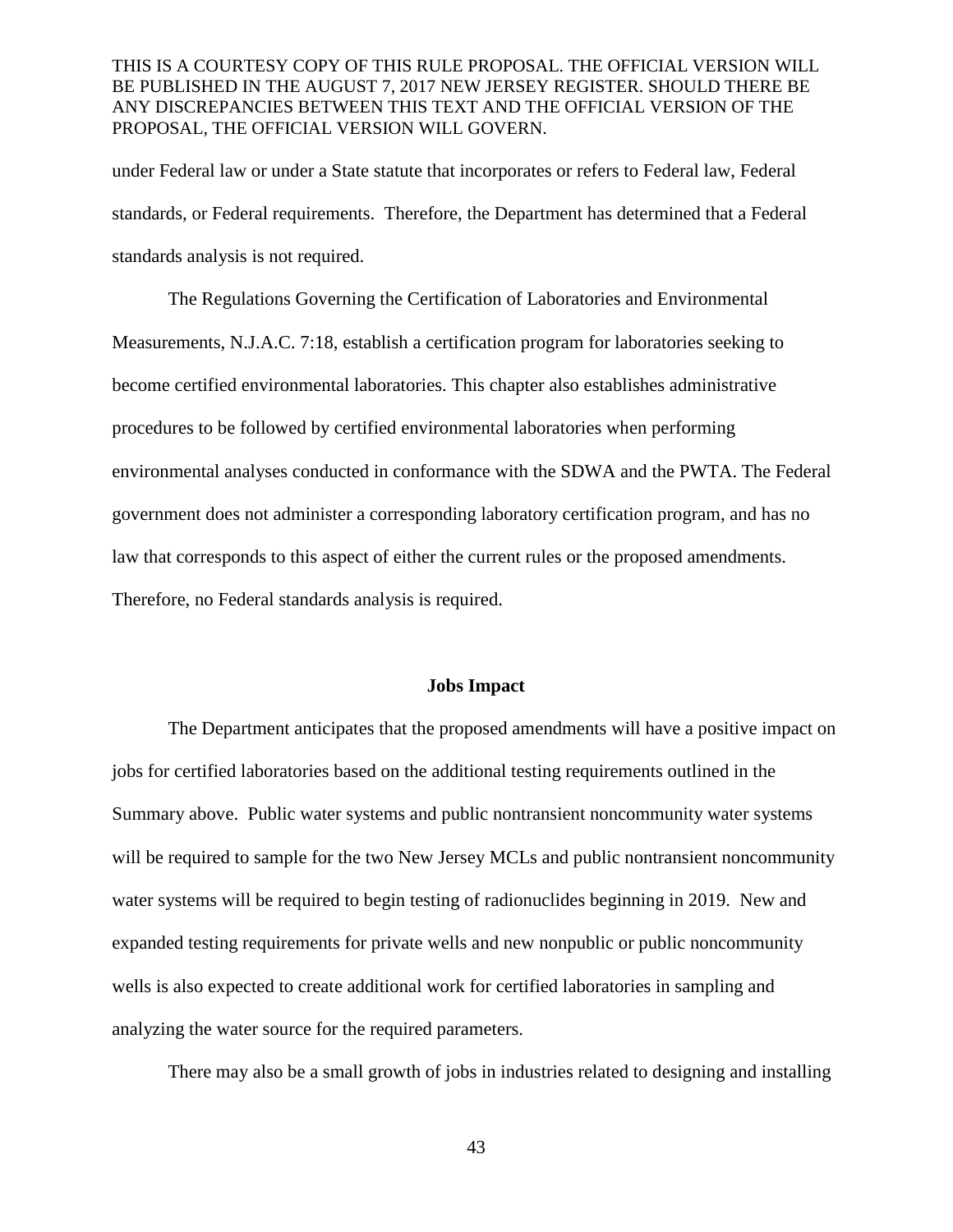under Federal law or under a State statute that incorporates or refers to Federal law, Federal standards, or Federal requirements. Therefore, the Department has determined that a Federal standards analysis is not required.

The Regulations Governing the Certification of Laboratories and Environmental Measurements, N.J.A.C. 7:18, establish a certification program for laboratories seeking to become certified environmental laboratories. This chapter also establishes administrative procedures to be followed by certified environmental laboratories when performing environmental analyses conducted in conformance with the SDWA and the PWTA. The Federal government does not administer a corresponding laboratory certification program, and has no law that corresponds to this aspect of either the current rules or the proposed amendments. Therefore, no Federal standards analysis is required.

**Jobs Impact**

The Department anticipates that the proposed amendments will have a positive impact on jobs for certified laboratories based on the additional testing requirements outlined in the Summary above. Public water systems and public nontransient noncommunity water systems will be required to sample for the two New Jersey MCLs and public nontransient noncommunity water systems will be required to begin testing of radionuclides beginning in 2019. New and expanded testing requirements for private wells and new nonpublic or public noncommunity wells is also expected to create additional work for certified laboratories in sampling and analyzing the water source for the required parameters.

There may also be a small growth of jobs in industries related to designing and installing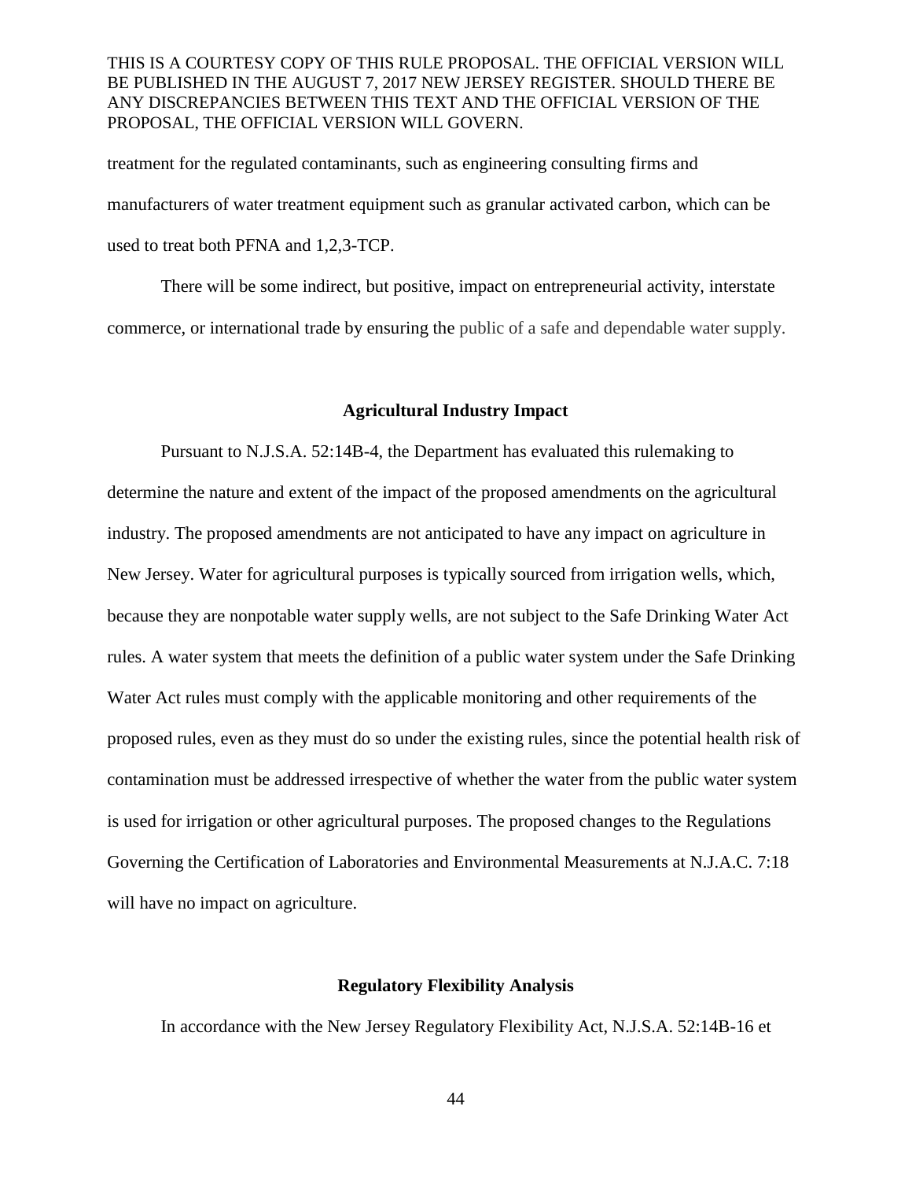treatment for the regulated contaminants, such as engineering consulting firms and manufacturers of water treatment equipment such as granular activated carbon, which can be used to treat both PFNA and 1,2,3-TCP.

There will be some indirect, but positive, impact on entrepreneurial activity, interstate commerce, or international trade by ensuring the public of a safe and dependable water supply.

**Agricultural Industry Impact**

Pursuant to N.J.S.A. 52:14B-4, the Department has evaluated this rulemaking to determine the nature and extent of the impact of the proposed amendments on the agricultural industry. The proposed amendments are not anticipated to have any impact on agriculture in New Jersey. Water for agricultural purposes is typically sourced from irrigation wells, which, because they are nonpotable water supply wells, are not subject to the Safe Drinking Water Act rules. A water system that meets the definition of a public water system under the Safe Drinking Water Act rules must comply with the applicable monitoring and other requirements of the proposed rules, even as they must do so under the existing rules, since the potential health risk of contamination must be addressed irrespective of whether the water from the public water system is used for irrigation or other agricultural purposes. The proposed changes to the Regulations Governing the Certification of Laboratories and Environmental Measurements at N.J.A.C. 7:18 will have no impact on agriculture.

**Regulatory Flexibility Analysis**

In accordance with the New Jersey Regulatory Flexibility Act, N.J.S.A. 52:14B-16 et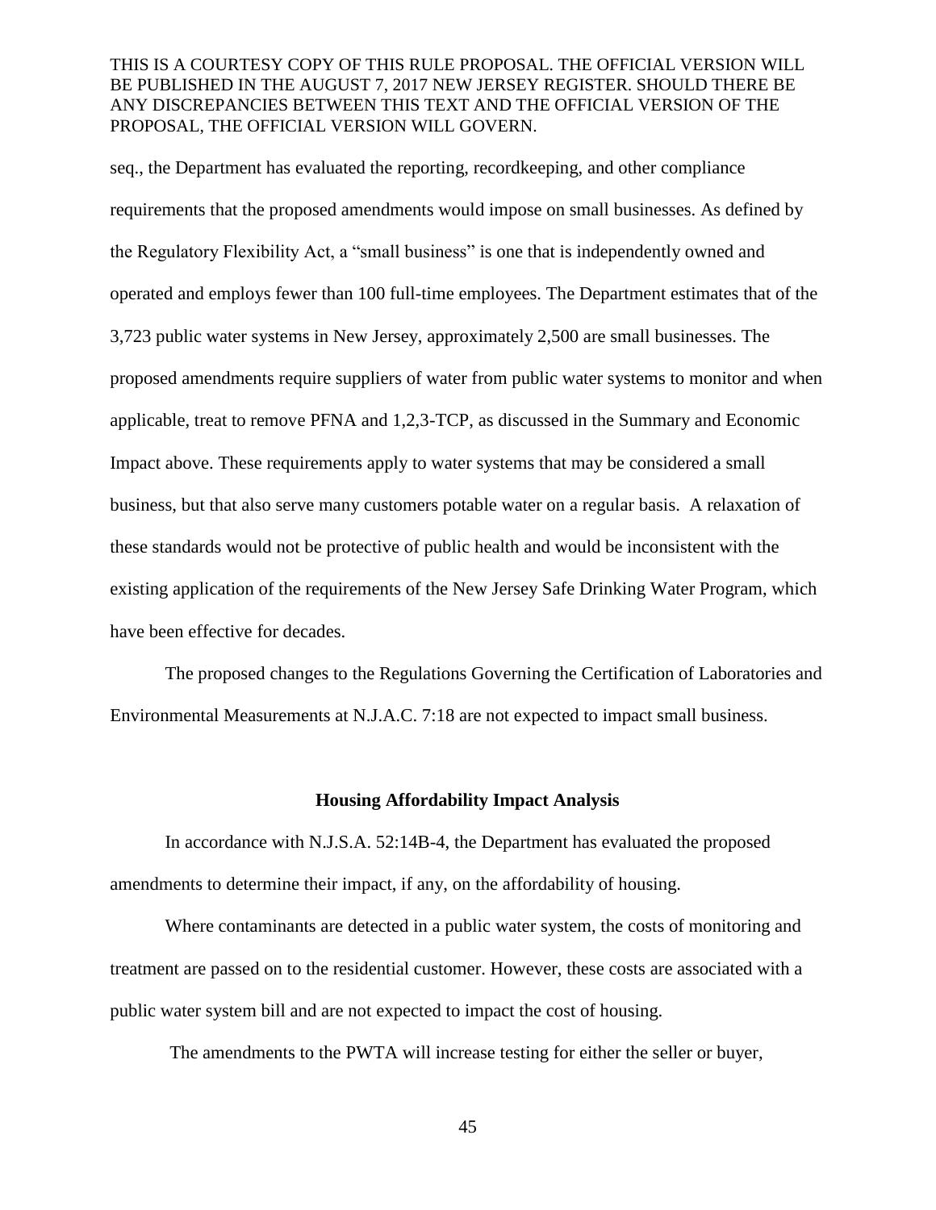seq., the Department has evaluated the reporting, recordkeeping, and other compliance requirements that the proposed amendments would impose on small businesses. As defined by the Regulatory Flexibility Act, a "small business" is one that is independently owned and operated and employs fewer than 100 full-time employees. The Department estimates that of the 3,723 public water systems in New Jersey, approximately 2,500 are small businesses. The proposed amendments require suppliers of water from public water systems to monitor and when applicable, treat to remove PFNA and 1,2,3-TCP, as discussed in the Summary and Economic Impact above. These requirements apply to water systems that may be considered a small business, but that also serve many customers potable water on a regular basis. A relaxation of these standards would not be protective of public health and would be inconsistent with the existing application of the requirements of the New Jersey Safe Drinking Water Program, which have been effective for decades.

The proposed changes to the Regulations Governing the Certification of Laboratories and Environmental Measurements at N.J.A.C. 7:18 are not expected to impact small business.

**Housing Affordability Impact Analysis**

In accordance with N.J.S.A. 52:14B-4, the Department has evaluated the proposed amendments to determine their impact, if any, on the affordability of housing.

Where contaminants are detected in a public water system, the costs of monitoring and treatment are passed on to the residential customer. However, these costs are associated with a public water system bill and are not expected to impact the cost of housing.

The amendments to the PWTA will increase testing for either the seller or buyer,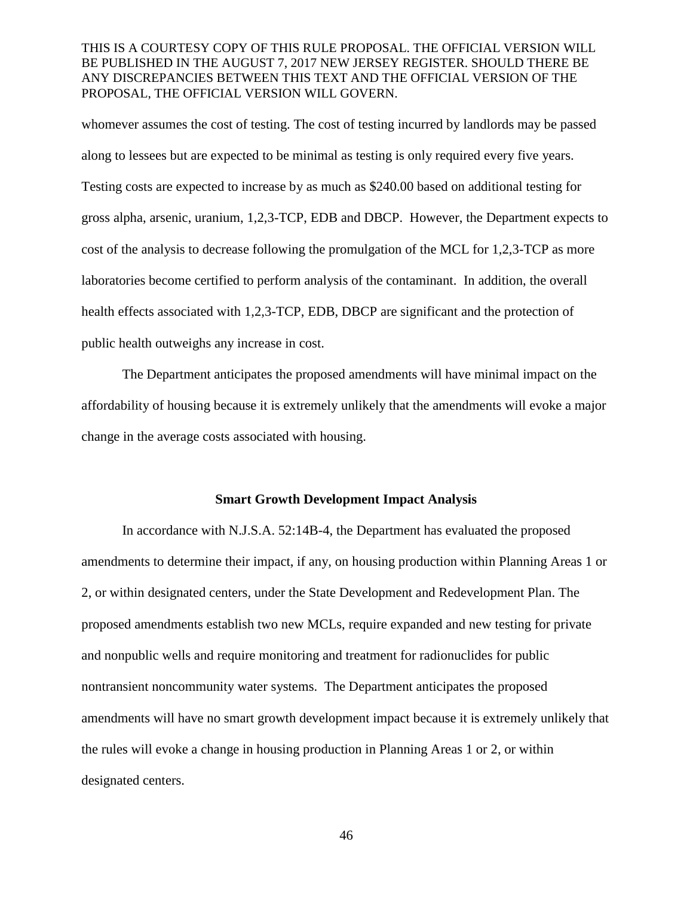whomever assumes the cost of testing. The cost of testing incurred by landlords may be passed along to lessees but are expected to be minimal as testing is only required every five years. Testing costs are expected to increase by as much as $240.00 based on additional testing for gross alpha, arsenic, uranium, 1,2,3-TCP, EDB and DBCP. However, the Department expects to cost of the analysis to decrease following the promulgation of the MCL for 1,2,3-TCP as more laboratories become certified to perform analysis of the contaminant. In addition, the overall health effects associated with 1,2,3-TCP, EDB, DBCP are significant and the protection of public health outweighs any increase in cost.

The Department anticipates the proposed amendments will have minimal impact on the affordability of housing because it is extremely unlikely that the amendments will evoke a major change in the average costs associated with housing.

**Smart Growth Development Impact Analysis**

In accordance with N.J.S.A. 52:14B-4, the Department has evaluated the proposed amendments to determine their impact, if any, on housing production within Planning Areas 1 or 2, or within designated centers, under the State Development and Redevelopment Plan. The proposed amendments establish two new MCLs, require expanded and new testing for private and nonpublic wells and require monitoring and treatment for radionuclides for public nontransient noncommunity water systems. The Department anticipates the proposed amendments will have no smart growth development impact because it is extremely unlikely that the rules will evoke a change in housing production in Planning Areas 1 or 2, or within designated centers.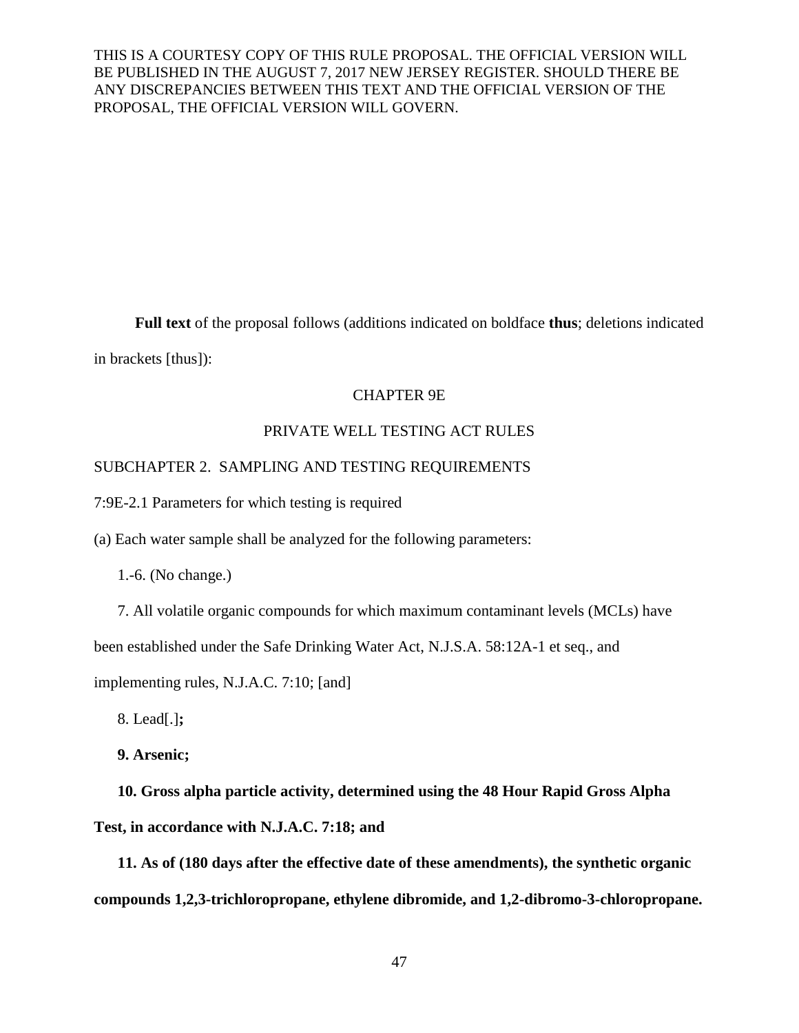**Full text** of the proposal follows (additions indicated on boldface **thus**; deletions indicated in brackets [thus]):

CHAPTER 9E

PRIVATE WELL TESTING ACT RULES

SUBCHAPTER 2. SAMPLING AND TESTING REQUIREMENTS

7:9E-2.1 Parameters for which testing is required

(a) Each water sample shall be analyzed for the following parameters:

1.-6. (No change.)

7. All volatile organic compounds for which maximum contaminant levels (MCLs) have been established under the Safe Drinking Water Act, N.J.S.A. 58:12A-1 et seq., and implementing rules, N.J.A.C. 7:10; [and]

8. Lead[.]**;**

**9. Arsenic;**

**10. Gross alpha particle activity, determined using the 48 Hour Rapid Gross Alpha Test, in accordance with N.J.A.C. 7:18; and**

**11. As of (180 days after the effective date of these amendments), the synthetic organic compounds 1,2,3-trichloropropane, ethylene dibromide, and 1,2-dibromo-3-chloropropane.**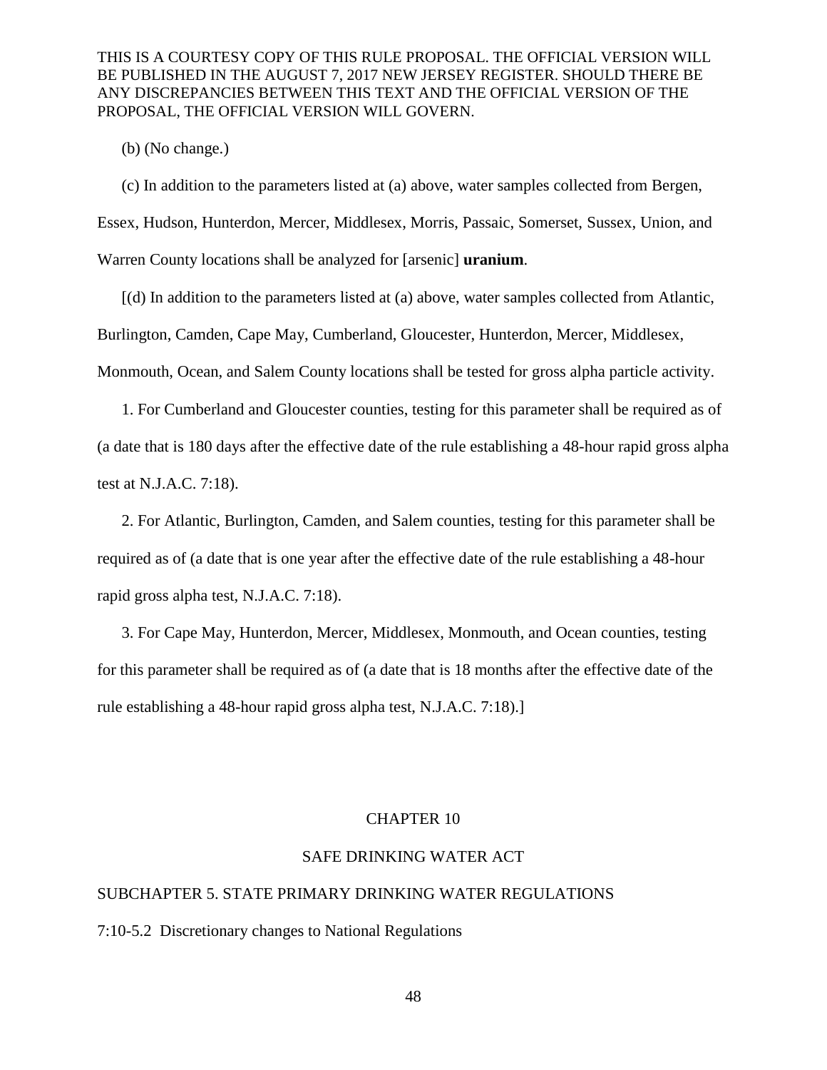THIS IS A COURTESY COPY OF THIS RULE PROPOSAL. THE OFFICIAL VERSION WILL BE PUBLISHED IN THE AUGUST 7, 2017 NEW JERSEY REGISTER. SHOULD THERE BE ANY DISCREPANCIES BETWEEN THIS TEXT AND THE OFFICIAL VERSION OF THE PROPOSAL, THE OFFICIAL VERSION WILL GOVERN.

(b) (No change.)

(c) In addition to the parameters listed at (a) above, water samples collected from Bergen, Essex, Hudson, Hunterdon, Mercer, Middlesex, Morris, Passaic, Somerset, Sussex, Union, and Warren County locations shall be analyzed for [arsenic] **uranium**.

[(d) In addition to the parameters listed at (a) above, water samples collected from Atlantic, Burlington, Camden, Cape May, Cumberland, Gloucester, Hunterdon, Mercer, Middlesex, Monmouth, Ocean, and Salem County locations shall be tested for gross alpha particle activity.

1. For Cumberland and Gloucester counties, testing for this parameter shall be required as of (a date that is 180 days after the effective date of the rule establishing a 48-hour rapid gross alpha test at N.J.A.C. 7:18).

2. For Atlantic, Burlington, Camden, and Salem counties, testing for this parameter shall be required as of (a date that is one year after the effective date of the rule establishing a 48-hour rapid gross alpha test, N.J.A.C. 7:18).

3. For Cape May, Hunterdon, Mercer, Middlesex, Monmouth, and Ocean counties, testing for this parameter shall be required as of (a date that is 18 months after the effective date of the rule establishing a 48-hour rapid gross alpha test, N.J.A.C. 7:18).]

CHAPTER 10

SAFE DRINKING WATER ACT

SUBCHAPTER 5. STATE PRIMARY DRINKING WATER REGULATIONS

7:10-5.2 Discretionary changes to National Regulations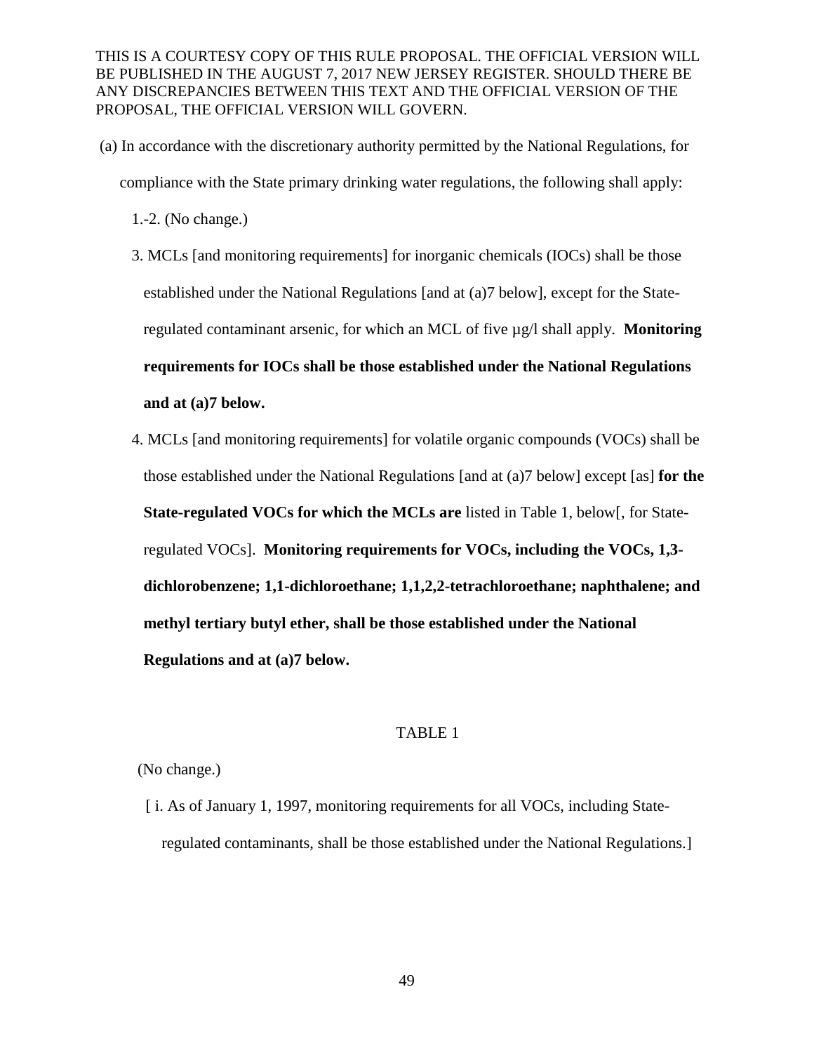THIS IS A COURTESY COPY OF THIS RULE PROPOSAL. THE OFFICIAL VERSION WILL BE PUBLISHED IN THE AUGUST 7, 2017 NEW JERSEY REGISTER. SHOULD THERE BE ANY DISCREPANCIES BETWEEN THIS TEXT AND THE OFFICIAL VERSION OF THE PROPOSAL, THE OFFICIAL VERSION WILL GOVERN.

(a) In accordance with the discretionary authority permitted by the National Regulations, for compliance with the State primary drinking water regulations, the following shall apply:

1.-2. (No change.)

3. MCLs [and monitoring requirements] for inorganic chemicals (IOCs) shall be those established under the National Regulations [and at (a)7 below], except for the State-regulated contaminant arsenic, for which an MCL of five µg/l shall apply. **Monitoring requirements for IOCs shall be those established under the National Regulations and at (a)7 below.**

4. MCLs [and monitoring requirements] for volatile organic compounds (VOCs) shall be those established under the National Regulations [and at (a)7 below] except [as] **for the State-regulated VOCs for which the MCLs are** listed in Table 1, below[, for State-regulated VOCs]. **Monitoring requirements for VOCs, including the VOCs, 1,3-dichlorobenzene; 1,1-dichloroethane; 1,1,2,2-tetrachloroethane; naphthalene; and methyl tertiary butyl ether, shall be those established under the National Regulations and at (a)7 below.**

TABLE 1

(No change.)

[ i. As of January 1, 1997, monitoring requirements for all VOCs, including State-regulated contaminants, shall be those established under the National Regulations.]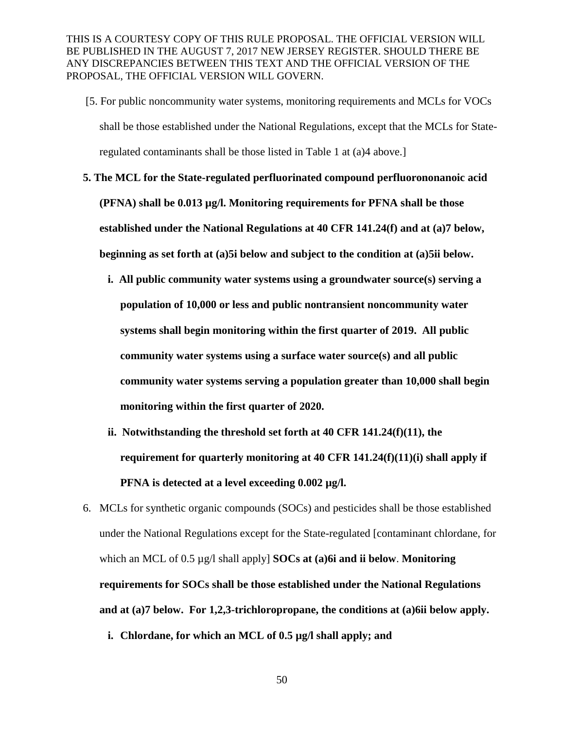THIS IS A COURTESY COPY OF THIS RULE PROPOSAL. THE OFFICIAL VERSION WILL BE PUBLISHED IN THE AUGUST 7, 2017 NEW JERSEY REGISTER. SHOULD THERE BE ANY DISCREPANCIES BETWEEN THIS TEXT AND THE OFFICIAL VERSION OF THE PROPOSAL, THE OFFICIAL VERSION WILL GOVERN.

[5. For public noncommunity water systems, monitoring requirements and MCLs for VOCs shall be those established under the National Regulations, except that the MCLs for State-regulated contaminants shall be those listed in Table 1 at (a)4 above.]

**5. The MCL for the State-regulated perfluorinated compound perfluorononanoic acid (PFNA) shall be 0.013 µg/l. Monitoring requirements for PFNA shall be those established under the National Regulations at 40 CFR 141.24(f) and at (a)7 below, beginning as set forth at (a)5i below and subject to the condition at (a)5ii below.**

**i. All public community water systems using a groundwater source(s) serving a population of 10,000 or less and public nontransient noncommunity water systems shall begin monitoring within the first quarter of 2019. All public community water systems using a surface water source(s) and all public community water systems serving a population greater than 10,000 shall begin monitoring within the first quarter of 2020.**

**ii. Notwithstanding the threshold set forth at 40 CFR 141.24(f)(11), the requirement for quarterly monitoring at 40 CFR 141.24(f)(11)(i) shall apply if PFNA is detected at a level exceeding 0.002 µg/l.**

6. MCLs for synthetic organic compounds (SOCs) and pesticides shall be those established under the National Regulations except for the State-regulated [contaminant chlordane, for which an MCL of 0.5 µg/l shall apply] **SOCs at (a)6i and ii below**. **Monitoring requirements for SOCs shall be those established under the National Regulations and at (a)7 below. For 1,2,3-trichloropropane, the conditions at (a)6ii below apply.**

**i. Chlordane, for which an MCL of 0.5 µg/l shall apply; and**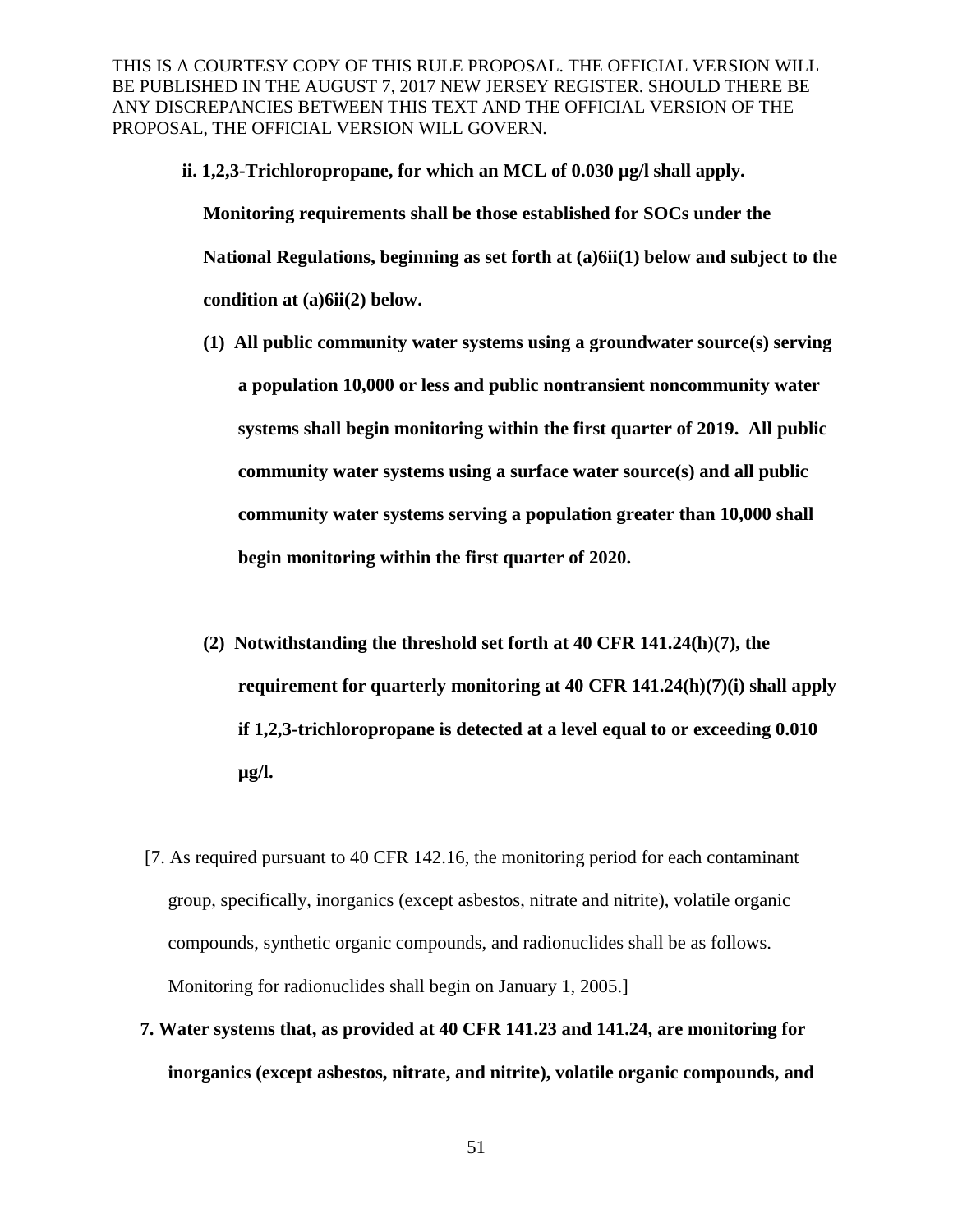THIS IS A COURTESY COPY OF THIS RULE PROPOSAL. THE OFFICIAL VERSION WILL BE PUBLISHED IN THE AUGUST 7, 2017 NEW JERSEY REGISTER. SHOULD THERE BE ANY DISCREPANCIES BETWEEN THIS TEXT AND THE OFFICIAL VERSION OF THE PROPOSAL, THE OFFICIAL VERSION WILL GOVERN.

**ii. 1,2,3-Trichloropropane, for which an MCL of 0.030 µg/l shall apply. Monitoring requirements shall be those established for SOCs under the National Regulations, beginning as set forth at (a)6ii(1) below and subject to the condition at (a)6ii(2) below.**

**(1) All public community water systems using a groundwater source(s) serving a population 10,000 or less and public nontransient noncommunity water systems shall begin monitoring within the first quarter of 2019. All public community water systems using a surface water source(s) and all public community water systems serving a population greater than 10,000 shall begin monitoring within the first quarter of 2020.**

**(2) Notwithstanding the threshold set forth at 40 CFR 141.24(h)(7), the requirement for quarterly monitoring at 40 CFR 141.24(h)(7)(i) shall apply if 1,2,3-trichloropropane is detected at a level equal to or exceeding 0.010 µg/l.**

[7. As required pursuant to 40 CFR 142.16, the monitoring period for each contaminant group, specifically, inorganics (except asbestos, nitrate and nitrite), volatile organic compounds, synthetic organic compounds, and radionuclides shall be as follows. Monitoring for radionuclides shall begin on January 1, 2005.]

**7. Water systems that, as provided at 40 CFR 141.23 and 141.24, are monitoring for inorganics (except asbestos, nitrate, and nitrite), volatile organic compounds, and**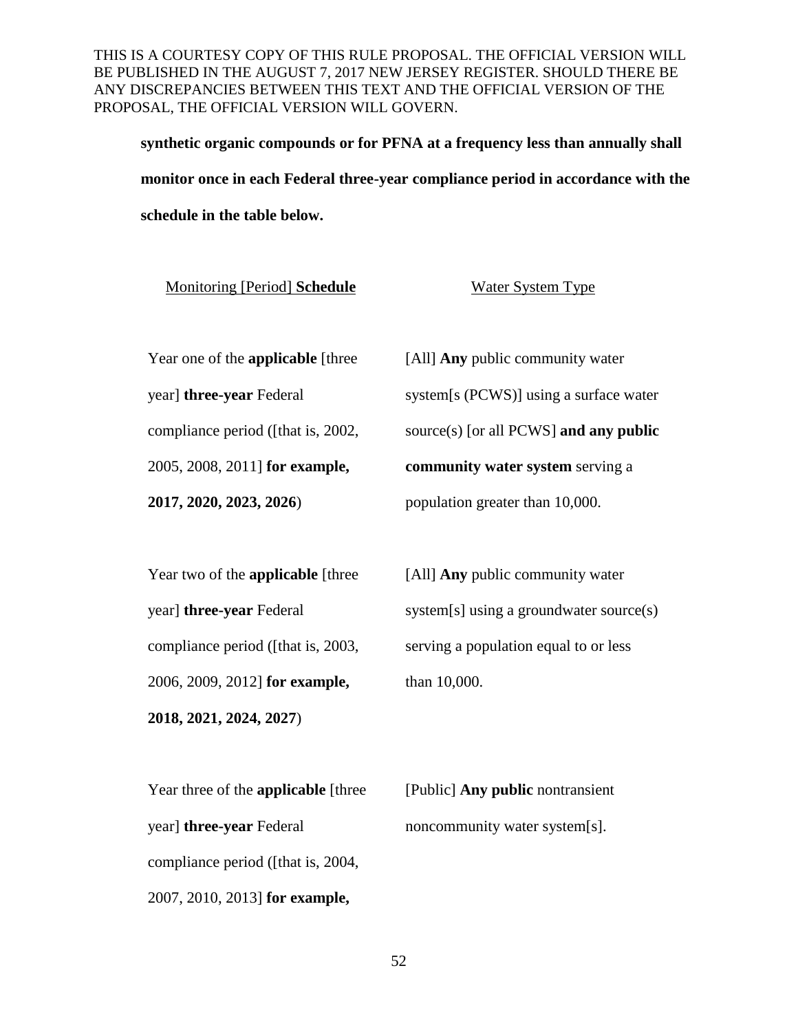THIS IS A COURTESY COPY OF THIS RULE PROPOSAL. THE OFFICIAL VERSION WILL BE PUBLISHED IN THE AUGUST 7, 2017 NEW JERSEY REGISTER. SHOULD THERE BE ANY DISCREPANCIES BETWEEN THIS TEXT AND THE OFFICIAL VERSION OF THE PROPOSAL, THE OFFICIAL VERSION WILL GOVERN.

**synthetic organic compounds or for PFNA at a frequency less than annually shall monitor once in each Federal three-year compliance period in accordance with the schedule in the table below.**

| Monitoring [Period] **Schedule** | Water System Type |
| --- | --- |
| Year one of the **applicable** [three year] **three-year** Federal compliance period ([that is, 2002, 2005, 2008, 2011] **for example, 2017, 2020, 2023, 2026**) | [All] **Any** public community water system[s (PCWS)] using a surface water source(s) [or all PCWS] **and any public community water system** serving a population greater than 10,000. |
| Year two of the **applicable** [three year] **three-year** Federal compliance period ([that is, 2003, 2006, 2009, 2012] **for example, 2018, 2021, 2024, 2027**) | [All] **Any** public community water system[s] using a groundwater source(s) serving a population equal to or less than 10,000. |
| Year three of the **applicable** [three year] **three-year** Federal compliance period ([that is, 2004, 2007, 2010, 2013] **for example,** | [Public] **Any public** nontransient noncommunity water system[s]. |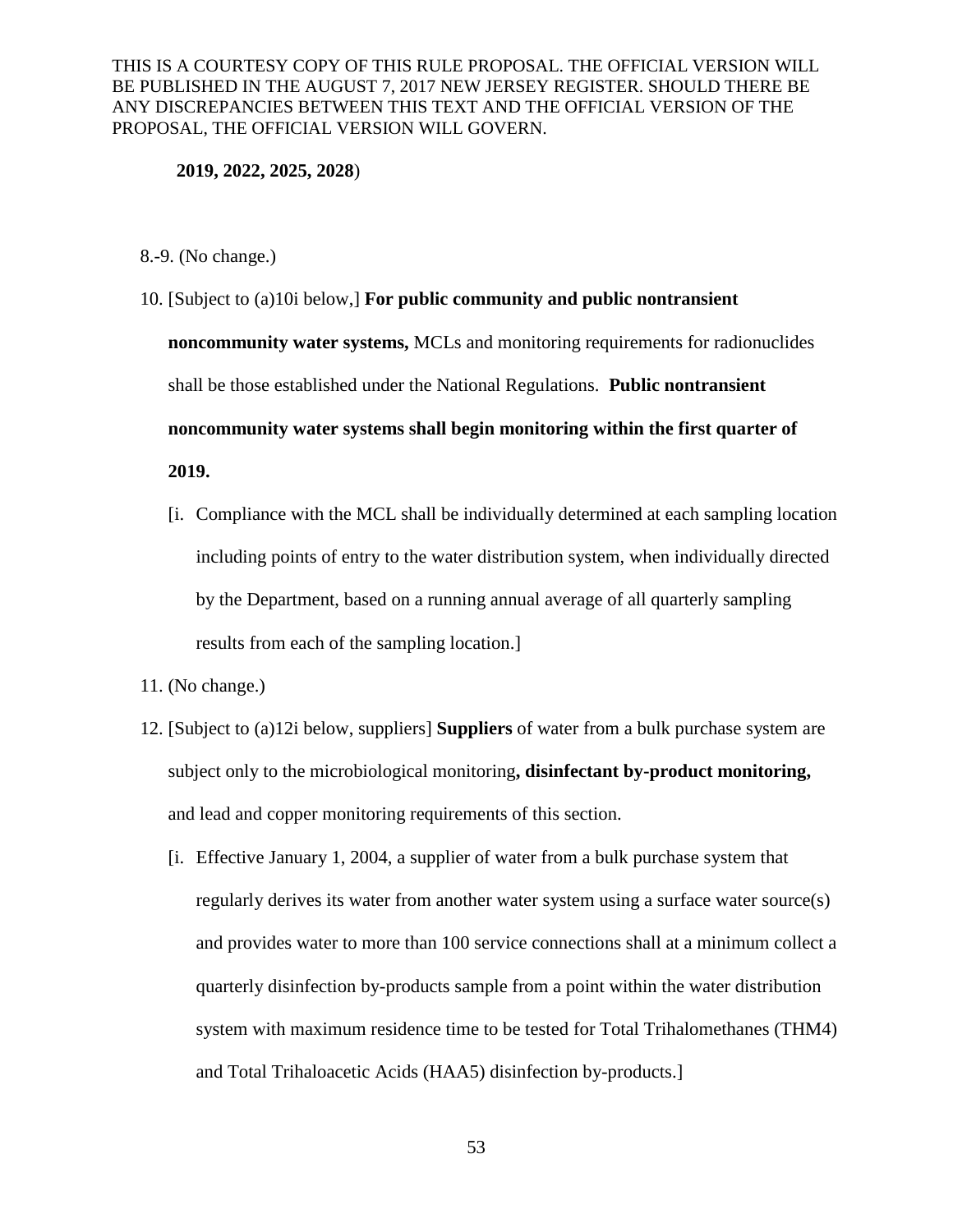THIS IS A COURTESY COPY OF THIS RULE PROPOSAL. THE OFFICIAL VERSION WILL BE PUBLISHED IN THE AUGUST 7, 2017 NEW JERSEY REGISTER. SHOULD THERE BE ANY DISCREPANCIES BETWEEN THIS TEXT AND THE OFFICIAL VERSION OF THE PROPOSAL, THE OFFICIAL VERSION WILL GOVERN.

**2019, 2022, 2025, 2028**)

8.-9. (No change.)

10. [Subject to (a)10i below,] **For public community and public nontransient noncommunity water systems,** MCLs and monitoring requirements for radionuclides shall be those established under the National Regulations. **Public nontransient noncommunity water systems shall begin monitoring within the first quarter of 2019.**

    [i. Compliance with the MCL shall be individually determined at each sampling location including points of entry to the water distribution system, when individually directed by the Department, based on a running annual average of all quarterly sampling results from each of the sampling location.]

11. (No change.)

12. [Subject to (a)12i below, suppliers] **Suppliers** of water from a bulk purchase system are subject only to the microbiological monitoring**, disinfectant by-product monitoring,** and lead and copper monitoring requirements of this section.

    [i. Effective January 1, 2004, a supplier of water from a bulk purchase system that regularly derives its water from another water system using a surface water source(s) and provides water to more than 100 service connections shall at a minimum collect a quarterly disinfection by-products sample from a point within the water distribution system with maximum residence time to be tested for Total Trihalomethanes (THM4) and Total Trihaloacetic Acids (HAA5) disinfection by-products.]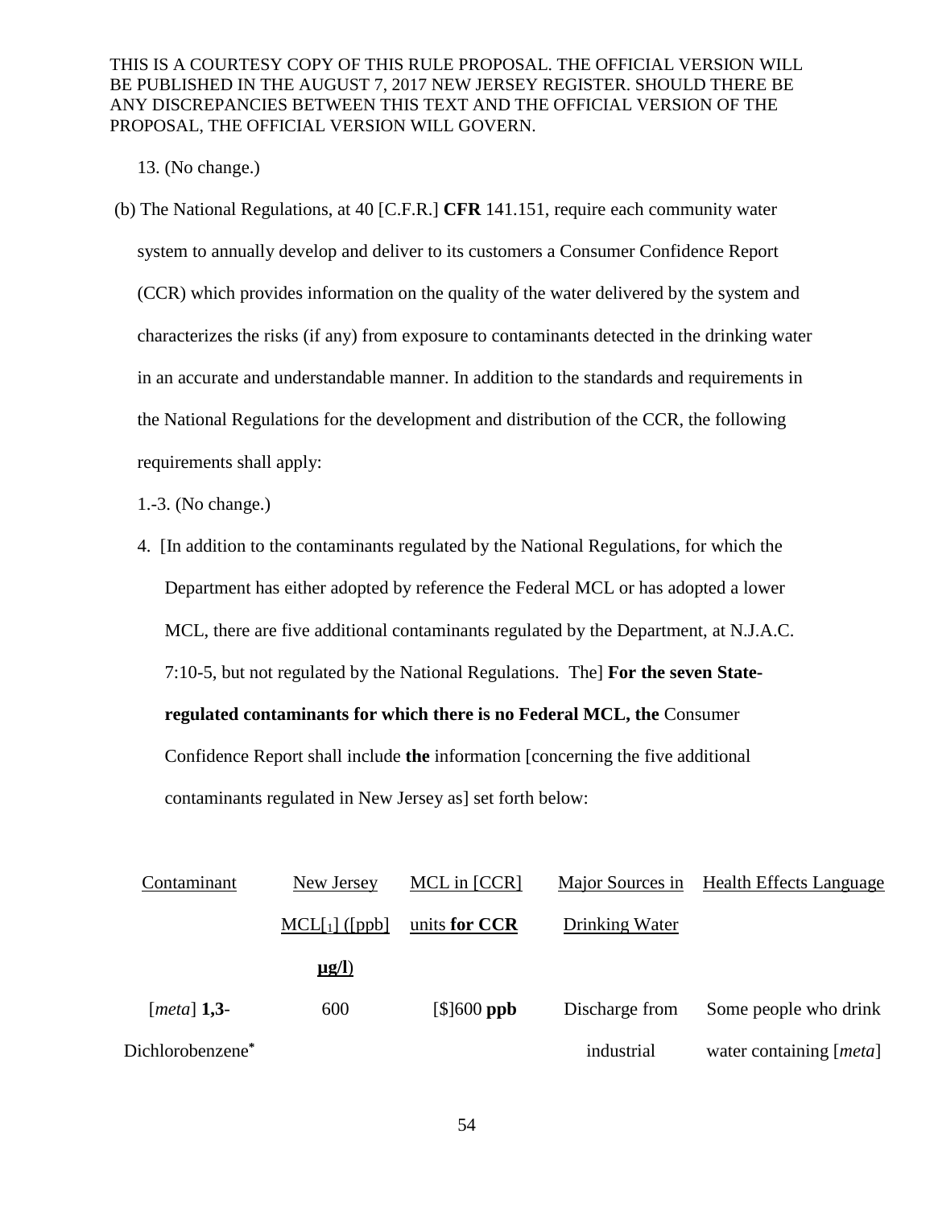THIS IS A COURTESY COPY OF THIS RULE PROPOSAL. THE OFFICIAL VERSION WILL BE PUBLISHED IN THE AUGUST 7, 2017 NEW JERSEY REGISTER. SHOULD THERE BE ANY DISCREPANCIES BETWEEN THIS TEXT AND THE OFFICIAL VERSION OF THE PROPOSAL, THE OFFICIAL VERSION WILL GOVERN.

13. (No change.)

(b) The National Regulations, at 40 [C.F.R.] **CFR** 141.151, require each community water system to annually develop and deliver to its customers a Consumer Confidence Report (CCR) which provides information on the quality of the water delivered by the system and characterizes the risks (if any) from exposure to contaminants detected in the drinking water in an accurate and understandable manner. In addition to the standards and requirements in the National Regulations for the development and distribution of the CCR, the following requirements shall apply:

1.-3. (No change.)

4. [In addition to the contaminants regulated by the National Regulations, for which the Department has either adopted by reference the Federal MCL or has adopted a lower MCL, there are five additional contaminants regulated by the Department, at N.J.A.C. 7:10-5, but not regulated by the National Regulations. The] **For the seven State-regulated contaminants for which there is no Federal MCL, the** Consumer Confidence Report shall include **the** information [concerning the five additional contaminants regulated in New Jersey as] set forth below:

| Contaminant | New Jersey MCL[1] ([ppb] **µg/l**) | MCL in [CCR] units **for CCR** | Major Sources in Drinking Water | Health Effects Language |
|---|---|---|---|---|
| [*meta*] **1,3-** Dichlorobenzene* | 600 | [$]600 **ppb** | Discharge from industrial | Some people who drink water containing [*meta*] |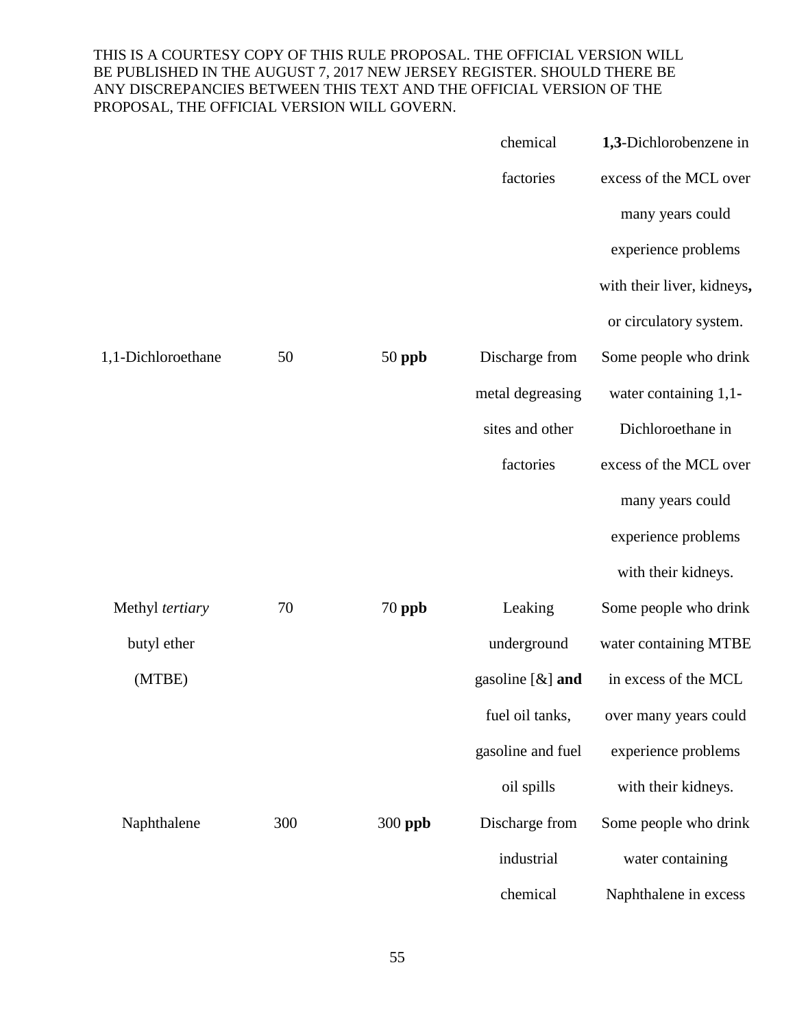THIS IS A COURTESY COPY OF THIS RULE PROPOSAL. THE OFFICIAL VERSION WILL BE PUBLISHED IN THE AUGUST 7, 2017 NEW JERSEY REGISTER. SHOULD THERE BE ANY DISCREPANCIES BETWEEN THIS TEXT AND THE OFFICIAL VERSION OF THE PROPOSAL, THE OFFICIAL VERSION WILL GOVERN.

| | | | | |
|---|---|---|---|---|
| | | | chemical factories | **1,3**-Dichlorobenzene in excess of the MCL over many years could experience problems with their liver, kidneys**,** or circulatory system. |
| 1,1-Dichloroethane | 50 | 50 **ppb** | Discharge from metal degreasing sites and other factories | Some people who drink water containing 1,1-Dichloroethane in excess of the MCL over many years could experience problems with their kidneys. |
| Methyl *tertiary* butyl ether (MTBE) | 70 | 70 **ppb** | Leaking underground gasoline [&] **and** fuel oil tanks, gasoline and fuel oil spills | Some people who drink water containing MTBE in excess of the MCL over many years could experience problems with their kidneys. |
| Naphthalene | 300 | 300 **ppb** | Discharge from industrial chemical | Some people who drink water containing Naphthalene in excess |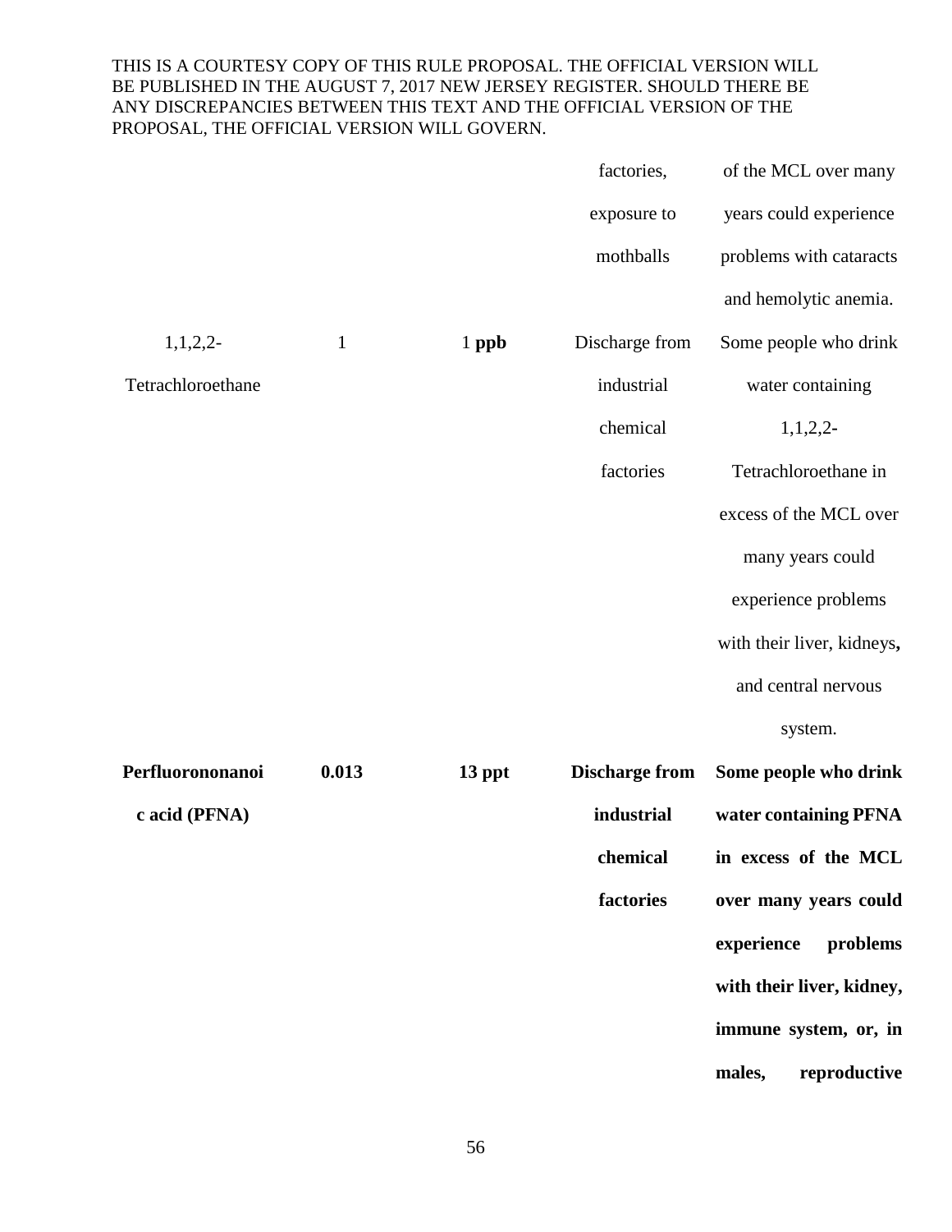THIS IS A COURTESY COPY OF THIS RULE PROPOSAL. THE OFFICIAL VERSION WILL BE PUBLISHED IN THE AUGUST 7, 2017 NEW JERSEY REGISTER. SHOULD THERE BE ANY DISCREPANCIES BETWEEN THIS TEXT AND THE OFFICIAL VERSION OF THE PROPOSAL, THE OFFICIAL VERSION WILL GOVERN.

| | | | | |
|---|---|---|---|---|
| | | | factories, exposure to mothballs | of the MCL over many years could experience problems with cataracts and hemolytic anemia. |
| 1,1,2,2-Tetrachloroethane | 1 | 1 **ppb** | Discharge from industrial chemical factories | Some people who drink water containing 1,1,2,2-Tetrachloroethane in excess of the MCL over many years could experience problems with their liver, kidneys**,** and central nervous system. |
| **Perfluorononanoic acid (PFNA)** | **0.013** | **13 ppt** | **Discharge from industrial chemical factories** | **Some people who drink water containing PFNA in excess of the MCL over many years could experience problems with their liver, kidney, immune system, or, in males, reproductive** |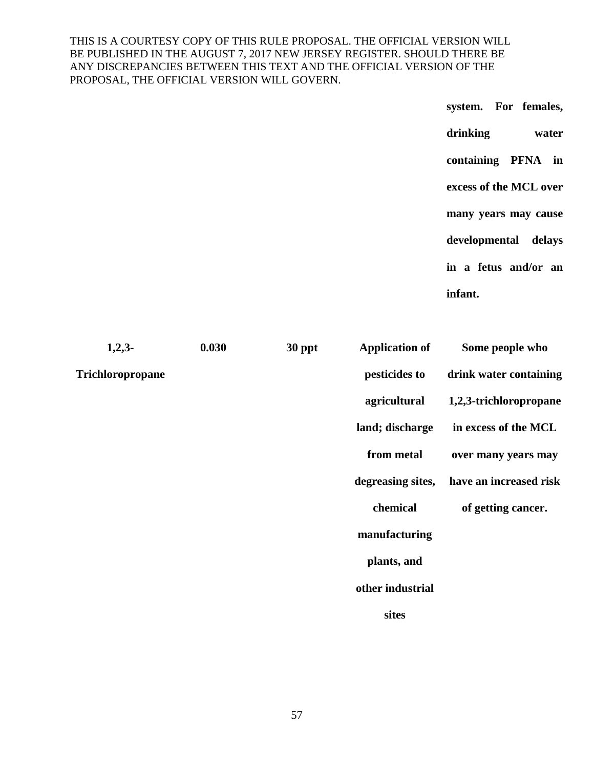THIS IS A COURTESY COPY OF THIS RULE PROPOSAL. THE OFFICIAL VERSION WILL BE PUBLISHED IN THE AUGUST 7, 2017 NEW JERSEY REGISTER. SHOULD THERE BE ANY DISCREPANCIES BETWEEN THIS TEXT AND THE OFFICIAL VERSION OF THE PROPOSAL, THE OFFICIAL VERSION WILL GOVERN.

| | | | | |
|---|---|---|---|---|
| | | | | **system. For females, drinking water containing PFNA in excess of the MCL over many years may cause developmental delays in a fetus and/or an infant.** |
| **1,2,3-Trichloropropane** | **0.030** | **30 ppt** | **Application of pesticides to agricultural land; discharge from metal degreasing sites, chemical manufacturing plants, and other industrial sites** | **Some people who drink water containing 1,2,3-trichloropropane in excess of the MCL over many years may have an increased risk of getting cancer.** |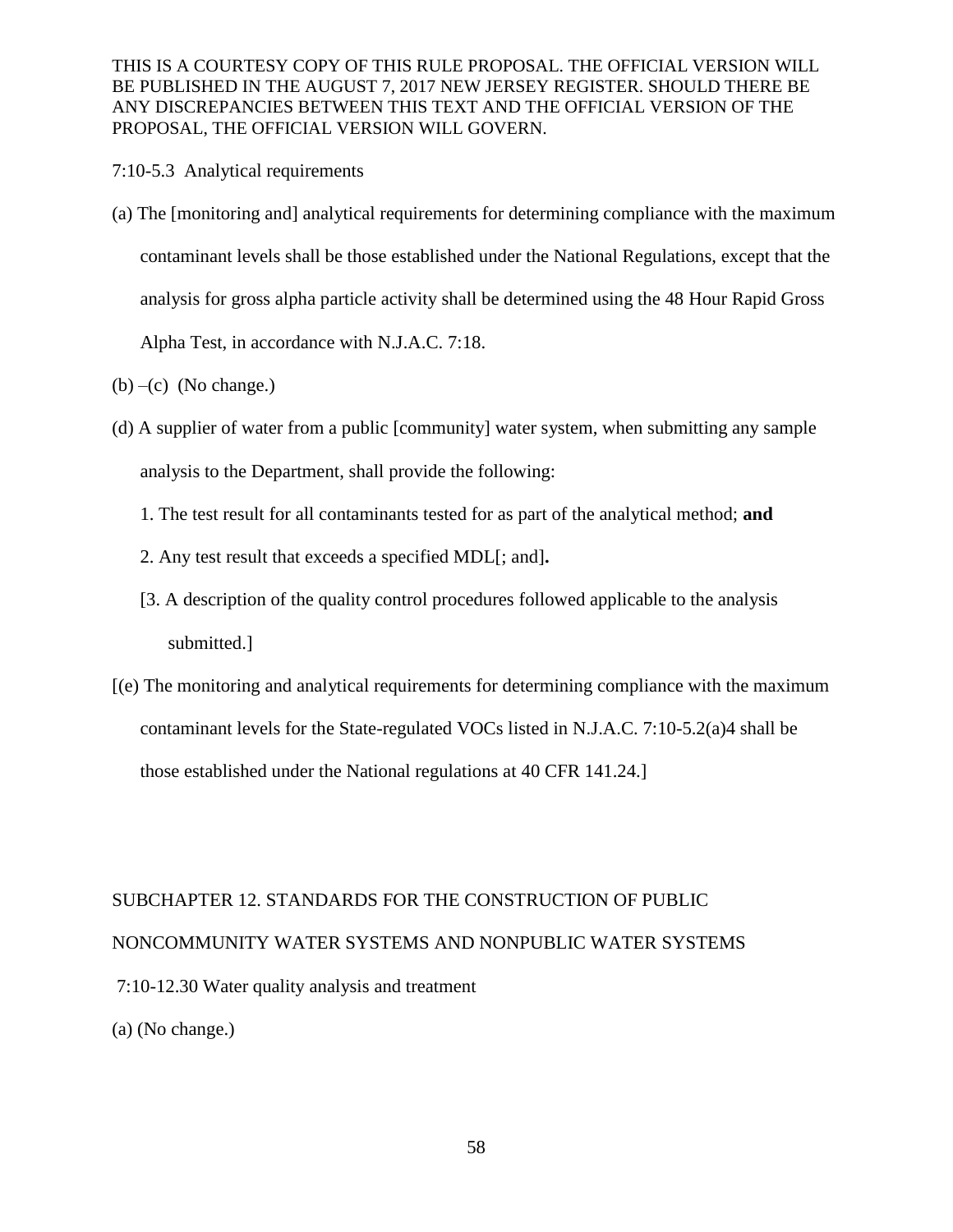THIS IS A COURTESY COPY OF THIS RULE PROPOSAL. THE OFFICIAL VERSION WILL BE PUBLISHED IN THE AUGUST 7, 2017 NEW JERSEY REGISTER. SHOULD THERE BE ANY DISCREPANCIES BETWEEN THIS TEXT AND THE OFFICIAL VERSION OF THE PROPOSAL, THE OFFICIAL VERSION WILL GOVERN.

7:10-5.3 Analytical requirements

(a) The [monitoring and] analytical requirements for determining compliance with the maximum contaminant levels shall be those established under the National Regulations, except that the analysis for gross alpha particle activity shall be determined using the 48 Hour Rapid Gross Alpha Test, in accordance with N.J.A.C. 7:18.

(b) –(c) (No change.)

(d) A supplier of water from a public [community] water system, when submitting any sample analysis to the Department, shall provide the following:

1. The test result for all contaminants tested for as part of the analytical method; **and**

2. Any test result that exceeds a specified MDL[; and]**.**

[3. A description of the quality control procedures followed applicable to the analysis submitted.]

[(e) The monitoring and analytical requirements for determining compliance with the maximum contaminant levels for the State-regulated VOCs listed in N.J.A.C. 7:10-5.2(a)4 shall be those established under the National regulations at 40 CFR 141.24.]

SUBCHAPTER 12. STANDARDS FOR THE CONSTRUCTION OF PUBLIC NONCOMMUNITY WATER SYSTEMS AND NONPUBLIC WATER SYSTEMS

7:10-12.30 Water quality analysis and treatment

(a) (No change.)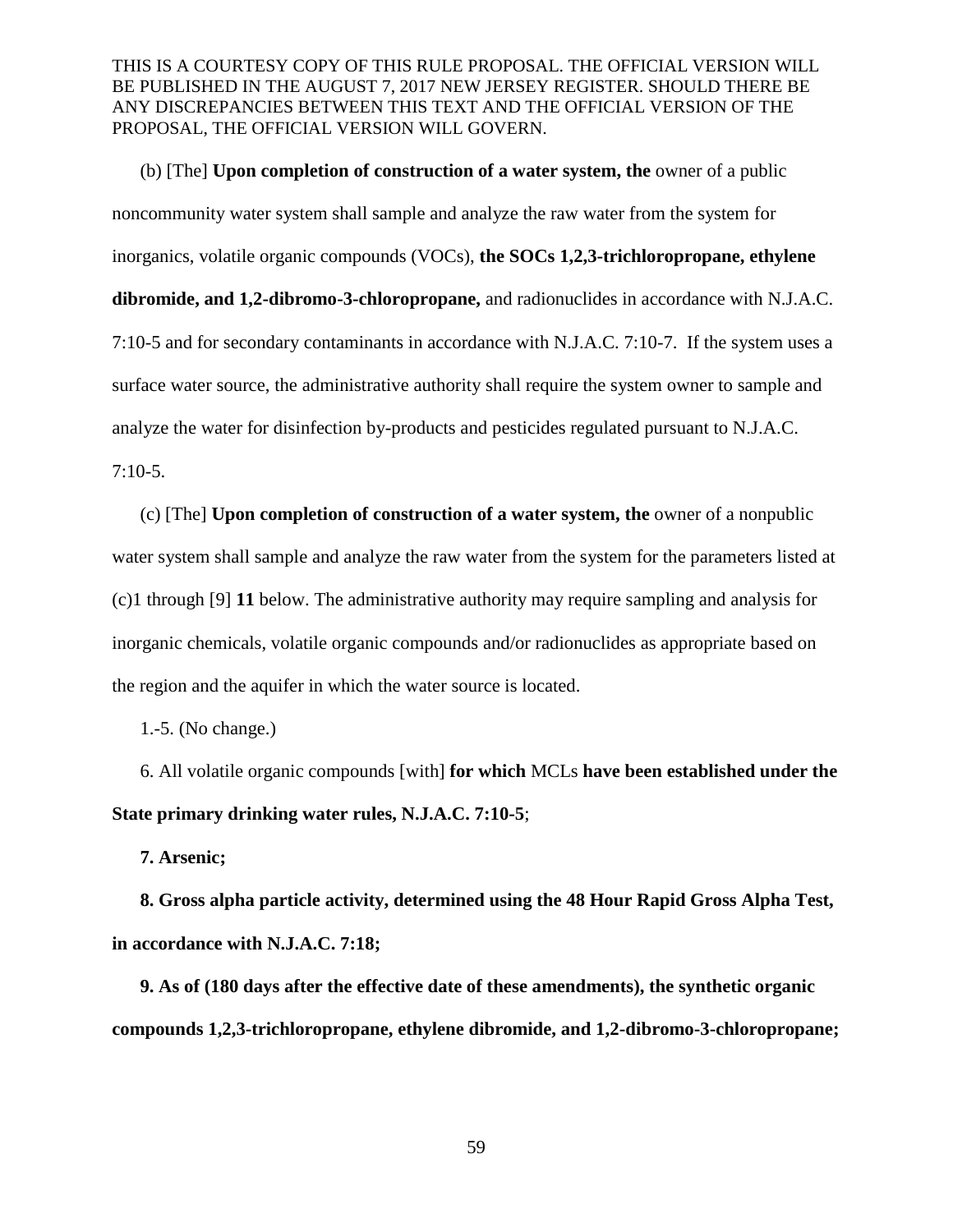THIS IS A COURTESY COPY OF THIS RULE PROPOSAL. THE OFFICIAL VERSION WILL BE PUBLISHED IN THE AUGUST 7, 2017 NEW JERSEY REGISTER. SHOULD THERE BE ANY DISCREPANCIES BETWEEN THIS TEXT AND THE OFFICIAL VERSION OF THE PROPOSAL, THE OFFICIAL VERSION WILL GOVERN.

(b) [The] **Upon completion of construction of a water system, the** owner of a public noncommunity water system shall sample and analyze the raw water from the system for inorganics, volatile organic compounds (VOCs), **the SOCs 1,2,3-trichloropropane, ethylene dibromide, and 1,2-dibromo-3-chloropropane,** and radionuclides in accordance with N.J.A.C. 7:10-5 and for secondary contaminants in accordance with N.J.A.C. 7:10-7. If the system uses a surface water source, the administrative authority shall require the system owner to sample and analyze the water for disinfection by-products and pesticides regulated pursuant to N.J.A.C. 7:10-5.

(c) [The] **Upon completion of construction of a water system, the** owner of a nonpublic water system shall sample and analyze the raw water from the system for the parameters listed at (c)1 through [9] **11** below. The administrative authority may require sampling and analysis for inorganic chemicals, volatile organic compounds and/or radionuclides as appropriate based on the region and the aquifer in which the water source is located.

1.-5. (No change.)

6. All volatile organic compounds [with] **for which** MCLs **have been established under the State primary drinking water rules, N.J.A.C. 7:10-5**;

**7. Arsenic;**

**8. Gross alpha particle activity, determined using the 48 Hour Rapid Gross Alpha Test, in accordance with N.J.A.C. 7:18;**

**9. As of (180 days after the effective date of these amendments), the synthetic organic compounds 1,2,3-trichloropropane, ethylene dibromide, and 1,2-dibromo-3-chloropropane;**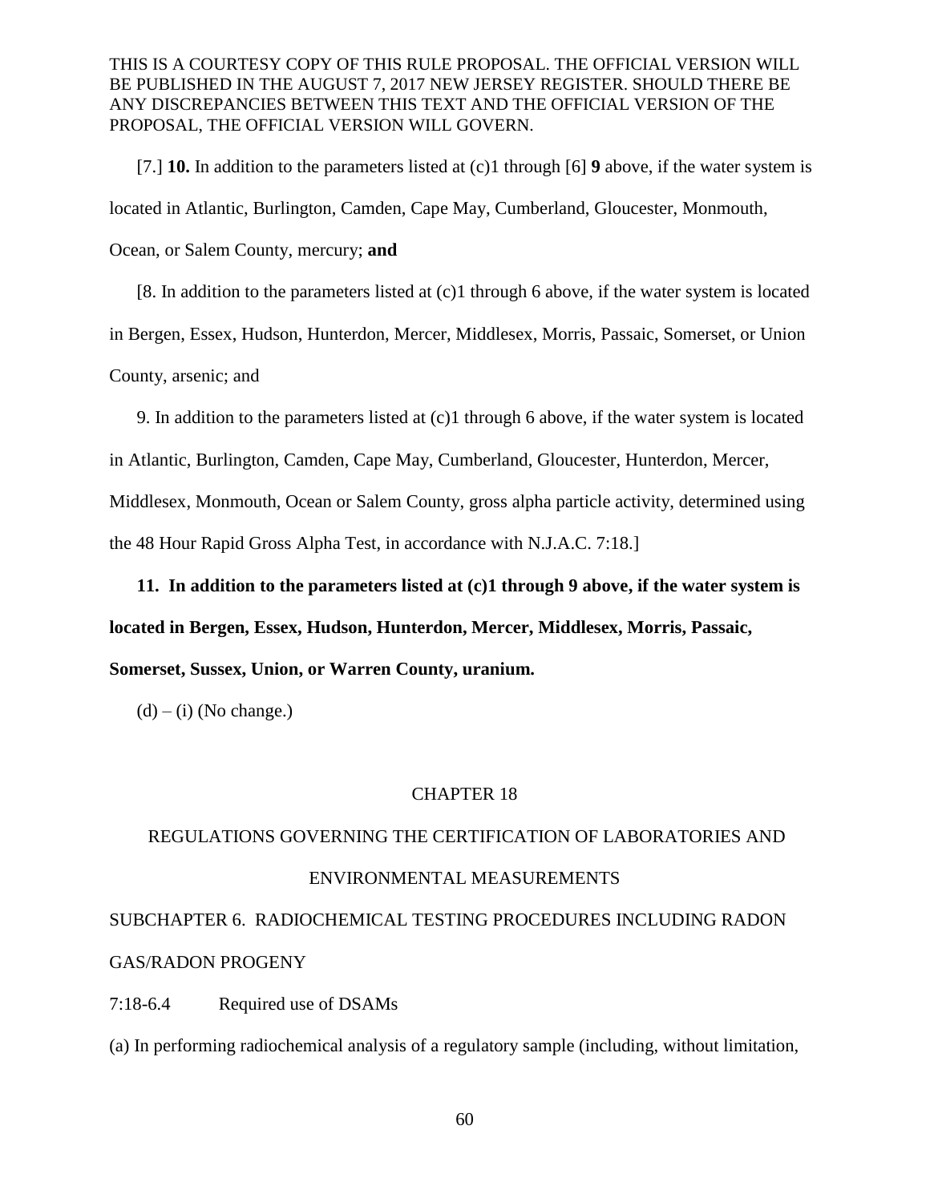THIS IS A COURTESY COPY OF THIS RULE PROPOSAL. THE OFFICIAL VERSION WILL BE PUBLISHED IN THE AUGUST 7, 2017 NEW JERSEY REGISTER. SHOULD THERE BE ANY DISCREPANCIES BETWEEN THIS TEXT AND THE OFFICIAL VERSION OF THE PROPOSAL, THE OFFICIAL VERSION WILL GOVERN.

[7.] **10.** In addition to the parameters listed at (c)1 through [6] **9** above, if the water system is located in Atlantic, Burlington, Camden, Cape May, Cumberland, Gloucester, Monmouth, Ocean, or Salem County, mercury; **and**

[8. In addition to the parameters listed at (c)1 through 6 above, if the water system is located in Bergen, Essex, Hudson, Hunterdon, Mercer, Middlesex, Morris, Passaic, Somerset, or Union County, arsenic; and

9. In addition to the parameters listed at (c)1 through 6 above, if the water system is located in Atlantic, Burlington, Camden, Cape May, Cumberland, Gloucester, Hunterdon, Mercer, Middlesex, Monmouth, Ocean or Salem County, gross alpha particle activity, determined using the 48 Hour Rapid Gross Alpha Test, in accordance with N.J.A.C. 7:18.]

**11. In addition to the parameters listed at (c)1 through 9 above, if the water system is located in Bergen, Essex, Hudson, Hunterdon, Mercer, Middlesex, Morris, Passaic, Somerset, Sussex, Union, or Warren County, uranium.**

(d) – (i) (No change.)

CHAPTER 18

REGULATIONS GOVERNING THE CERTIFICATION OF LABORATORIES AND ENVIRONMENTAL MEASUREMENTS

SUBCHAPTER 6. RADIOCHEMICAL TESTING PROCEDURES INCLUDING RADON GAS/RADON PROGENY

7:18-6.4 Required use of DSAMs

(a) In performing radiochemical analysis of a regulatory sample (including, without limitation,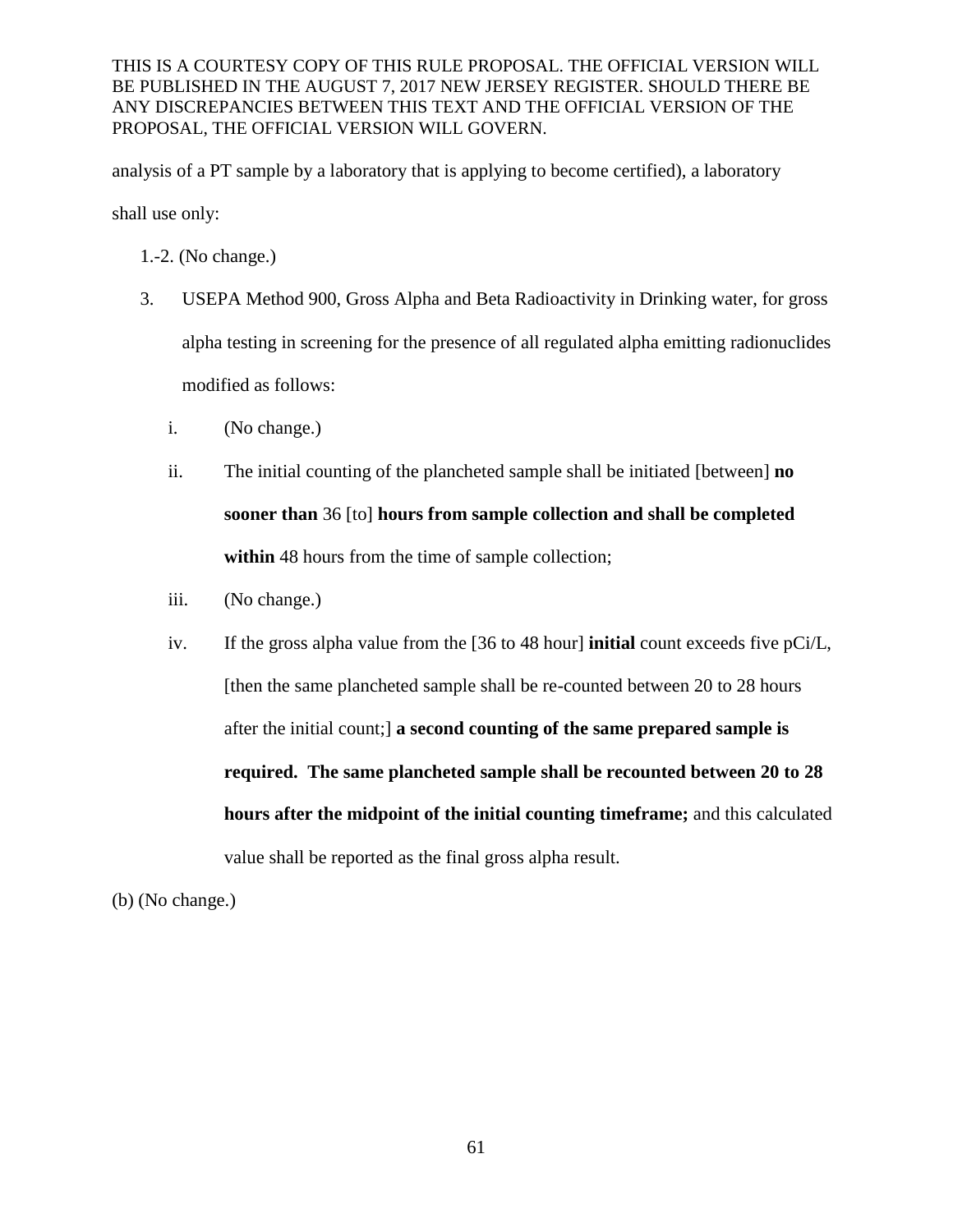THIS IS A COURTESY COPY OF THIS RULE PROPOSAL. THE OFFICIAL VERSION WILL BE PUBLISHED IN THE AUGUST 7, 2017 NEW JERSEY REGISTER. SHOULD THERE BE ANY DISCREPANCIES BETWEEN THIS TEXT AND THE OFFICIAL VERSION OF THE PROPOSAL, THE OFFICIAL VERSION WILL GOVERN.

analysis of a PT sample by a laboratory that is applying to become certified), a laboratory shall use only:

1.-2. (No change.)

3. USEPA Method 900, Gross Alpha and Beta Radioactivity in Drinking water, for gross alpha testing in screening for the presence of all regulated alpha emitting radionuclides modified as follows:

   i. (No change.)

   ii. The initial counting of the plancheted sample shall be initiated [between] **no sooner than** 36 [to] **hours from sample collection and shall be completed within** 48 hours from the time of sample collection;

   iii. (No change.)

   iv. If the gross alpha value from the [36 to 48 hour] **initial** count exceeds five pCi/L, [then the same plancheted sample shall be re-counted between 20 to 28 hours after the initial count;] **a second counting of the same prepared sample is required. The same plancheted sample shall be recounted between 20 to 28 hours after the midpoint of the initial counting timeframe;** and this calculated value shall be reported as the final gross alpha result.

(b) (No change.)